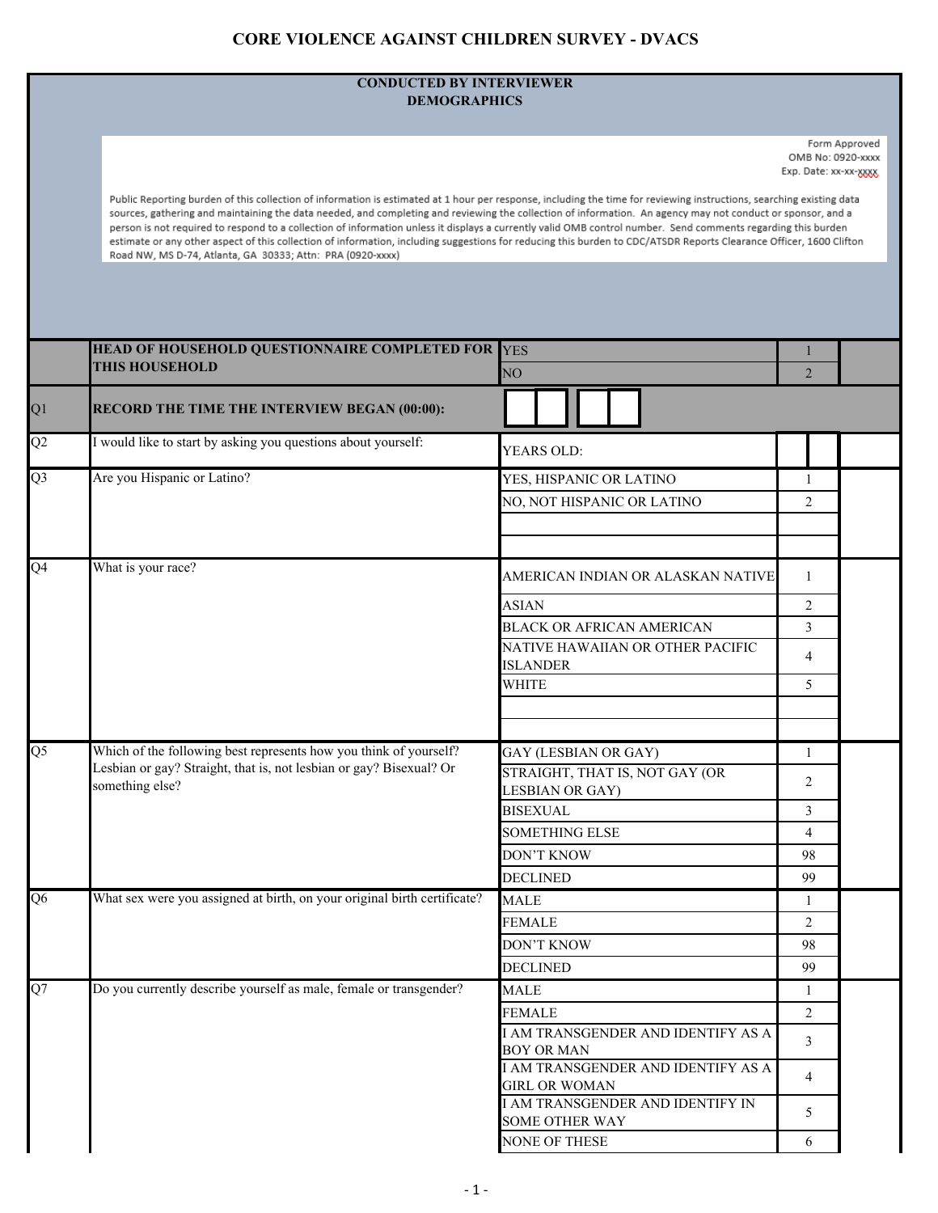# CORE VIOLENCE AGAINST CHILDREN SURVEY - DVACS

**CONDUCTED BY INTERVIEWER**
**DEMOGRAPHICS**

Form Approved
OMB No: 0920-xxxx
Exp. Date: xx-xx-xxxx

Public Reporting burden of this collection of information is estimated at 1 hour per response, including the time for reviewing instructions, searching existing data sources, gathering and maintaining the data needed, and completing and reviewing the collection of information. An agency may not conduct or sponsor, and a person is not required to respond to a collection of information unless it displays a currently valid OMB control number. Send comments regarding this burden estimate or any other aspect of this collection of information, including suggestions for reducing this burden to CDC/ATSDR Reports Clearance Officer, 1600 Clifton Road NW, MS D-74, Atlanta, GA 30333; Attn: PRA (0920-xxxx)

| | | | | |
|---|---|---|---|---|
| | **HEAD OF HOUSEHOLD QUESTIONNAIRE COMPLETED FOR THIS HOUSEHOLD** | YES | 1 | |
| | | NO | 2 | |
| Q1 | **RECORD THE TIME THE INTERVIEW BEGAN (00:00):** | [ ][ ] [ ][ ] | | |
| Q2 | I would like to start by asking you questions about yourself: | YEARS OLD: | [ ][ ] | |
| Q3 | Are you Hispanic or Latino? | YES, HISPANIC OR LATINO | 1 | |
| | | NO, NOT HISPANIC OR LATINO | 2 | |
| Q4 | What is your race? | AMERICAN INDIAN OR ALASKAN NATIVE | 1 | |
| | | ASIAN | 2 | |
| | | BLACK OR AFRICAN AMERICAN | 3 | |
| | | NATIVE HAWAIIAN OR OTHER PACIFIC ISLANDER | 4 | |
| | | WHITE | 5 | |
| Q5 | Which of the following best represents how you think of yourself? Lesbian or gay? Straight, that is, not lesbian or gay? Bisexual? Or something else? | GAY (LESBIAN OR GAY) | 1 | |
| | | STRAIGHT, THAT IS, NOT GAY (OR LESBIAN OR GAY) | 2 | |
| | | BISEXUAL | 3 | |
| | | SOMETHING ELSE | 4 | |
| | | DON'T KNOW | 98 | |
| | | DECLINED | 99 | |
| Q6 | What sex were you assigned at birth, on your original birth certificate? | MALE | 1 | |
| | | FEMALE | 2 | |
| | | DON'T KNOW | 98 | |
| | | DECLINED | 99 | |
| Q7 | Do you currently describe yourself as male, female or transgender? | MALE | 1 | |
| | | FEMALE | 2 | |
| | | I AM TRANSGENDER AND IDENTIFY AS A BOY OR MAN | 3 | |
| | | I AM TRANSGENDER AND IDENTIFY AS A GIRL OR WOMAN | 4 | |
| | | I AM TRANSGENDER AND IDENTIFY IN SOME OTHER WAY | 5 | |
| | | NONE OF THESE | 6 | |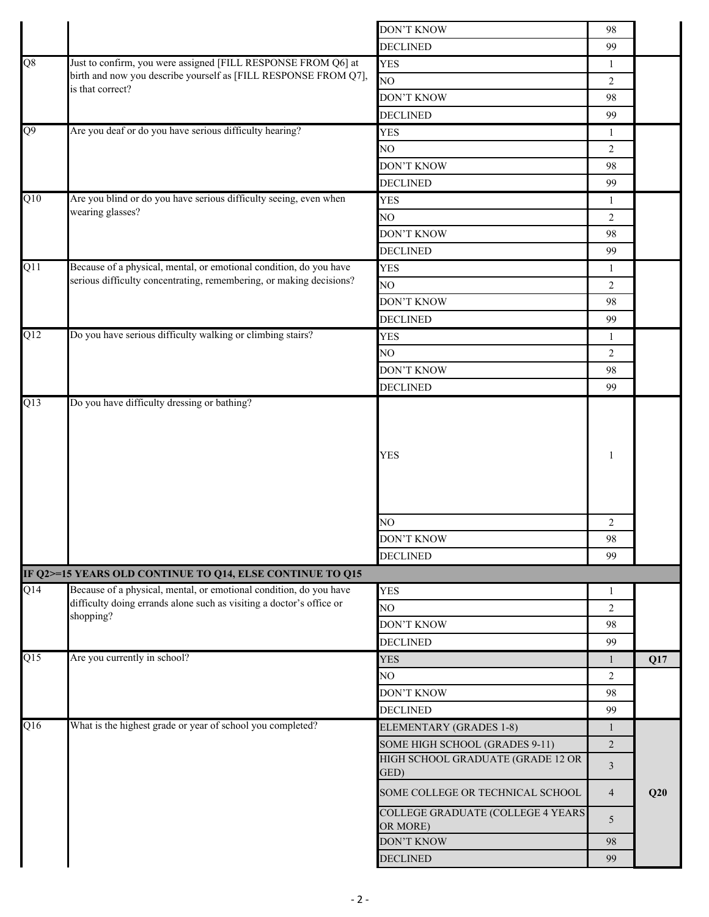| | | | | |
|---|---|---|---|---|
| | | DON'T KNOW | 98 | |
| | | DECLINED | 99 | |
| Q8 | Just to confirm, you were assigned [FILL RESPONSE FROM Q6] at birth and now you describe yourself as [FILL RESPONSE FROM Q7], is that correct? | YES | 1 | |
| | | NO | 2 | |
| | | DON'T KNOW | 98 | |
| | | DECLINED | 99 | |
| Q9 | Are you deaf or do you have serious difficulty hearing? | YES | 1 | |
| | | NO | 2 | |
| | | DON'T KNOW | 98 | |
| | | DECLINED | 99 | |
| Q10 | Are you blind or do you have serious difficulty seeing, even when wearing glasses? | YES | 1 | |
| | | NO | 2 | |
| | | DON'T KNOW | 98 | |
| | | DECLINED | 99 | |
| Q11 | Because of a physical, mental, or emotional condition, do you have serious difficulty concentrating, remembering, or making decisions? | YES | 1 | |
| | | NO | 2 | |
| | | DON'T KNOW | 98 | |
| | | DECLINED | 99 | |
| Q12 | Do you have serious difficulty walking or climbing stairs? | YES | 1 | |
| | | NO | 2 | |
| | | DON'T KNOW | 98 | |
| | | DECLINED | 99 | |
| Q13 | Do you have difficulty dressing or bathing? | YES | 1 | |
| | | NO | 2 | |
| | | DON'T KNOW | 98 | |
| | | DECLINED | 99 | |
| **IF Q2>=15 YEARS OLD CONTINUE TO Q14, ELSE CONTINUE TO Q15** | | | | |
| Q14 | Because of a physical, mental, or emotional condition, do you have difficulty doing errands alone such as visiting a doctor's office or shopping? | YES | 1 | |
| | | NO | 2 | |
| | | DON'T KNOW | 98 | |
| | | DECLINED | 99 | |
| Q15 | Are you currently in school? | YES | 1 | **Q17** |
| | | NO | 2 | |
| | | DON'T KNOW | 98 | |
| | | DECLINED | 99 | |
| Q16 | What is the highest grade or year of school you completed? | ELEMENTARY (GRADES 1-8) | 1 | **Q20** |
| | | SOME HIGH SCHOOL (GRADES 9-11) | 2 | |
| | | HIGH SCHOOL GRADUATE (GRADE 12 OR GED) | 3 | |
| | | SOME COLLEGE OR TECHNICAL SCHOOL | 4 | |
| | | COLLEGE GRADUATE (COLLEGE 4 YEARS OR MORE) | 5 | |
| | | DON'T KNOW | 98 | |
| | | DECLINED | 99 | |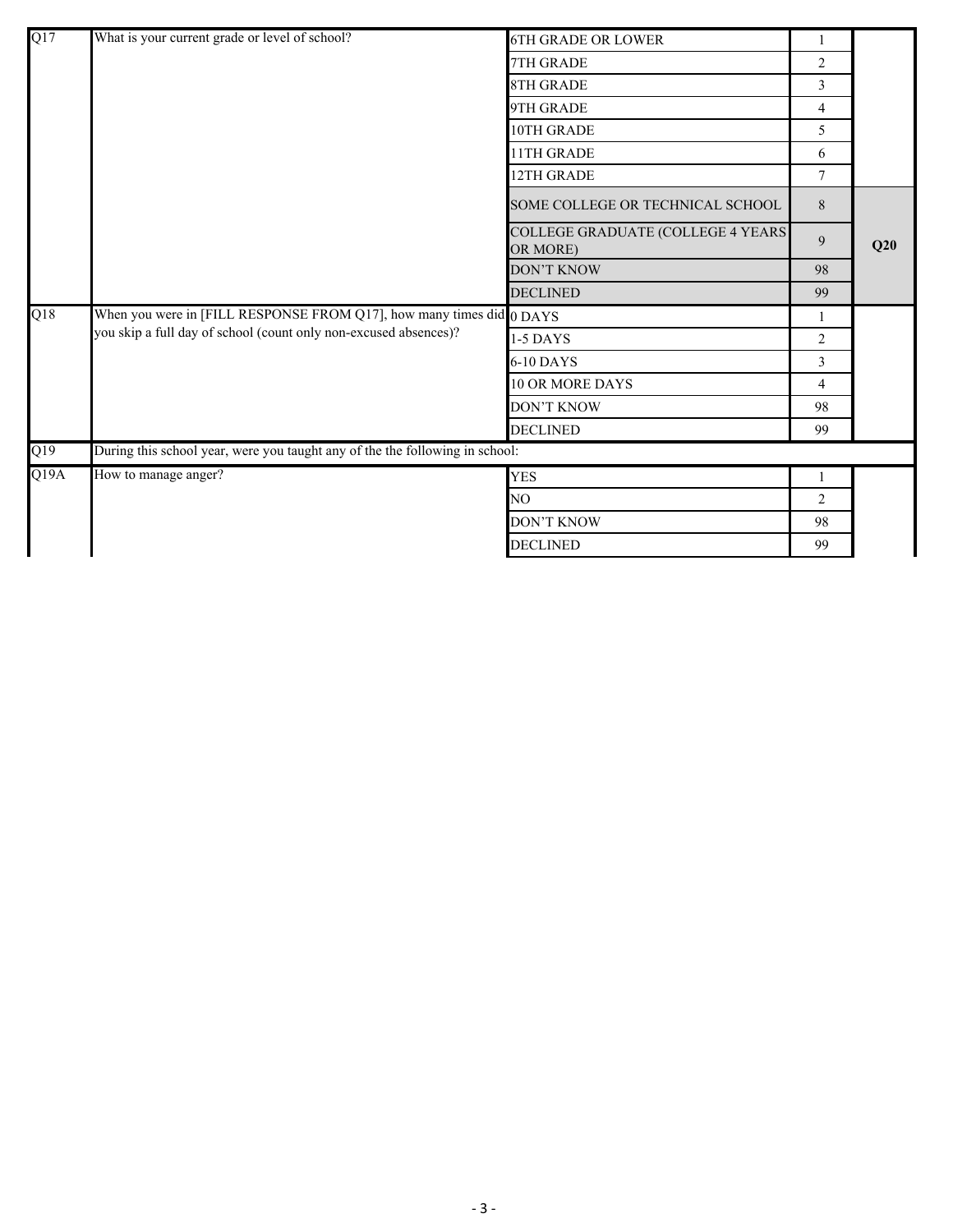| | | | | |
|---|---|---|---|---|
| Q17 | What is your current grade or level of school? | 6TH GRADE OR LOWER | 1 | |
| | | 7TH GRADE | 2 | |
| | | 8TH GRADE | 3 | |
| | | 9TH GRADE | 4 | |
| | | 10TH GRADE | 5 | |
| | | 11TH GRADE | 6 | |
| | | 12TH GRADE | 7 | |
| | | SOME COLLEGE OR TECHNICAL SCHOOL | 8 | Q20 |
| | | COLLEGE GRADUATE (COLLEGE 4 YEARS OR MORE) | 9 | Q20 |
| | | DON'T KNOW | 98 | Q20 |
| | | DECLINED | 99 | Q20 |
| Q18 | When you were in [FILL RESPONSE FROM Q17], how many times did you skip a full day of school (count only non-excused absences)? | 0 DAYS | 1 | |
| | | 1-5 DAYS | 2 | |
| | | 6-10 DAYS | 3 | |
| | | 10 OR MORE DAYS | 4 | |
| | | DON'T KNOW | 98 | |
| | | DECLINED | 99 | |
| Q19 | During this school year, were you taught any of the the following in school: | | | |
| Q19A | How to manage anger? | YES | 1 | |
| | | NO | 2 | |
| | | DON'T KNOW | 98 | |
| | | DECLINED | 99 | |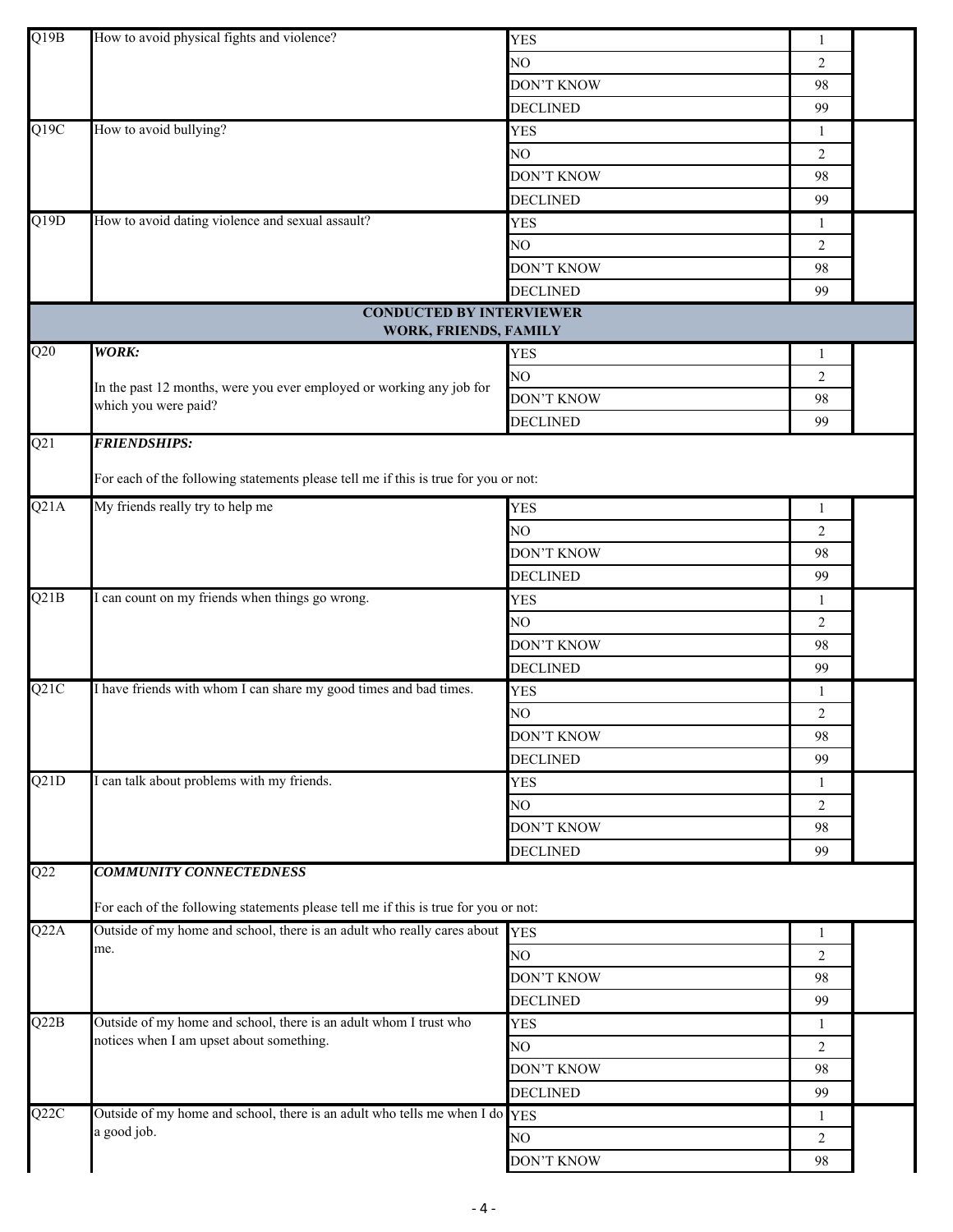| | | | | |
|---|---|---|---|---|
| Q19B | How to avoid physical fights and violence? | YES | 1 | |
| | | NO | 2 | |
| | | DON'T KNOW | 98 | |
| | | DECLINED | 99 | |
| Q19C | How to avoid bullying? | YES | 1 | |
| | | NO | 2 | |
| | | DON'T KNOW | 98 | |
| | | DECLINED | 99 | |
| Q19D | How to avoid dating violence and sexual assault? | YES | 1 | |
| | | NO | 2 | |
| | | DON'T KNOW | 98 | |
| | | DECLINED | 99 | |
| | **CONDUCTED BY INTERVIEWER WORK, FRIENDS, FAMILY** | | | |
| Q20 | ***WORK:*** In the past 12 months, were you ever employed or working any job for which you were paid? | YES | 1 | |
| | | NO | 2 | |
| | | DON'T KNOW | 98 | |
| | | DECLINED | 99 | |
| Q21 | ***FRIENDSHIPS:*** For each of the following statements please tell me if this is true for you or not: | | | |
| Q21A | My friends really try to help me | YES | 1 | |
| | | NO | 2 | |
| | | DON'T KNOW | 98 | |
| | | DECLINED | 99 | |
| Q21B | I can count on my friends when things go wrong. | YES | 1 | |
| | | NO | 2 | |
| | | DON'T KNOW | 98 | |
| | | DECLINED | 99 | |
| Q21C | I have friends with whom I can share my good times and bad times. | YES | 1 | |
| | | NO | 2 | |
| | | DON'T KNOW | 98 | |
| | | DECLINED | 99 | |
| Q21D | I can talk about problems with my friends. | YES | 1 | |
| | | NO | 2 | |
| | | DON'T KNOW | 98 | |
| | | DECLINED | 99 | |
| Q22 | ***COMMUNITY CONNECTEDNESS*** For each of the following statements please tell me if this is true for you or not: | | | |
| Q22A | Outside of my home and school, there is an adult who really cares about me. | YES | 1 | |
| | | NO | 2 | |
| | | DON'T KNOW | 98 | |
| | | DECLINED | 99 | |
| Q22B | Outside of my home and school, there is an adult whom I trust who notices when I am upset about something. | YES | 1 | |
| | | NO | 2 | |
| | | DON'T KNOW | 98 | |
| | | DECLINED | 99 | |
| Q22C | Outside of my home and school, there is an adult who tells me when I do a good job. | YES | 1 | |
| | | NO | 2 | |
| | | DON'T KNOW | 98 | |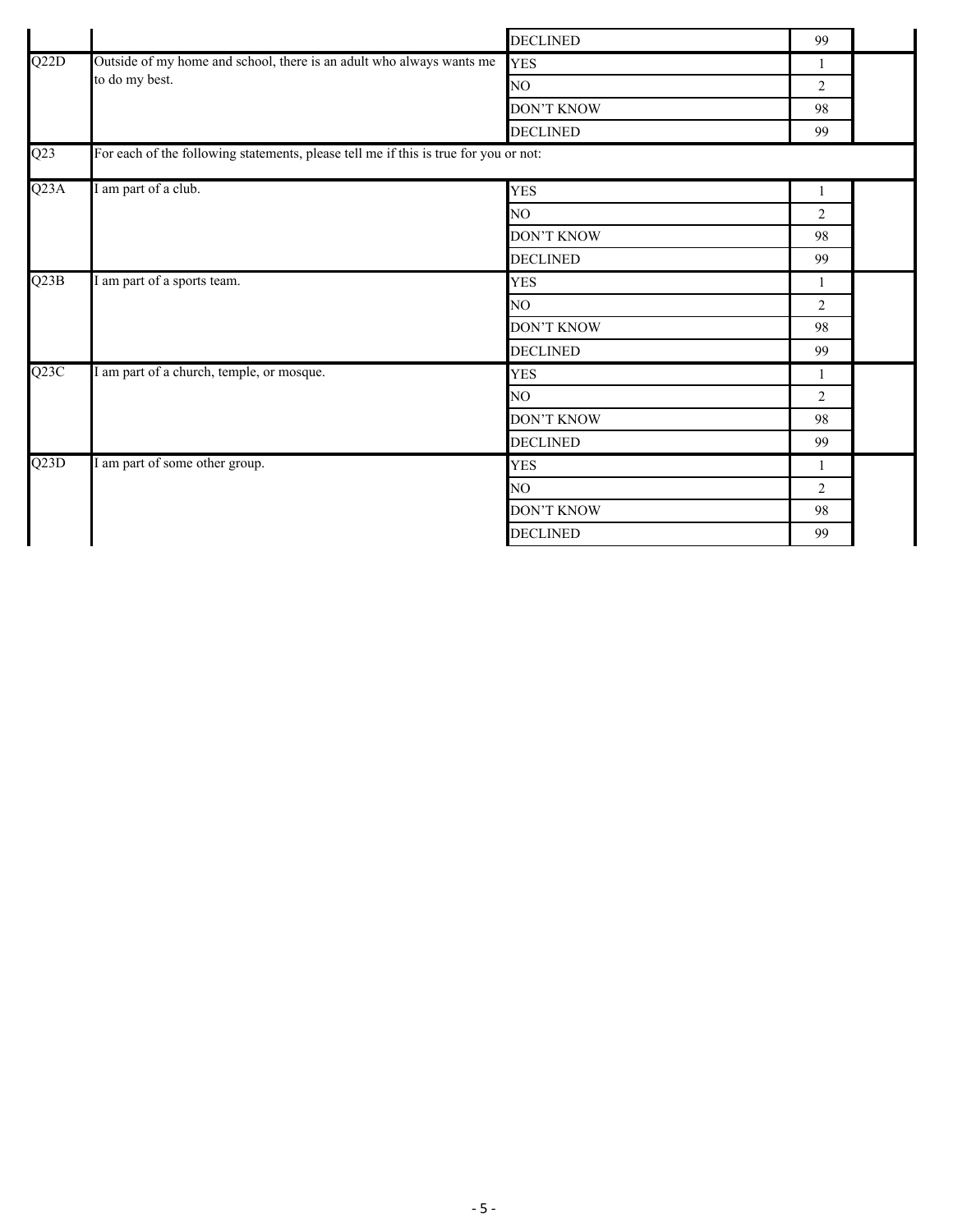| | | | | |
|---|---|---|---|---|
| | | DECLINED | 99 | |
| Q22D | Outside of my home and school, there is an adult who always wants me to do my best. | YES | 1 | |
| | | NO | 2 | |
| | | DON'T KNOW | 98 | |
| | | DECLINED | 99 | |
| Q23 | For each of the following statements, please tell me if this is true for you or not: | | | |
| Q23A | I am part of a club. | YES | 1 | |
| | | NO | 2 | |
| | | DON'T KNOW | 98 | |
| | | DECLINED | 99 | |
| Q23B | I am part of a sports team. | YES | 1 | |
| | | NO | 2 | |
| | | DON'T KNOW | 98 | |
| | | DECLINED | 99 | |
| Q23C | I am part of a church, temple, or mosque. | YES | 1 | |
| | | NO | 2 | |
| | | DON'T KNOW | 98 | |
| | | DECLINED | 99 | |
| Q23D | I am part of some other group. | YES | 1 | |
| | | NO | 2 | |
| | | DON'T KNOW | 98 | |
| | | DECLINED | 99 | |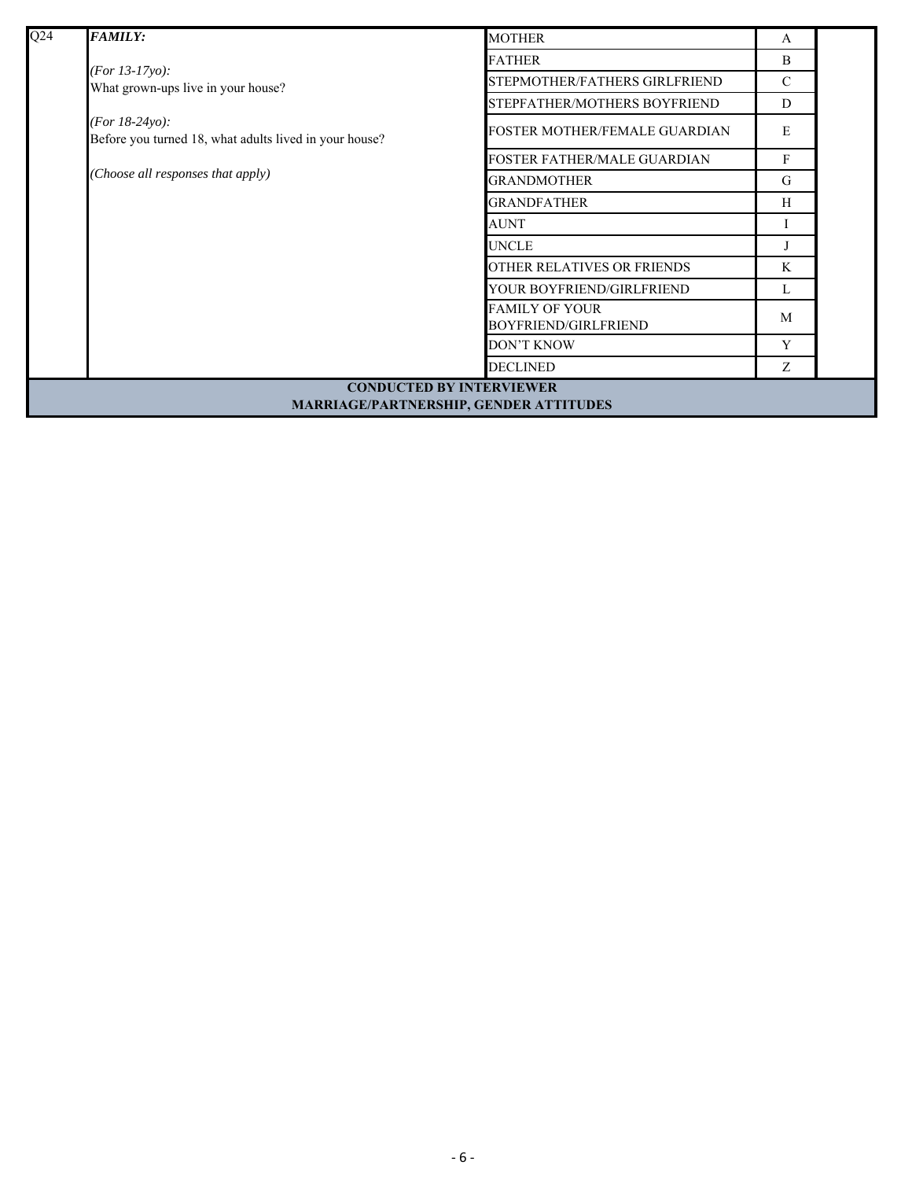| Q24 | ***FAMILY:*** *(For 13-17yo):* What grown-ups live in your house? *(For 18-24yo):* Before you turned 18, what adults lived in your house? *(Choose all responses that apply)* | MOTHER | A | |
|---|---|---|---|---|
| | | FATHER | B | |
| | | STEPMOTHER/FATHERS GIRLFRIEND | C | |
| | | STEPFATHER/MOTHERS BOYFRIEND | D | |
| | | FOSTER MOTHER/FEMALE GUARDIAN | E | |
| | | FOSTER FATHER/MALE GUARDIAN | F | |
| | | GRANDMOTHER | G | |
| | | GRANDFATHER | H | |
| | | AUNT | I | |
| | | UNCLE | J | |
| | | OTHER RELATIVES OR FRIENDS | K | |
| | | YOUR BOYFRIEND/GIRLFRIEND | L | |
| | | FAMILY OF YOUR BOYFRIEND/GIRLFRIEND | M | |
| | | DON'T KNOW | Y | |
| | | DECLINED | Z | |

**CONDUCTED BY INTERVIEWER**
**MARRIAGE/PARTNERSHIP, GENDER ATTITUDES**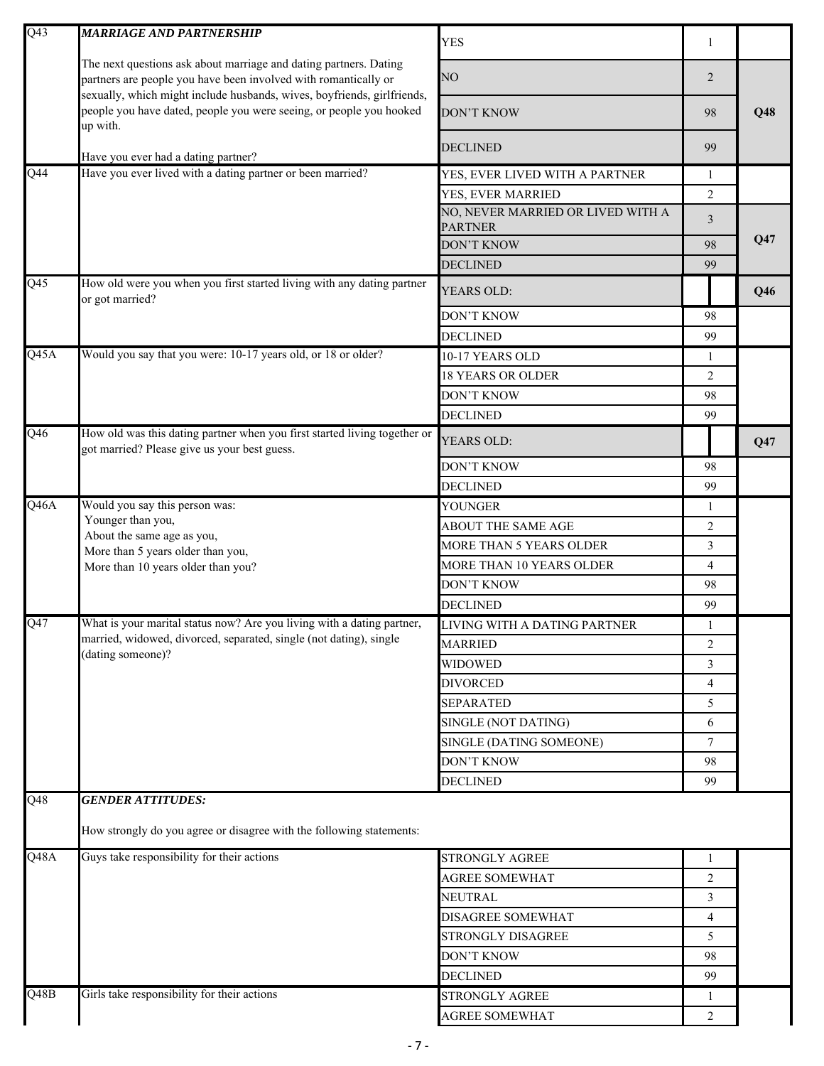| | | | | |
|---|---|---|---|---|
| Q43 | ***MARRIAGE AND PARTNERSHIP***<br><br>The next questions ask about marriage and dating partners. Dating partners are people you have been involved with romantically or sexually, which might include husbands, wives, boyfriends, girlfriends, people you have dated, people you were seeing, or people you hooked up with.<br><br>Have you ever had a dating partner? | YES | 1 | |
| | | NO | 2 | **Q48** |
| | | DON'T KNOW | 98 | |
| | | DECLINED | 99 | |
| Q44 | Have you ever lived with a dating partner or been married? | YES, EVER LIVED WITH A PARTNER | 1 | |
| | | YES, EVER MARRIED | 2 | |
| | | NO, NEVER MARRIED OR LIVED WITH A PARTNER | 3 | **Q47** |
| | | DON'T KNOW | 98 | |
| | | DECLINED | 99 | |
| Q45 | How old were you when you first started living with any dating partner or got married? | YEARS OLD: | | **Q46** |
| | | DON'T KNOW | 98 | |
| | | DECLINED | 99 | |
| Q45A | Would you say that you were: 10-17 years old, or 18 or older? | 10-17 YEARS OLD | 1 | |
| | | 18 YEARS OR OLDER | 2 | |
| | | DON'T KNOW | 98 | |
| | | DECLINED | 99 | |
| Q46 | How old was this dating partner when you first started living together or got married? Please give us your best guess. | YEARS OLD: | | **Q47** |
| | | DON'T KNOW | 98 | |
| | | DECLINED | 99 | |
| Q46A | Would you say this person was:<br>Younger than you,<br>About the same age as you,<br>More than 5 years older than you,<br>More than 10 years older than you? | YOUNGER | 1 | |
| | | ABOUT THE SAME AGE | 2 | |
| | | MORE THAN 5 YEARS OLDER | 3 | |
| | | MORE THAN 10 YEARS OLDER | 4 | |
| | | DON'T KNOW | 98 | |
| | | DECLINED | 99 | |
| Q47 | What is your marital status now? Are you living with a dating partner, married, widowed, divorced, separated, single (not dating), single (dating someone)? | LIVING WITH A DATING PARTNER | 1 | |
| | | MARRIED | 2 | |
| | | WIDOWED | 3 | |
| | | DIVORCED | 4 | |
| | | SEPARATED | 5 | |
| | | SINGLE (NOT DATING) | 6 | |
| | | SINGLE (DATING SOMEONE) | 7 | |
| | | DON'T KNOW | 98 | |
| | | DECLINED | 99 | |
| Q48 | ***GENDER ATTITUDES:***<br><br>How strongly do you agree or disagree with the following statements: | | | |
| Q48A | Guys take responsibility for their actions | STRONGLY AGREE | 1 | |
| | | AGREE SOMEWHAT | 2 | |
| | | NEUTRAL | 3 | |
| | | DISAGREE SOMEWHAT | 4 | |
| | | STRONGLY DISAGREE | 5 | |
| | | DON'T KNOW | 98 | |
| | | DECLINED | 99 | |
| Q48B | Girls take responsibility for their actions | STRONGLY AGREE | 1 | |
| | | AGREE SOMEWHAT | 2 | |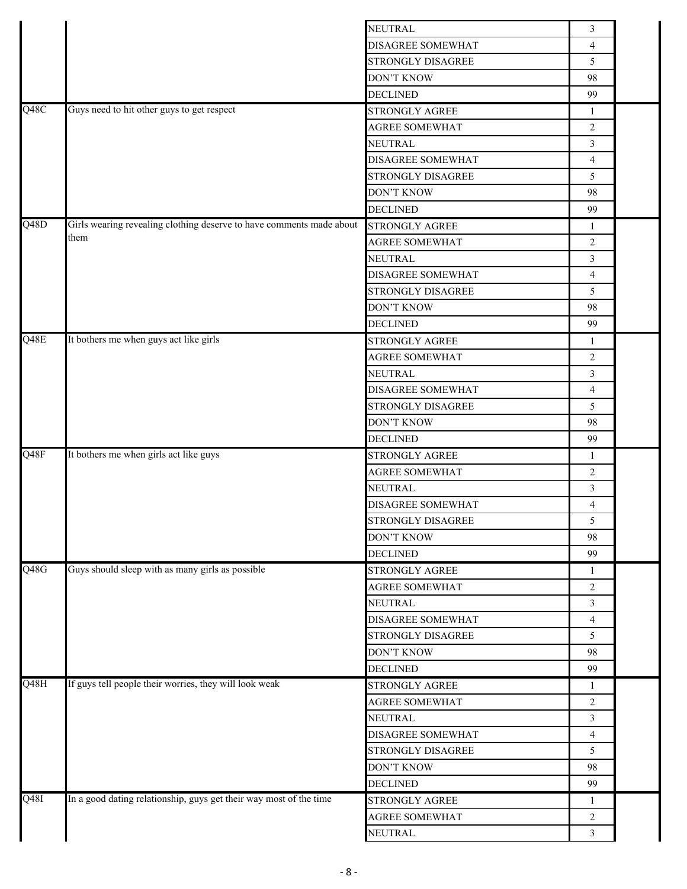| | | | | |
|---|---|---|---|---|
| | | NEUTRAL | 3 | |
| | | DISAGREE SOMEWHAT | 4 | |
| | | STRONGLY DISAGREE | 5 | |
| | | DON'T KNOW | 98 | |
| | | DECLINED | 99 | |
| Q48C | Guys need to hit other guys to get respect | STRONGLY AGREE | 1 | |
| | | AGREE SOMEWHAT | 2 | |
| | | NEUTRAL | 3 | |
| | | DISAGREE SOMEWHAT | 4 | |
| | | STRONGLY DISAGREE | 5 | |
| | | DON'T KNOW | 98 | |
| | | DECLINED | 99 | |
| Q48D | Girls wearing revealing clothing deserve to have comments made about them | STRONGLY AGREE | 1 | |
| | | AGREE SOMEWHAT | 2 | |
| | | NEUTRAL | 3 | |
| | | DISAGREE SOMEWHAT | 4 | |
| | | STRONGLY DISAGREE | 5 | |
| | | DON'T KNOW | 98 | |
| | | DECLINED | 99 | |
| Q48E | It bothers me when guys act like girls | STRONGLY AGREE | 1 | |
| | | AGREE SOMEWHAT | 2 | |
| | | NEUTRAL | 3 | |
| | | DISAGREE SOMEWHAT | 4 | |
| | | STRONGLY DISAGREE | 5 | |
| | | DON'T KNOW | 98 | |
| | | DECLINED | 99 | |
| Q48F | It bothers me when girls act like guys | STRONGLY AGREE | 1 | |
| | | AGREE SOMEWHAT | 2 | |
| | | NEUTRAL | 3 | |
| | | DISAGREE SOMEWHAT | 4 | |
| | | STRONGLY DISAGREE | 5 | |
| | | DON'T KNOW | 98 | |
| | | DECLINED | 99 | |
| Q48G | Guys should sleep with as many girls as possible | STRONGLY AGREE | 1 | |
| | | AGREE SOMEWHAT | 2 | |
| | | NEUTRAL | 3 | |
| | | DISAGREE SOMEWHAT | 4 | |
| | | STRONGLY DISAGREE | 5 | |
| | | DON'T KNOW | 98 | |
| | | DECLINED | 99 | |
| Q48H | If guys tell people their worries, they will look weak | STRONGLY AGREE | 1 | |
| | | AGREE SOMEWHAT | 2 | |
| | | NEUTRAL | 3 | |
| | | DISAGREE SOMEWHAT | 4 | |
| | | STRONGLY DISAGREE | 5 | |
| | | DON'T KNOW | 98 | |
| | | DECLINED | 99 | |
| Q48I | In a good dating relationship, guys get their way most of the time | STRONGLY AGREE | 1 | |
| | | AGREE SOMEWHAT | 2 | |
| | | NEUTRAL | 3 | |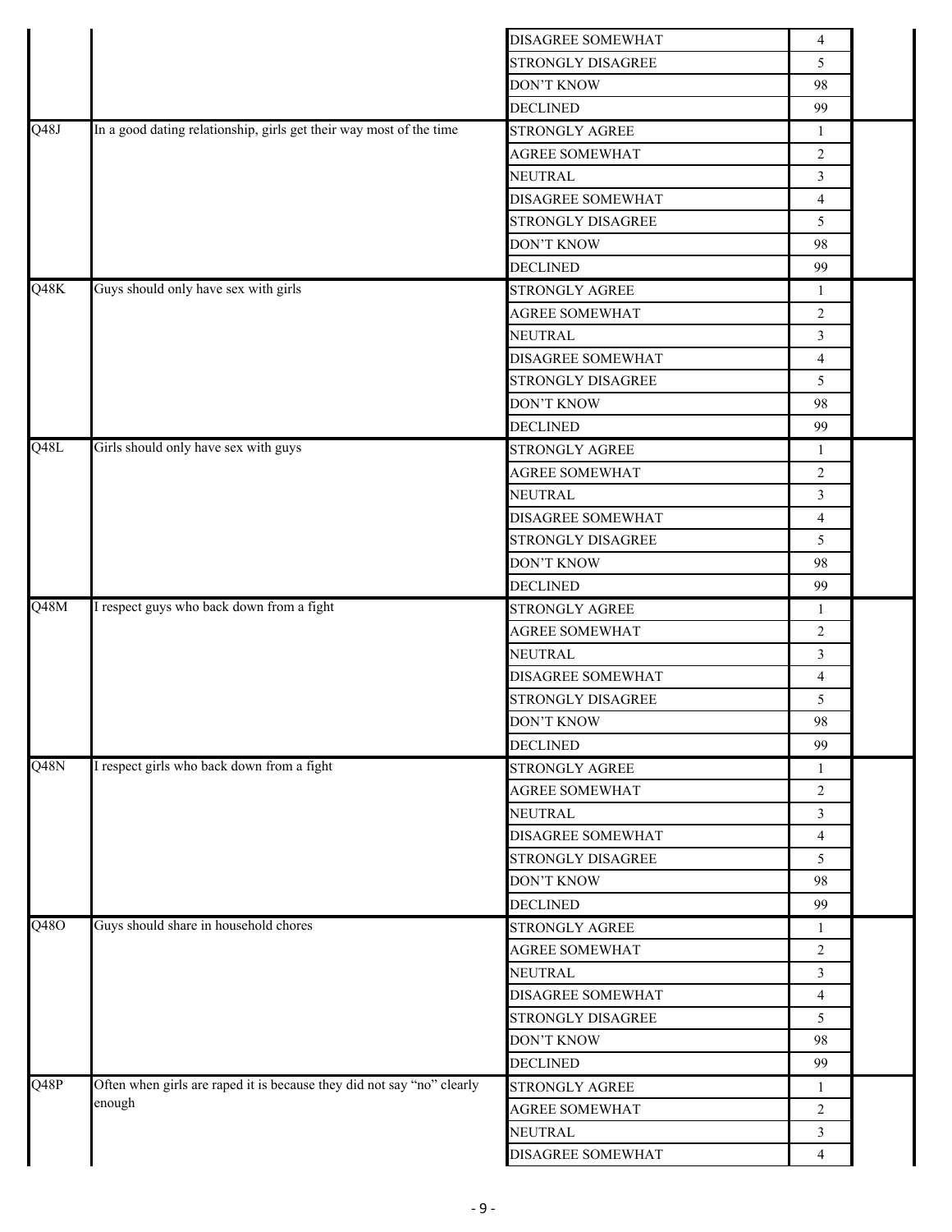| | | | | |
|---|---|---|---|---|
| | | DISAGREE SOMEWHAT | 4 | |
| | | STRONGLY DISAGREE | 5 | |
| | | DON'T KNOW | 98 | |
| | | DECLINED | 99 | |
| Q48J | In a good dating relationship, girls get their way most of the time | STRONGLY AGREE | 1 | |
| | | AGREE SOMEWHAT | 2 | |
| | | NEUTRAL | 3 | |
| | | DISAGREE SOMEWHAT | 4 | |
| | | STRONGLY DISAGREE | 5 | |
| | | DON'T KNOW | 98 | |
| | | DECLINED | 99 | |
| Q48K | Guys should only have sex with girls | STRONGLY AGREE | 1 | |
| | | AGREE SOMEWHAT | 2 | |
| | | NEUTRAL | 3 | |
| | | DISAGREE SOMEWHAT | 4 | |
| | | STRONGLY DISAGREE | 5 | |
| | | DON'T KNOW | 98 | |
| | | DECLINED | 99 | |
| Q48L | Girls should only have sex with guys | STRONGLY AGREE | 1 | |
| | | AGREE SOMEWHAT | 2 | |
| | | NEUTRAL | 3 | |
| | | DISAGREE SOMEWHAT | 4 | |
| | | STRONGLY DISAGREE | 5 | |
| | | DON'T KNOW | 98 | |
| | | DECLINED | 99 | |
| Q48M | I respect guys who back down from a fight | STRONGLY AGREE | 1 | |
| | | AGREE SOMEWHAT | 2 | |
| | | NEUTRAL | 3 | |
| | | DISAGREE SOMEWHAT | 4 | |
| | | STRONGLY DISAGREE | 5 | |
| | | DON'T KNOW | 98 | |
| | | DECLINED | 99 | |
| Q48N | I respect girls who back down from a fight | STRONGLY AGREE | 1 | |
| | | AGREE SOMEWHAT | 2 | |
| | | NEUTRAL | 3 | |
| | | DISAGREE SOMEWHAT | 4 | |
| | | STRONGLY DISAGREE | 5 | |
| | | DON'T KNOW | 98 | |
| | | DECLINED | 99 | |
| Q48O | Guys should share in household chores | STRONGLY AGREE | 1 | |
| | | AGREE SOMEWHAT | 2 | |
| | | NEUTRAL | 3 | |
| | | DISAGREE SOMEWHAT | 4 | |
| | | STRONGLY DISAGREE | 5 | |
| | | DON'T KNOW | 98 | |
| | | DECLINED | 99 | |
| Q48P | Often when girls are raped it is because they did not say "no" clearly enough | STRONGLY AGREE | 1 | |
| | | AGREE SOMEWHAT | 2 | |
| | | NEUTRAL | 3 | |
| | | DISAGREE SOMEWHAT | 4 | |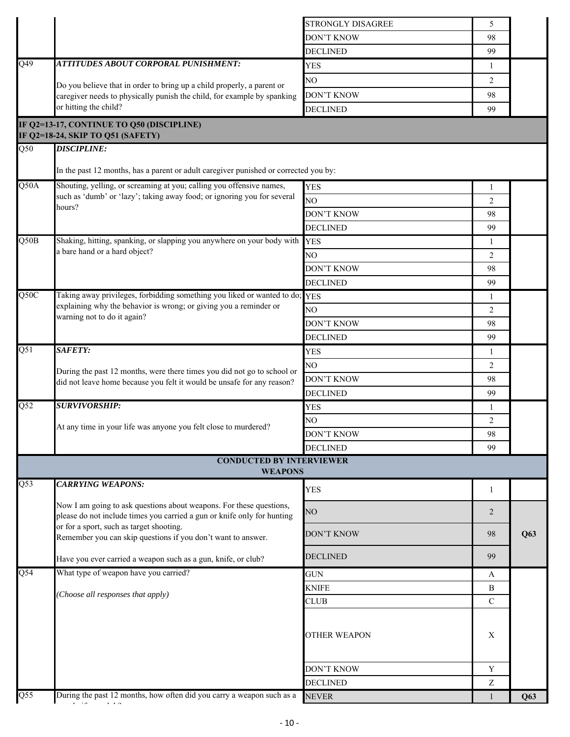| | | | | |
|---|---|---|---|---|
| | | STRONGLY DISAGREE | 5 | |
| | | DON'T KNOW | 98 | |
| | | DECLINED | 99 | |
| Q49 | ***ATTITUDES ABOUT CORPORAL PUNISHMENT:*** Do you believe that in order to bring up a child properly, a parent or caregiver needs to physically punish the child, for example by spanking or hitting the child? | YES | 1 | |
| | | NO | 2 | |
| | | DON'T KNOW | 98 | |
| | | DECLINED | 99 | |
| **IF Q2=13-17, CONTINUE TO Q50 (DISCIPLINE)** **IF Q2=18-24, SKIP TO Q51 (SAFETY)** | | | | |
| Q50 | ***DISCIPLINE:*** In the past 12 months, has a parent or adult caregiver punished or corrected you by: | | | |
| Q50A | Shouting, yelling, or screaming at you; calling you offensive names, such as 'dumb' or 'lazy'; taking away food; or ignoring you for several hours? | YES | 1 | |
| | | NO | 2 | |
| | | DON'T KNOW | 98 | |
| | | DECLINED | 99 | |
| Q50B | Shaking, hitting, spanking, or slapping you anywhere on your body with a bare hand or a hard object? | YES | 1 | |
| | | NO | 2 | |
| | | DON'T KNOW | 98 | |
| | | DECLINED | 99 | |
| Q50C | Taking away privileges, forbidding something you liked or wanted to do; explaining why the behavior is wrong; or giving you a reminder or warning not to do it again? | YES | 1 | |
| | | NO | 2 | |
| | | DON'T KNOW | 98 | |
| | | DECLINED | 99 | |
| Q51 | ***SAFETY:*** During the past 12 months, were there times you did not go to school or did not leave home because you felt it would be unsafe for any reason? | YES | 1 | |
| | | NO | 2 | |
| | | DON'T KNOW | 98 | |
| | | DECLINED | 99 | |
| Q52 | ***SURVIVORSHIP:*** At any time in your life was anyone you felt close to murdered? | YES | 1 | |
| | | NO | 2 | |
| | | DON'T KNOW | 98 | |
| | | DECLINED | 99 | |
| **CONDUCTED BY INTERVIEWER** **WEAPONS** | | | | |
| Q53 | ***CARRYING WEAPONS:*** Now I am going to ask questions about weapons. For these questions, please do not include times you carried a gun or knife only for hunting or for a sport, such as target shooting. Remember you can skip questions if you don't want to answer. Have you ever carried a weapon such as a gun, knife, or club? | YES | 1 | |
| | | NO | 2 | Q63 |
| | | DON'T KNOW | 98 | Q63 |
| | | DECLINED | 99 | Q63 |
| Q54 | What type of weapon have you carried? *(Choose all responses that apply)* | GUN | A | |
| | | KNIFE | B | |
| | | CLUB | C | |
| | | OTHER WEAPON | X | |
| | | DON'T KNOW | Y | |
| | | DECLINED | Z | |
| Q55 | During the past 12 months, how often did you carry a weapon such as a gun, knife, or club? | NEVER | 1 | Q63 |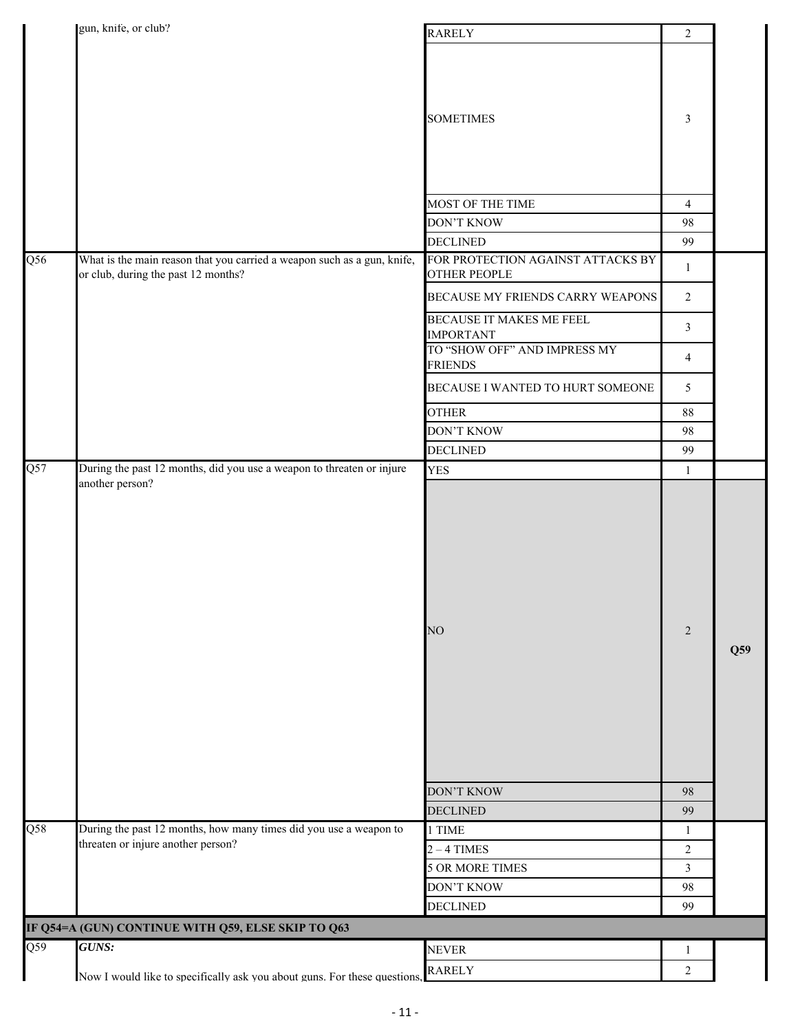| | | | | |
|---|---|---|---|---|
| | gun, knife, or club? | RARELY | 2 | |
| | | SOMETIMES | 3 | |
| | | MOST OF THE TIME | 4 | |
| | | DON'T KNOW | 98 | |
| | | DECLINED | 99 | |
| Q56 | What is the main reason that you carried a weapon such as a gun, knife, or club, during the past 12 months? | FOR PROTECTION AGAINST ATTACKS BY OTHER PEOPLE | 1 | |
| | | BECAUSE MY FRIENDS CARRY WEAPONS | 2 | |
| | | BECAUSE IT MAKES ME FEEL IMPORTANT | 3 | |
| | | TO "SHOW OFF" AND IMPRESS MY FRIENDS | 4 | |
| | | BECAUSE I WANTED TO HURT SOMEONE | 5 | |
| | | OTHER | 88 | |
| | | DON'T KNOW | 98 | |
| | | DECLINED | 99 | |
| Q57 | During the past 12 months, did you use a weapon to threaten or injure another person? | YES | 1 | |
| | | NO | 2 | Q59 |
| | | DON'T KNOW | 98 | |
| | | DECLINED | 99 | |
| Q58 | During the past 12 months, how many times did you use a weapon to threaten or injure another person? | 1 TIME | 1 | |
| | | 2 – 4 TIMES | 2 | |
| | | 5 OR MORE TIMES | 3 | |
| | | DON'T KNOW | 98 | |
| | | DECLINED | 99 | |
| **IF Q54=A (GUN) CONTINUE WITH Q59, ELSE SKIP TO Q63** | | | | |
| Q59 | ***GUNS:*** Now I would like to specifically ask you about guns. For these questions, | NEVER | 1 | |
| | | RARELY | 2 | |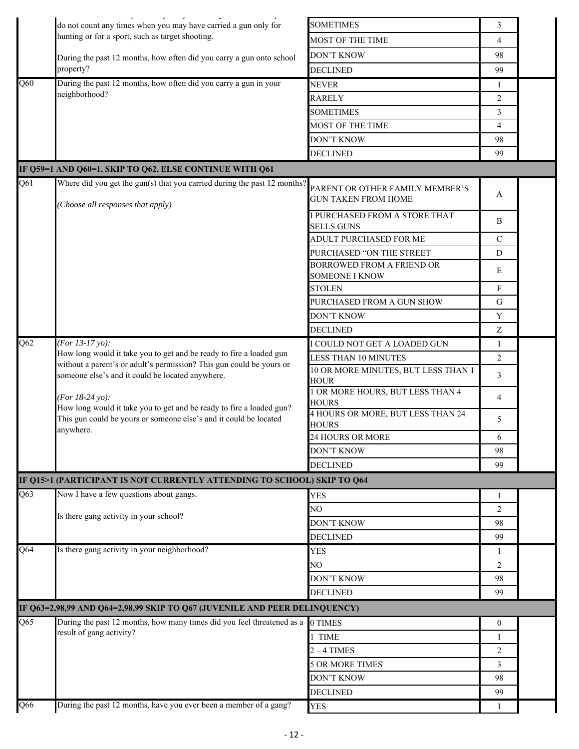| | | | | |
|---|---|---|---|---|
| | do not count any times when you may have carried a gun only for hunting or for a sport, such as target shooting.<br><br>During the past 12 months, how often did you carry a gun onto school property? | SOMETIMES | 3 | |
| | | MOST OF THE TIME | 4 | |
| | | DON'T KNOW | 98 | |
| | | DECLINED | 99 | |
| Q60 | During the past 12 months, how often did you carry a gun in your neighborhood? | NEVER | 1 | |
| | | RARELY | 2 | |
| | | SOMETIMES | 3 | |
| | | MOST OF THE TIME | 4 | |
| | | DON'T KNOW | 98 | |
| | | DECLINED | 99 | |
| **IF Q59=1 AND Q60=1, SKIP TO Q62, ELSE CONTINUE WITH Q61** | | | | |
| Q61 | Where did you get the gun(s) that you carried during the past 12 months?<br><br>*(Choose all responses that apply)* | PARENT OR OTHER FAMILY MEMBER'S GUN TAKEN FROM HOME | A | |
| | | I PURCHASED FROM A STORE THAT SELLS GUNS | B | |
| | | ADULT PURCHASED FOR ME | C | |
| | | PURCHASED "ON THE STREET | D | |
| | | BORROWED FROM A FRIEND OR SOMEONE I KNOW | E | |
| | | STOLEN | F | |
| | | PURCHASED FROM A GUN SHOW | G | |
| | | DON'T KNOW | Y | |
| | | DECLINED | Z | |
| Q62 | *(For 13-17 yo):*<br>How long would it take you to get and be ready to fire a loaded gun without a parent's or adult's permission? This gun could be yours or someone else's and it could be located anywhere.<br><br>*(For 18-24 yo):*<br>How long would it take you to get and be ready to fire a loaded gun? This gun could be yours or someone else's and it could be located anywhere. | I COULD NOT GET A LOADED GUN | 1 | |
| | | LESS THAN 10 MINUTES | 2 | |
| | | 10 OR MORE MINUTES, BUT LESS THAN 1 HOUR | 3 | |
| | | 1 OR MORE HOURS, BUT LESS THAN 4 HOURS | 4 | |
| | | 4 HOURS OR MORE, BUT LESS THAN 24 HOURS | 5 | |
| | | 24 HOURS OR MORE | 6 | |
| | | DON'T KNOW | 98 | |
| | | DECLINED | 99 | |
| **IF Q15>1 (PARTICIPANT IS NOT CURRENTLY ATTENDING TO SCHOOL) SKIP TO Q64** | | | | |
| Q63 | Now I have a few questions about gangs.<br><br>Is there gang activity in your school? | YES | 1 | |
| | | NO | 2 | |
| | | DON'T KNOW | 98 | |
| | | DECLINED | 99 | |
| Q64 | Is there gang activity in your neighborhood? | YES | 1 | |
| | | NO | 2 | |
| | | DON'T KNOW | 98 | |
| | | DECLINED | 99 | |
| **IF Q63=2,98,99 AND Q64=2,98,99 SKIP TO Q67 (JUVENILE AND PEER DELINQUENCY)** | | | | |
| Q65 | During the past 12 months, how many times did you feel threatened as a result of gang activity? | 0 TIMES | 0 | |
| | | 1 TIME | 1 | |
| | | 2 – 4 TIMES | 2 | |
| | | 5 OR MORE TIMES | 3 | |
| | | DON'T KNOW | 98 | |
| | | DECLINED | 99 | |
| Q66 | During the past 12 months, have you ever been a member of a gang? | YES | 1 | |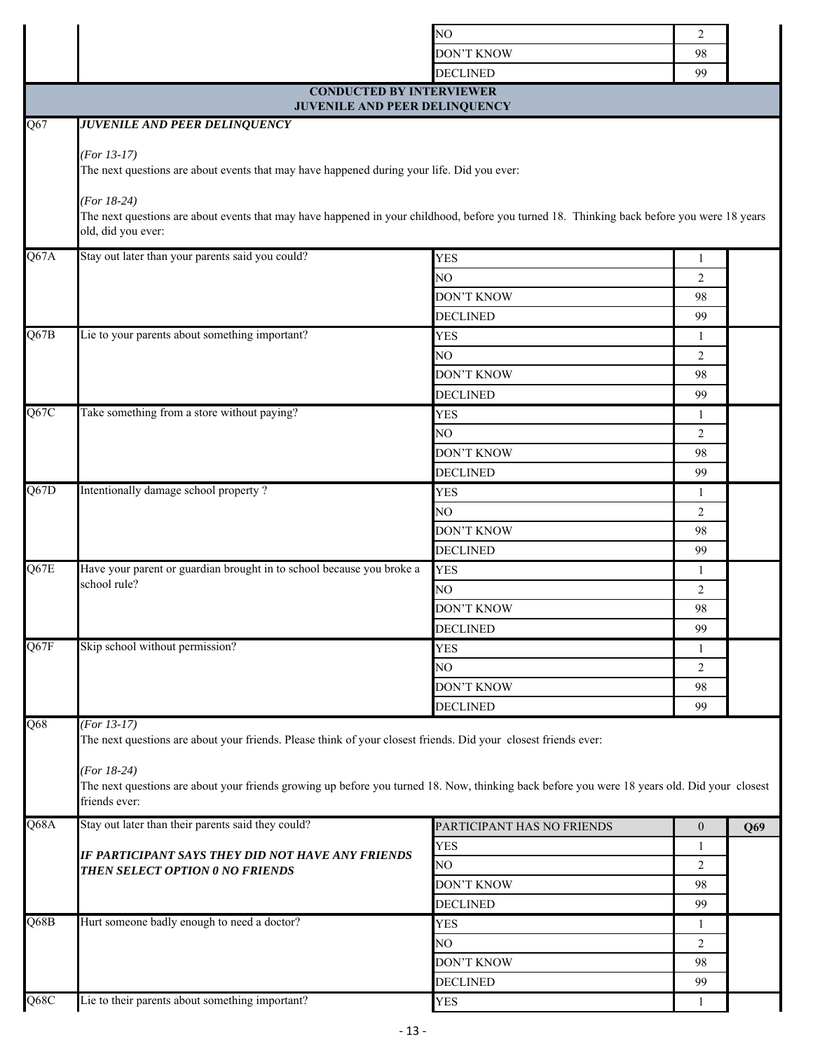| | | | | |
|---|---|---|---|---|
| | | NO | 2 | |
| | | DON'T KNOW | 98 | |
| | | DECLINED | 99 | |

**CONDUCTED BY INTERVIEWER**
**JUVENILE AND PEER DELINQUENCY**

| | | | | |
|---|---|---|---|---|
| Q67 | ***JUVENILE AND PEER DELINQUENCY***<br><br>*(For 13-17)*<br>The next questions are about events that may have happened during your life. Did you ever:<br><br>*(For 18-24)*<br>The next questions are about events that may have happened in your childhood, before you turned 18. Thinking back before you were 18 years old, did you ever: | | | |
| Q67A | Stay out later than your parents said you could? | YES | 1 | |
| | | NO | 2 | |
| | | DON'T KNOW | 98 | |
| | | DECLINED | 99 | |
| Q67B | Lie to your parents about something important? | YES | 1 | |
| | | NO | 2 | |
| | | DON'T KNOW | 98 | |
| | | DECLINED | 99 | |
| Q67C | Take something from a store without paying? | YES | 1 | |
| | | NO | 2 | |
| | | DON'T KNOW | 98 | |
| | | DECLINED | 99 | |
| Q67D | Intentionally damage school property ? | YES | 1 | |
| | | NO | 2 | |
| | | DON'T KNOW | 98 | |
| | | DECLINED | 99 | |
| Q67E | Have your parent or guardian brought in to school because you broke a school rule? | YES | 1 | |
| | | NO | 2 | |
| | | DON'T KNOW | 98 | |
| | | DECLINED | 99 | |
| Q67F | Skip school without permission? | YES | 1 | |
| | | NO | 2 | |
| | | DON'T KNOW | 98 | |
| | | DECLINED | 99 | |
| Q68 | *(For 13-17)*<br>The next questions are about your friends. Please think of your closest friends. Did your closest friends ever:<br><br>*(For 18-24)*<br>The next questions are about your friends growing up before you turned 18. Now, thinking back before you were 18 years old. Did your closest friends ever: | | | |
| Q68A | Stay out later than their parents said they could?<br><br>***IF PARTICIPANT SAYS THEY DID NOT HAVE ANY FRIENDS THEN SELECT OPTION 0 NO FRIENDS*** | PARTICIPANT HAS NO FRIENDS | 0 | **Q69** |
| | | YES | 1 | |
| | | NO | 2 | |
| | | DON'T KNOW | 98 | |
| | | DECLINED | 99 | |
| Q68B | Hurt someone badly enough to need a doctor? | YES | 1 | |
| | | NO | 2 | |
| | | DON'T KNOW | 98 | |
| | | DECLINED | 99 | |
| Q68C | Lie to their parents about something important? | YES | 1 | |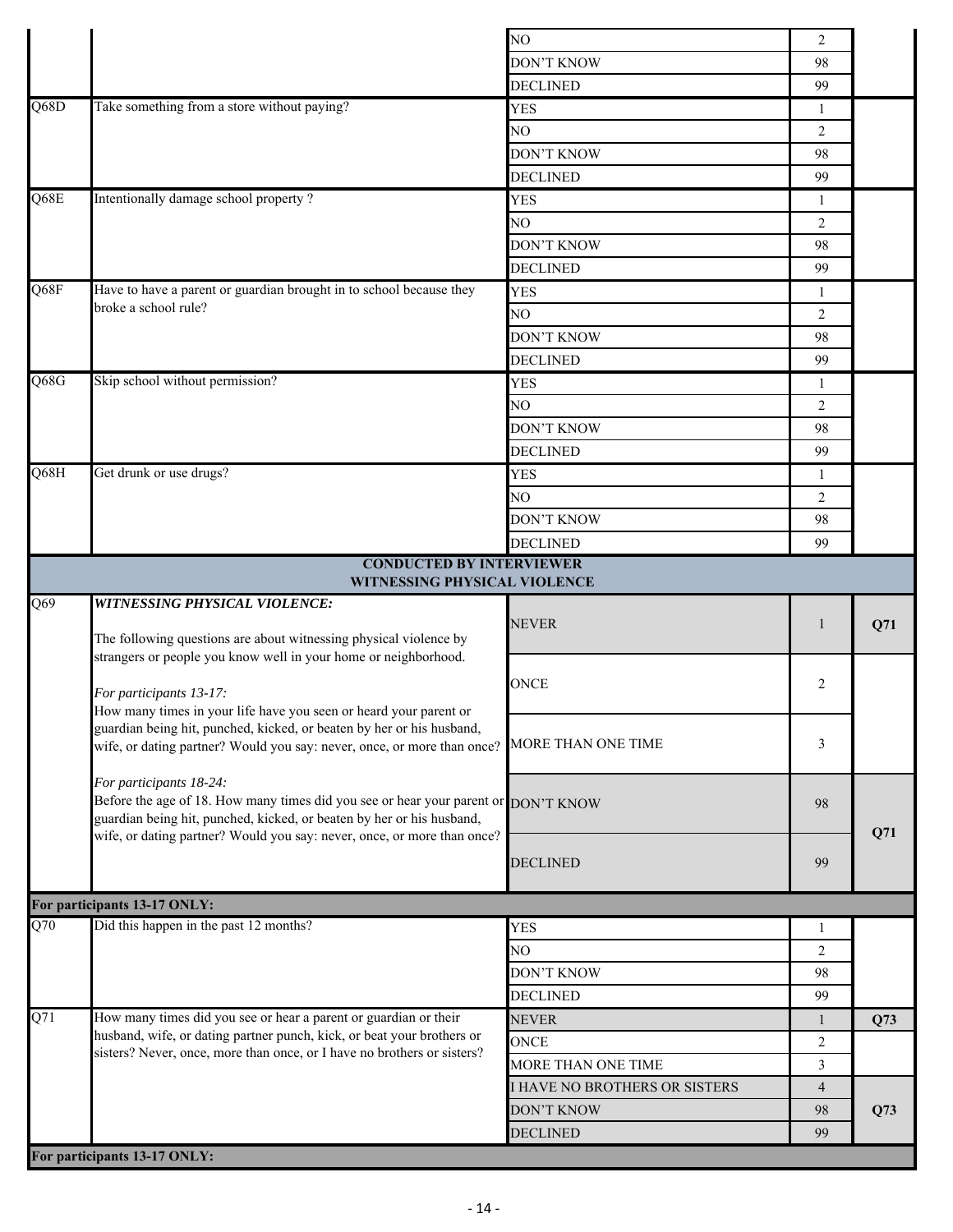| | | | | |
|---|---|---|---|---|
| | | NO | 2 | |
| | | DON'T KNOW | 98 | |
| | | DECLINED | 99 | |
| Q68D | Take something from a store without paying? | YES | 1 | |
| | | NO | 2 | |
| | | DON'T KNOW | 98 | |
| | | DECLINED | 99 | |
| Q68E | Intentionally damage school property ? | YES | 1 | |
| | | NO | 2 | |
| | | DON'T KNOW | 98 | |
| | | DECLINED | 99 | |
| Q68F | Have to have a parent or guardian brought in to school because they broke a school rule? | YES | 1 | |
| | | NO | 2 | |
| | | DON'T KNOW | 98 | |
| | | DECLINED | 99 | |
| Q68G | Skip school without permission? | YES | 1 | |
| | | NO | 2 | |
| | | DON'T KNOW | 98 | |
| | | DECLINED | 99 | |
| Q68H | Get drunk or use drugs? | YES | 1 | |
| | | NO | 2 | |
| | | DON'T KNOW | 98 | |
| | | DECLINED | 99 | |
| **CONDUCTED BY INTERVIEWER WITNESSING PHYSICAL VIOLENCE** | | | | |
| Q69 | ***WITNESSING PHYSICAL VIOLENCE:*** The following questions are about witnessing physical violence by strangers or people you know well in your home or neighborhood. *For participants 13-17:* How many times in your life have you seen or heard your parent or guardian being hit, punched, kicked, or beaten by her or his husband, wife, or dating partner? Would you say: never, once, or more than once? *For participants 18-24:* Before the age of 18. How many times did you see or hear your parent or guardian being hit, punched, kicked, or beaten by her or his husband, wife, or dating partner? Would you say: never, once, or more than once? | NEVER | 1 | **Q71** |
| | | ONCE | 2 | |
| | | MORE THAN ONE TIME | 3 | |
| | | DON'T KNOW | 98 | **Q71** |
| | | DECLINED | 99 | |
| **For participants 13-17 ONLY:** | | | | |
| Q70 | Did this happen in the past 12 months? | YES | 1 | |
| | | NO | 2 | |
| | | DON'T KNOW | 98 | |
| | | DECLINED | 99 | |
| Q71 | How many times did you see or hear a parent or guardian or their husband, wife, or dating partner punch, kick, or beat your brothers or sisters? Never, once, more than once, or I have no brothers or sisters? | NEVER | 1 | **Q73** |
| | | ONCE | 2 | |
| | | MORE THAN ONE TIME | 3 | |
| | | I HAVE NO BROTHERS OR SISTERS | 4 | **Q73** |
| | | DON'T KNOW | 98 | |
| | | DECLINED | 99 | |
| **For participants 13-17 ONLY:** | | | | |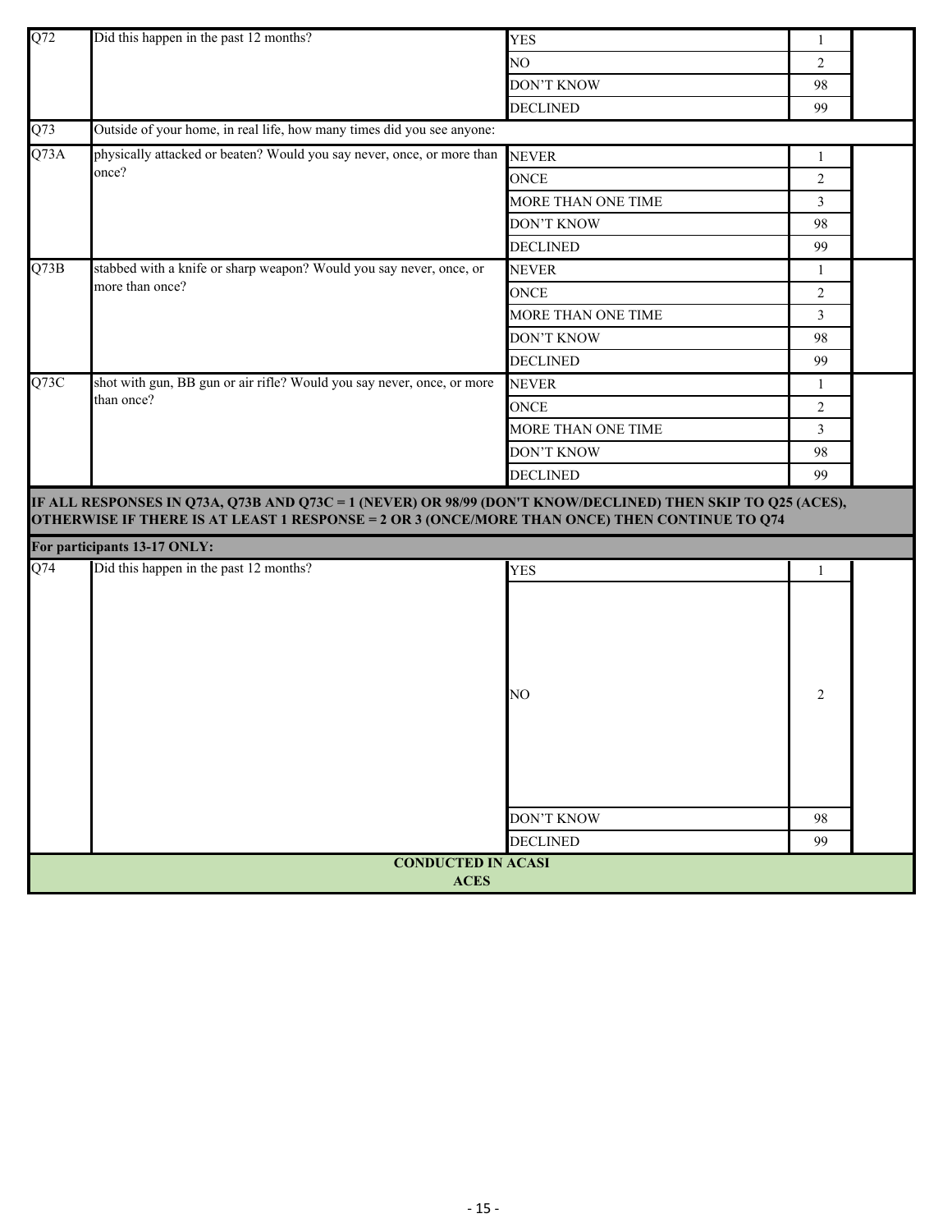| | | | | |
|---|---|---|---|---|
| Q72 | Did this happen in the past 12 months? | YES | 1 | |
| | | NO | 2 | |
| | | DON'T KNOW | 98 | |
| | | DECLINED | 99 | |
| Q73 | Outside of your home, in real life, how many times did you see anyone: | | | |
| Q73A | physically attacked or beaten? Would you say never, once, or more than once? | NEVER | 1 | |
| | | ONCE | 2 | |
| | | MORE THAN ONE TIME | 3 | |
| | | DON'T KNOW | 98 | |
| | | DECLINED | 99 | |
| Q73B | stabbed with a knife or sharp weapon? Would you say never, once, or more than once? | NEVER | 1 | |
| | | ONCE | 2 | |
| | | MORE THAN ONE TIME | 3 | |
| | | DON'T KNOW | 98 | |
| | | DECLINED | 99 | |
| Q73C | shot with gun, BB gun or air rifle? Would you say never, once, or more than once? | NEVER | 1 | |
| | | ONCE | 2 | |
| | | MORE THAN ONE TIME | 3 | |
| | | DON'T KNOW | 98 | |
| | | DECLINED | 99 | |
| **IF ALL RESPONSES IN Q73A, Q73B AND Q73C = 1 (NEVER) OR 98/99 (DON'T KNOW/DECLINED) THEN SKIP TO Q25 (ACES), OTHERWISE IF THERE IS AT LEAST 1 RESPONSE = 2 OR 3 (ONCE/MORE THAN ONCE) THEN CONTINUE TO Q74** | | | | |
| **For participants 13-17 ONLY:** | | | | |
| Q74 | Did this happen in the past 12 months? | YES | 1 | |
| | | NO | 2 | |
| | | DON'T KNOW | 98 | |
| | | DECLINED | 99 | |

**CONDUCTED IN ACASI**

**ACES**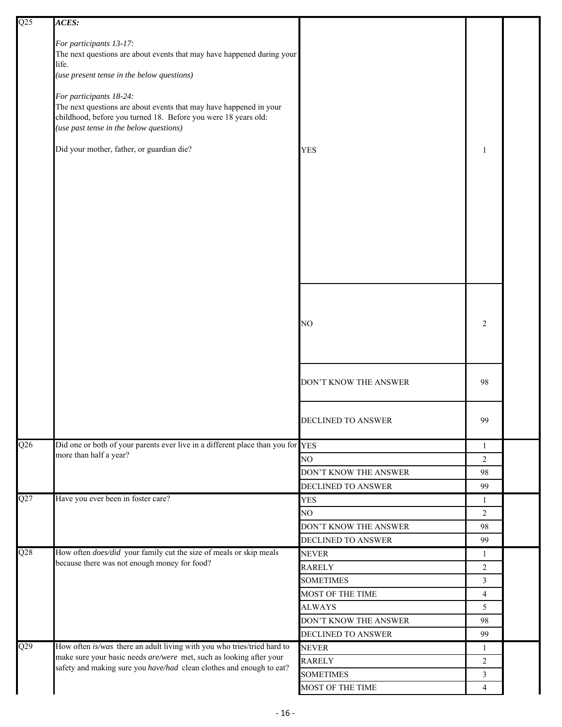| | | | | |
|---|---|---|---|---|
| Q25 | ***ACES:***<br><br>*For participants 13-17:*<br>The next questions are about events that may have happened during your life.<br>*(use present tense in the below questions)*<br><br>*For participants 18-24:*<br>The next questions are about events that may have happened in your childhood, before you turned 18. Before you were 18 years old:<br>*(use past tense in the below questions)*<br><br>Did your mother, father, or guardian die? | YES | 1 | |
| | | NO | 2 | |
| | | DON'T KNOW THE ANSWER | 98 | |
| | | DECLINED TO ANSWER | 99 | |
| Q26 | Did one or both of your parents ever live in a different place than you for more than half a year? | YES | 1 | |
| | | NO | 2 | |
| | | DON'T KNOW THE ANSWER | 98 | |
| | | DECLINED TO ANSWER | 99 | |
| Q27 | Have you ever been in foster care? | YES | 1 | |
| | | NO | 2 | |
| | | DON'T KNOW THE ANSWER | 98 | |
| | | DECLINED TO ANSWER | 99 | |
| Q28 | How often *does/did* your family cut the size of meals or skip meals because there was not enough money for food? | NEVER | 1 | |
| | | RARELY | 2 | |
| | | SOMETIMES | 3 | |
| | | MOST OF THE TIME | 4 | |
| | | ALWAYS | 5 | |
| | | DON'T KNOW THE ANSWER | 98 | |
| | | DECLINED TO ANSWER | 99 | |
| Q29 | How often *is/was* there an adult living with you who tries/tried hard to make sure your basic needs *are/were* met, such as looking after your safety and making sure you *have/had* clean clothes and enough to eat? | NEVER | 1 | |
| | | RARELY | 2 | |
| | | SOMETIMES | 3 | |
| | | MOST OF THE TIME | 4 | |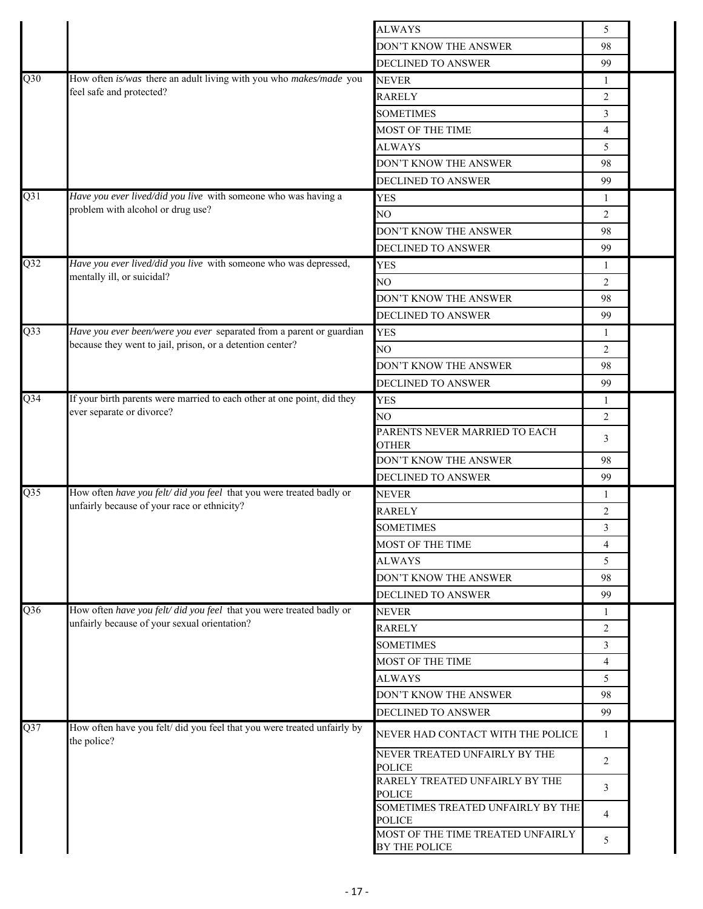| | | | | |
|---|---|---|---|---|
| | | ALWAYS | 5 | |
| | | DON'T KNOW THE ANSWER | 98 | |
| | | DECLINED TO ANSWER | 99 | |
| Q30 | How often *is/was* there an adult living with you who *makes/made* you feel safe and protected? | NEVER | 1 | |
| | | RARELY | 2 | |
| | | SOMETIMES | 3 | |
| | | MOST OF THE TIME | 4 | |
| | | ALWAYS | 5 | |
| | | DON'T KNOW THE ANSWER | 98 | |
| | | DECLINED TO ANSWER | 99 | |
| Q31 | *Have you ever lived/did you live* with someone who was having a problem with alcohol or drug use? | YES | 1 | |
| | | NO | 2 | |
| | | DON'T KNOW THE ANSWER | 98 | |
| | | DECLINED TO ANSWER | 99 | |
| Q32 | *Have you ever lived/did you live* with someone who was depressed, mentally ill, or suicidal? | YES | 1 | |
| | | NO | 2 | |
| | | DON'T KNOW THE ANSWER | 98 | |
| | | DECLINED TO ANSWER | 99 | |
| Q33 | *Have you ever been/were you ever* separated from a parent or guardian because they went to jail, prison, or a detention center? | YES | 1 | |
| | | NO | 2 | |
| | | DON'T KNOW THE ANSWER | 98 | |
| | | DECLINED TO ANSWER | 99 | |
| Q34 | If your birth parents were married to each other at one point, did they ever separate or divorce? | YES | 1 | |
| | | NO | 2 | |
| | | PARENTS NEVER MARRIED TO EACH OTHER | 3 | |
| | | DON'T KNOW THE ANSWER | 98 | |
| | | DECLINED TO ANSWER | 99 | |
| Q35 | How often *have you felt/ did you feel* that you were treated badly or unfairly because of your race or ethnicity? | NEVER | 1 | |
| | | RARELY | 2 | |
| | | SOMETIMES | 3 | |
| | | MOST OF THE TIME | 4 | |
| | | ALWAYS | 5 | |
| | | DON'T KNOW THE ANSWER | 98 | |
| | | DECLINED TO ANSWER | 99 | |
| Q36 | How often *have you felt/ did you feel* that you were treated badly or unfairly because of your sexual orientation? | NEVER | 1 | |
| | | RARELY | 2 | |
| | | SOMETIMES | 3 | |
| | | MOST OF THE TIME | 4 | |
| | | ALWAYS | 5 | |
| | | DON'T KNOW THE ANSWER | 98 | |
| | | DECLINED TO ANSWER | 99 | |
| Q37 | How often have you felt/ did you feel that you were treated unfairly by the police? | NEVER HAD CONTACT WITH THE POLICE | 1 | |
| | | NEVER TREATED UNFAIRLY BY THE POLICE | 2 | |
| | | RARELY TREATED UNFAIRLY BY THE POLICE | 3 | |
| | | SOMETIMES TREATED UNFAIRLY BY THE POLICE | 4 | |
| | | MOST OF THE TIME TREATED UNFAIRLY BY THE POLICE | 5 | |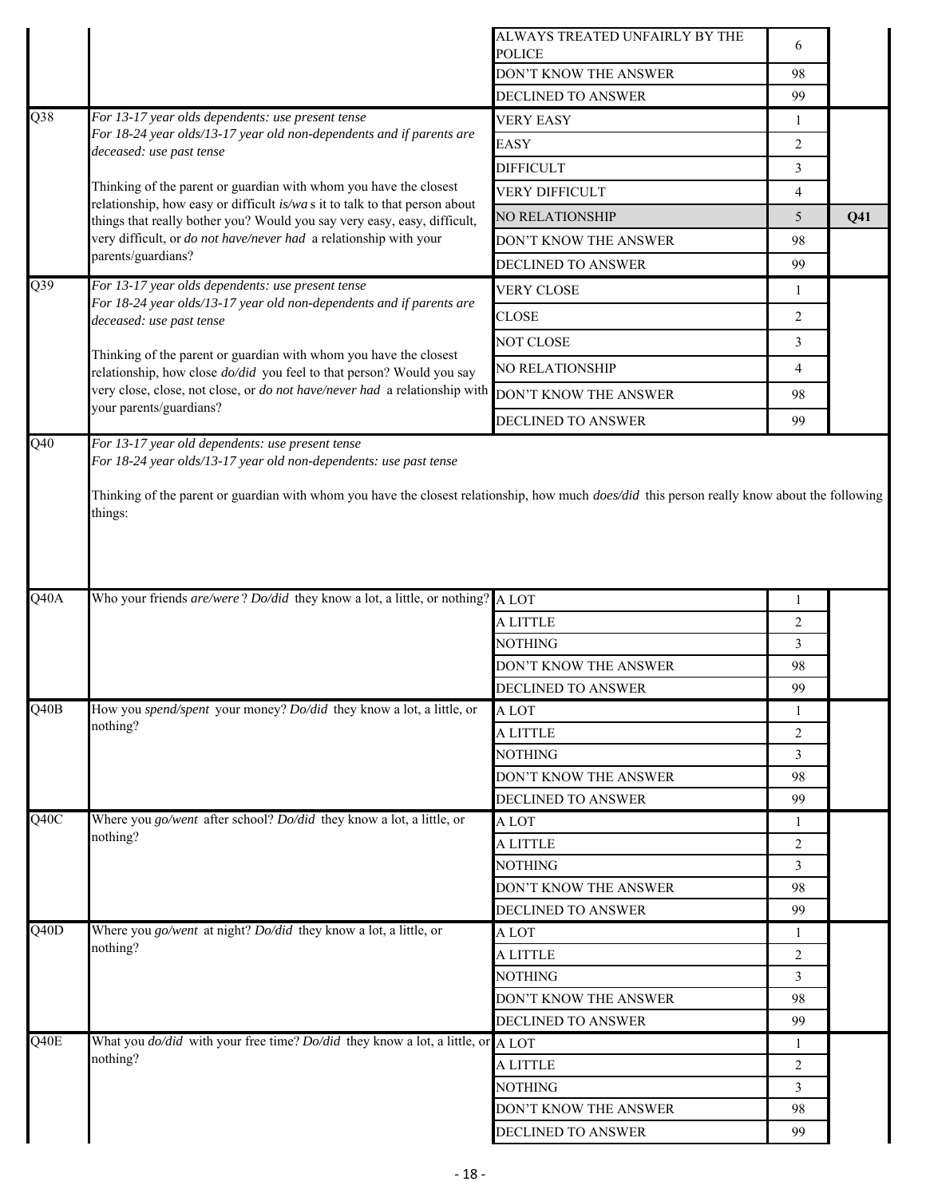| | | | | |
|---|---|---|---|---|
| | | ALWAYS TREATED UNFAIRLY BY THE POLICE | 6 | |
| | | DON'T KNOW THE ANSWER | 98 | |
| | | DECLINED TO ANSWER | 99 | |
| Q38 | *For 13-17 year olds dependents: use present tense*<br>*For 18-24 year olds/13-17 year old non-dependents and if parents are deceased: use past tense*<br><br>Thinking of the parent or guardian with whom you have the closest relationship, how easy or difficult *is/wa* s it to talk to that person about things that really bother you? Would you say very easy, easy, difficult, very difficult, or *do not have/never had* a relationship with your parents/guardians? | VERY EASY | 1 | |
| | | EASY | 2 | |
| | | DIFFICULT | 3 | |
| | | VERY DIFFICULT | 4 | |
| | | NO RELATIONSHIP | 5 | **Q41** |
| | | DON'T KNOW THE ANSWER | 98 | |
| | | DECLINED TO ANSWER | 99 | |
| Q39 | *For 13-17 year olds dependents: use present tense*<br>*For 18-24 year olds/13-17 year old non-dependents and if parents are deceased: use past tense*<br><br>Thinking of the parent or guardian with whom you have the closest relationship, how close *do/did* you feel to that person? Would you say very close, close, not close, or *do not have/never had* a relationship with your parents/guardians? | VERY CLOSE | 1 | |
| | | CLOSE | 2 | |
| | | NOT CLOSE | 3 | |
| | | NO RELATIONSHIP | 4 | |
| | | DON'T KNOW THE ANSWER | 98 | |
| | | DECLINED TO ANSWER | 99 | |
| Q40 | *For 13-17 year old dependents: use present tense*<br>*For 18-24 year olds/13-17 year old non-dependents: use past tense*<br><br>Thinking of the parent or guardian with whom you have the closest relationship, how much *does/did* this person really know about the following things: | | | |
| Q40A | Who your friends *are/were* ? *Do/did* they know a lot, a little, or nothing? | A LOT | 1 | |
| | | A LITTLE | 2 | |
| | | NOTHING | 3 | |
| | | DON'T KNOW THE ANSWER | 98 | |
| | | DECLINED TO ANSWER | 99 | |
| Q40B | How you *spend/spent* your money? *Do/did* they know a lot, a little, or nothing? | A LOT | 1 | |
| | | A LITTLE | 2 | |
| | | NOTHING | 3 | |
| | | DON'T KNOW THE ANSWER | 98 | |
| | | DECLINED TO ANSWER | 99 | |
| Q40C | Where you *go/went* after school? *Do/did* they know a lot, a little, or nothing? | A LOT | 1 | |
| | | A LITTLE | 2 | |
| | | NOTHING | 3 | |
| | | DON'T KNOW THE ANSWER | 98 | |
| | | DECLINED TO ANSWER | 99 | |
| Q40D | Where you *go/went* at night? *Do/did* they know a lot, a little, or nothing? | A LOT | 1 | |
| | | A LITTLE | 2 | |
| | | NOTHING | 3 | |
| | | DON'T KNOW THE ANSWER | 98 | |
| | | DECLINED TO ANSWER | 99 | |
| Q40E | What you *do/did* with your free time? *Do/did* they know a lot, a little, or nothing? | A LOT | 1 | |
| | | A LITTLE | 2 | |
| | | NOTHING | 3 | |
| | | DON'T KNOW THE ANSWER | 98 | |
| | | DECLINED TO ANSWER | 99 | |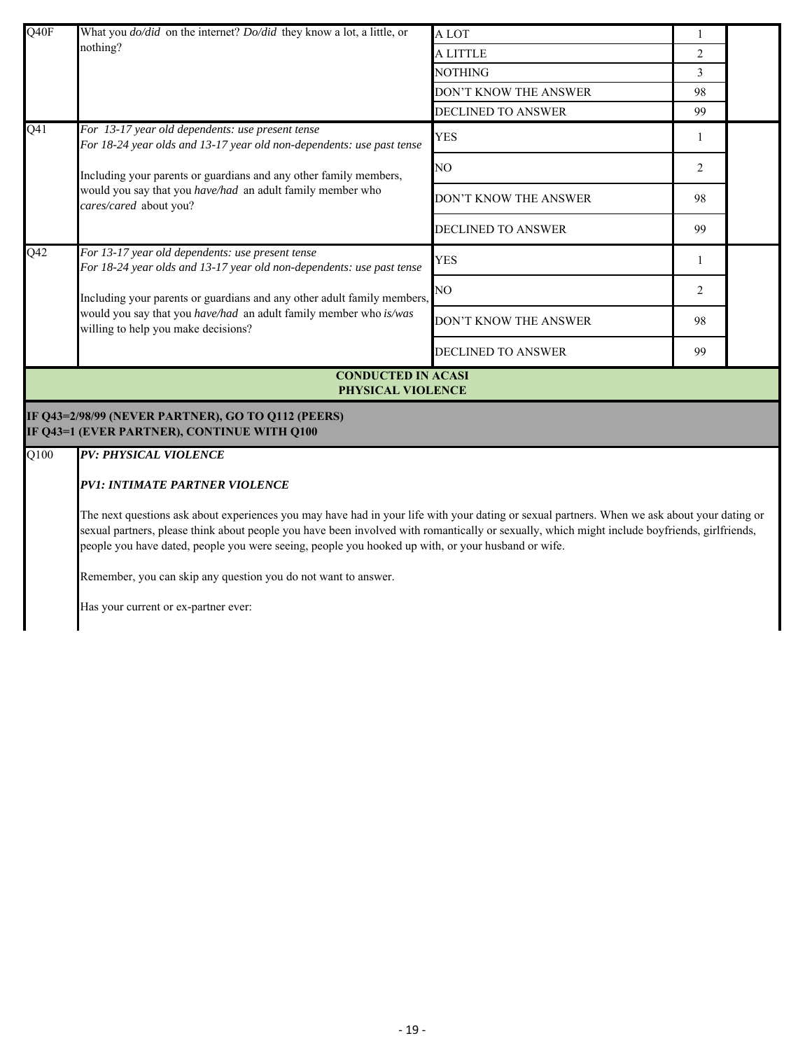| | | | | |
|---|---|---|---|---|
| Q40F | What you *do/did* on the internet? *Do/did* they know a lot, a little, or nothing? | A LOT | 1 | |
| | | A LITTLE | 2 | |
| | | NOTHING | 3 | |
| | | DON'T KNOW THE ANSWER | 98 | |
| | | DECLINED TO ANSWER | 99 | |
| Q41 | *For 13-17 year old dependents: use present tense*<br>*For 18-24 year olds and 13-17 year old non-dependents: use past tense*<br><br>Including your parents or guardians and any other family members, would you say that you *have/had* an adult family member who *cares/cared* about you? | YES | 1 | |
| | | NO | 2 | |
| | | DON'T KNOW THE ANSWER | 98 | |
| | | DECLINED TO ANSWER | 99 | |
| Q42 | *For 13-17 year old dependents: use present tense*<br>*For 18-24 year olds and 13-17 year old non-dependents: use past tense*<br><br>Including your parents or guardians and any other adult family members, would you say that you *have/had* an adult family member who *is/was* willing to help you make decisions? | YES | 1 | |
| | | NO | 2 | |
| | | DON'T KNOW THE ANSWER | 98 | |
| | | DECLINED TO ANSWER | 99 | |

**CONDUCTED IN ACASI**
**PHYSICAL VIOLENCE**

**IF Q43=2/98/99 (NEVER PARTNER), GO TO Q112 (PEERS)**
**IF Q43=1 (EVER PARTNER), CONTINUE WITH Q100**

Q100 ***PV: PHYSICAL VIOLENCE***

***PV1: INTIMATE PARTNER VIOLENCE***

The next questions ask about experiences you may have had in your life with your dating or sexual partners. When we ask about your dating or sexual partners, please think about people you have been involved with romantically or sexually, which might include boyfriends, girlfriends, people you have dated, people you were seeing, people you hooked up with, or your husband or wife.

Remember, you can skip any question you do not want to answer.

Has your current or ex-partner ever: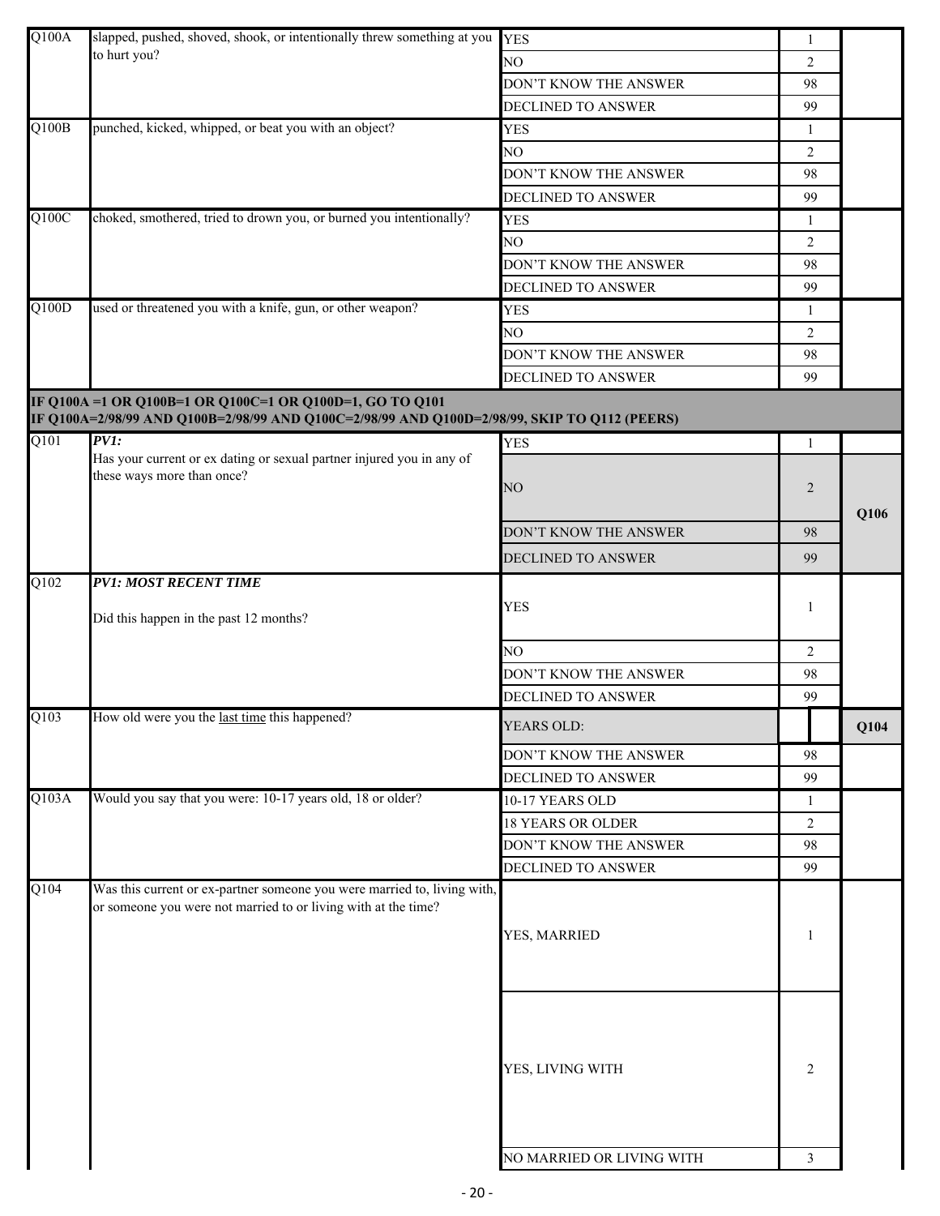| | | | | |
|---|---|---|---|---|
| Q100A | slapped, pushed, shoved, shook, or intentionally threw something at you to hurt you? | YES | 1 | |
| | | NO | 2 | |
| | | DON'T KNOW THE ANSWER | 98 | |
| | | DECLINED TO ANSWER | 99 | |
| Q100B | punched, kicked, whipped, or beat you with an object? | YES | 1 | |
| | | NO | 2 | |
| | | DON'T KNOW THE ANSWER | 98 | |
| | | DECLINED TO ANSWER | 99 | |
| Q100C | choked, smothered, tried to drown you, or burned you intentionally? | YES | 1 | |
| | | NO | 2 | |
| | | DON'T KNOW THE ANSWER | 98 | |
| | | DECLINED TO ANSWER | 99 | |
| Q100D | used or threatened you with a knife, gun, or other weapon? | YES | 1 | |
| | | NO | 2 | |
| | | DON'T KNOW THE ANSWER | 98 | |
| | | DECLINED TO ANSWER | 99 | |
| **IF Q100A =1 OR Q100B=1 OR Q100C=1 OR Q100D=1, GO TO Q101<br>IF Q100A=2/98/99 AND Q100B=2/98/99 AND Q100C=2/98/99 AND Q100D=2/98/99, SKIP TO Q112 (PEERS)** | | | | |
| Q101 | ***PV1:***<br>Has your current or ex dating or sexual partner injured you in any of these ways more than once? | YES | 1 | |
| | | NO | 2 | Q106 |
| | | DON'T KNOW THE ANSWER | 98 | |
| | | DECLINED TO ANSWER | 99 | |
| Q102 | ***PV1: MOST RECENT TIME***<br><br>Did this happen in the past 12 months? | YES | 1 | |
| | | NO | 2 | |
| | | DON'T KNOW THE ANSWER | 98 | |
| | | DECLINED TO ANSWER | 99 | |
| Q103 | How old were you the last time this happened? | YEARS OLD: | | Q104 |
| | | DON'T KNOW THE ANSWER | 98 | |
| | | DECLINED TO ANSWER | 99 | |
| Q103A | Would you say that you were: 10-17 years old, 18 or older? | 10-17 YEARS OLD | 1 | |
| | | 18 YEARS OR OLDER | 2 | |
| | | DON'T KNOW THE ANSWER | 98 | |
| | | DECLINED TO ANSWER | 99 | |
| Q104 | Was this current or ex-partner someone you were married to, living with, or someone you were not married to or living with at the time? | YES, MARRIED | 1 | |
| | | YES, LIVING WITH | 2 | |
| | | NO MARRIED OR LIVING WITH | 3 | |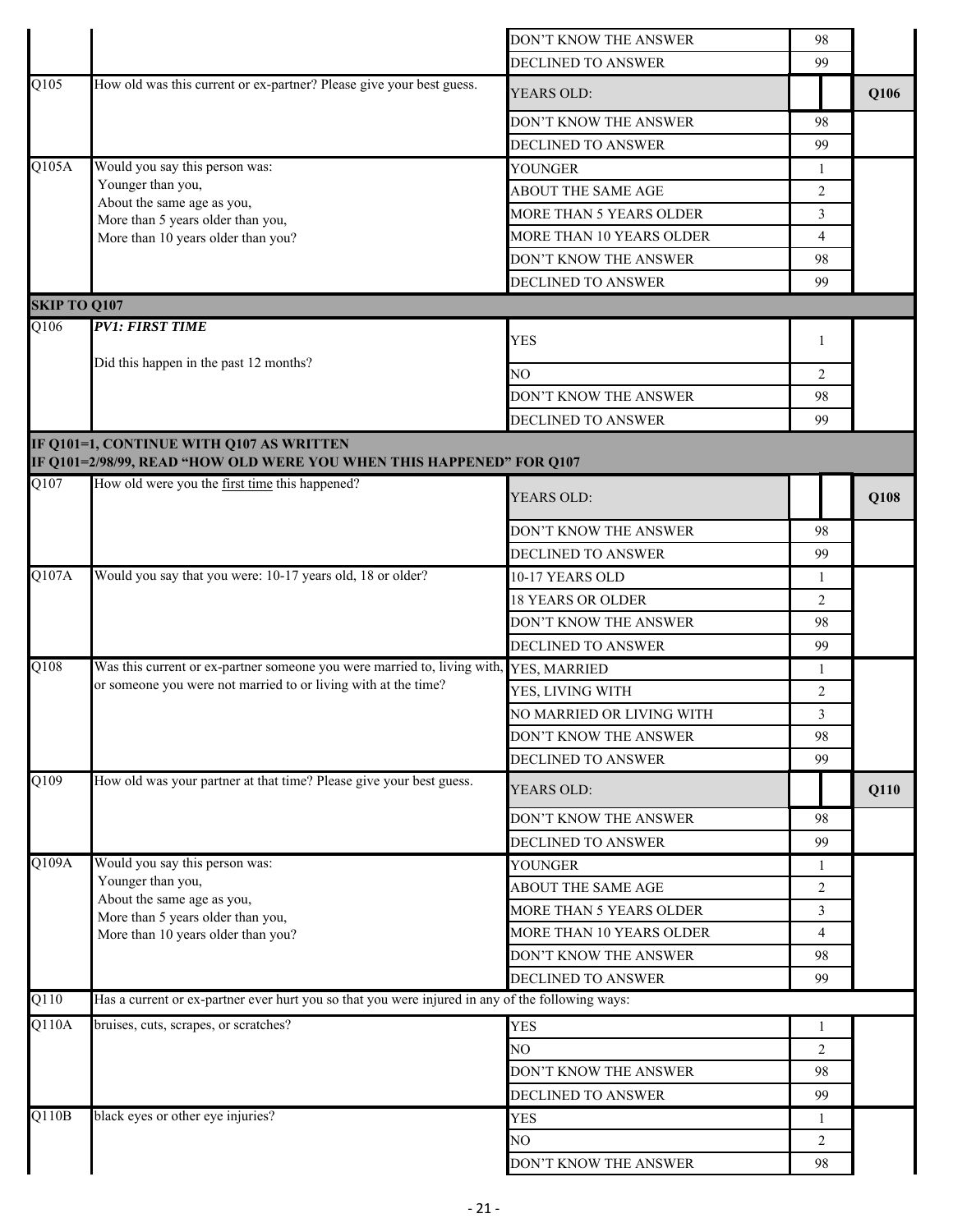| | | | | |
|---|---|---|---|---|
| | | DON'T KNOW THE ANSWER | 98 | |
| | | DECLINED TO ANSWER | 99 | |
| Q105 | How old was this current or ex-partner? Please give your best guess. | YEARS OLD: | | Q106 |
| | | DON'T KNOW THE ANSWER | 98 | |
| | | DECLINED TO ANSWER | 99 | |
| Q105A | Would you say this person was: Younger than you, About the same age as you, More than 5 years older than you, More than 10 years older than you? | YOUNGER | 1 | |
| | | ABOUT THE SAME AGE | 2 | |
| | | MORE THAN 5 YEARS OLDER | 3 | |
| | | MORE THAN 10 YEARS OLDER | 4 | |
| | | DON'T KNOW THE ANSWER | 98 | |
| | | DECLINED TO ANSWER | 99 | |
| **SKIP TO Q107** | | | | |
| Q106 | ***PV1: FIRST TIME*** Did this happen in the past 12 months? | YES | 1 | |
| | | NO | 2 | |
| | | DON'T KNOW THE ANSWER | 98 | |
| | | DECLINED TO ANSWER | 99 | |
| **IF Q101=1, CONTINUE WITH Q107 AS WRITTEN IF Q101=2/98/99, READ "HOW OLD WERE YOU WHEN THIS HAPPENED" FOR Q107** | | | | |
| Q107 | How old were you the first time this happened? | YEARS OLD: | | Q108 |
| | | DON'T KNOW THE ANSWER | 98 | |
| | | DECLINED TO ANSWER | 99 | |
| Q107A | Would you say that you were: 10-17 years old, 18 or older? | 10-17 YEARS OLD | 1 | |
| | | 18 YEARS OR OLDER | 2 | |
| | | DON'T KNOW THE ANSWER | 98 | |
| | | DECLINED TO ANSWER | 99 | |
| Q108 | Was this current or ex-partner someone you were married to, living with, or someone you were not married to or living with at the time? | YES, MARRIED | 1 | |
| | | YES, LIVING WITH | 2 | |
| | | NO MARRIED OR LIVING WITH | 3 | |
| | | DON'T KNOW THE ANSWER | 98 | |
| | | DECLINED TO ANSWER | 99 | |
| Q109 | How old was your partner at that time? Please give your best guess. | YEARS OLD: | | Q110 |
| | | DON'T KNOW THE ANSWER | 98 | |
| | | DECLINED TO ANSWER | 99 | |
| Q109A | Would you say this person was: Younger than you, About the same age as you, More than 5 years older than you, More than 10 years older than you? | YOUNGER | 1 | |
| | | ABOUT THE SAME AGE | 2 | |
| | | MORE THAN 5 YEARS OLDER | 3 | |
| | | MORE THAN 10 YEARS OLDER | 4 | |
| | | DON'T KNOW THE ANSWER | 98 | |
| | | DECLINED TO ANSWER | 99 | |
| Q110 | Has a current or ex-partner ever hurt you so that you were injured in any of the following ways: | | | |
| Q110A | bruises, cuts, scrapes, or scratches? | YES | 1 | |
| | | NO | 2 | |
| | | DON'T KNOW THE ANSWER | 98 | |
| | | DECLINED TO ANSWER | 99 | |
| Q110B | black eyes or other eye injuries? | YES | 1 | |
| | | NO | 2 | |
| | | DON'T KNOW THE ANSWER | 98 | |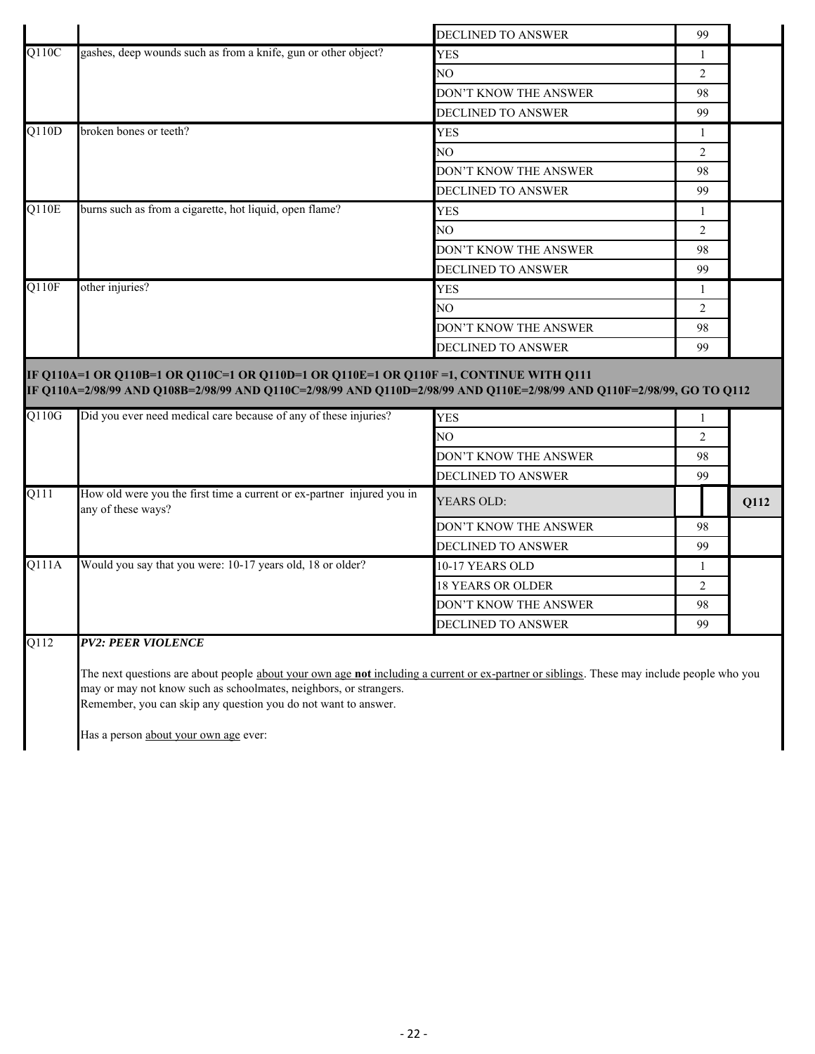| | | | | |
|---|---|---|---|---|
| | | DECLINED TO ANSWER | 99 | |
| Q110C | gashes, deep wounds such as from a knife, gun or other object? | YES | 1 | |
| | | NO | 2 | |
| | | DON'T KNOW THE ANSWER | 98 | |
| | | DECLINED TO ANSWER | 99 | |
| Q110D | broken bones or teeth? | YES | 1 | |
| | | NO | 2 | |
| | | DON'T KNOW THE ANSWER | 98 | |
| | | DECLINED TO ANSWER | 99 | |
| Q110E | burns such as from a cigarette, hot liquid, open flame? | YES | 1 | |
| | | NO | 2 | |
| | | DON'T KNOW THE ANSWER | 98 | |
| | | DECLINED TO ANSWER | 99 | |
| Q110F | other injuries? | YES | 1 | |
| | | NO | 2 | |
| | | DON'T KNOW THE ANSWER | 98 | |
| | | DECLINED TO ANSWER | 99 | |
| **IF Q110A=1 OR Q110B=1 OR Q110C=1 OR Q110D=1 OR Q110E=1 OR Q110F =1, CONTINUE WITH Q111**<br>**IF Q110A=2/98/99 AND Q108B=2/98/99 AND Q110C=2/98/99 AND Q110D=2/98/99 AND Q110E=2/98/99 AND Q110F=2/98/99, GO TO Q112** | | | | |
| Q110G | Did you ever need medical care because of any of these injuries? | YES | 1 | |
| | | NO | 2 | |
| | | DON'T KNOW THE ANSWER | 98 | |
| | | DECLINED TO ANSWER | 99 | |
| Q111 | How old were you the first time a current or ex-partner injured you in any of these ways? | YEARS OLD: | | **Q112** |
| | | DON'T KNOW THE ANSWER | 98 | |
| | | DECLINED TO ANSWER | 99 | |
| Q111A | Would you say that you were: 10-17 years old, 18 or older? | 10-17 YEARS OLD | 1 | |
| | | 18 YEARS OR OLDER | 2 | |
| | | DON'T KNOW THE ANSWER | 98 | |
| | | DECLINED TO ANSWER | 99 | |

Q112 ***PV2: PEER VIOLENCE***

The next questions are about people about your own age **not** including a current or ex-partner or siblings. These may include people who you may or may not know such as schoolmates, neighbors, or strangers.
Remember, you can skip any question you do not want to answer.

Has a person about your own age ever: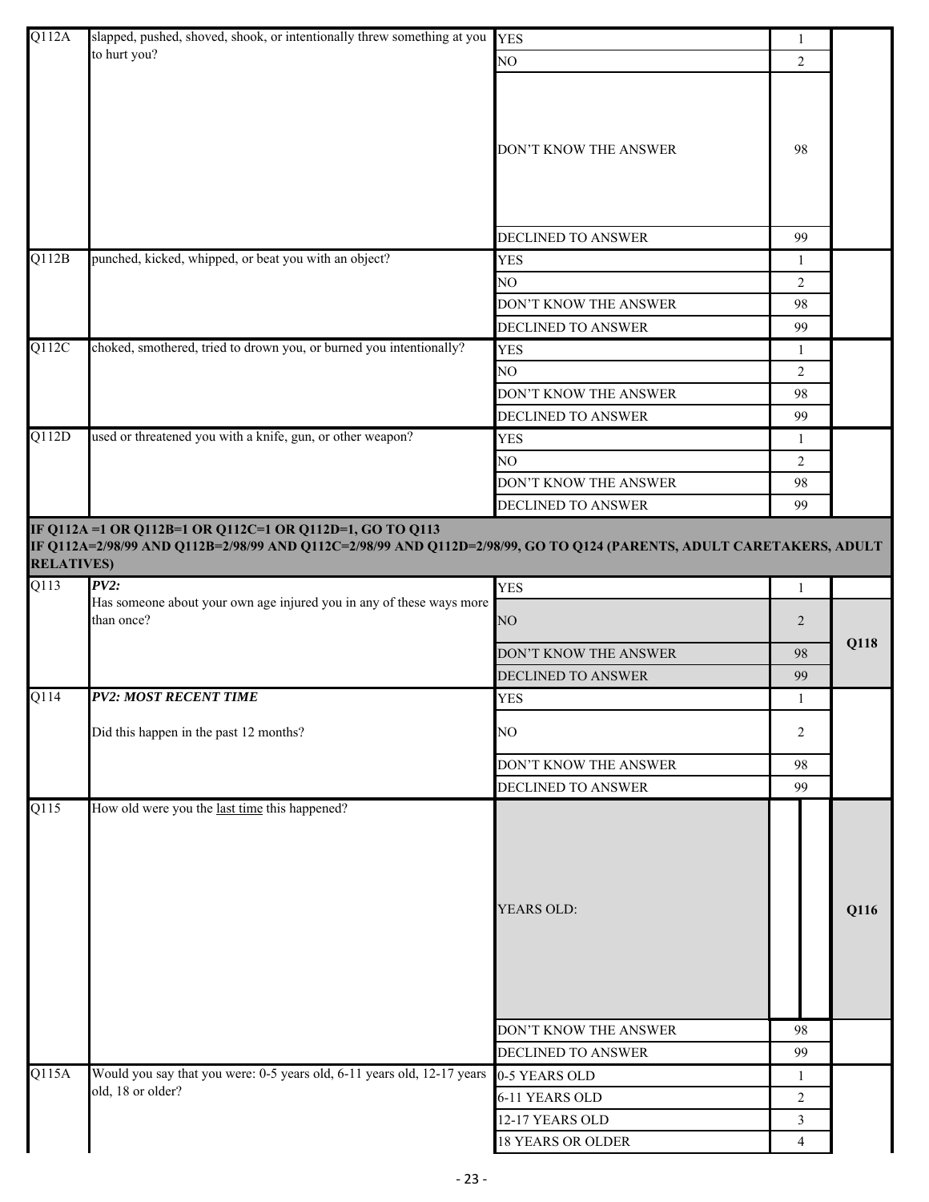| | | | | |
|---|---|---|---|---|
| Q112A | slapped, pushed, shoved, shook, or intentionally threw something at you to hurt you? | YES | 1 | |
| | | NO | 2 | |
| | | DON'T KNOW THE ANSWER | 98 | |
| | | DECLINED TO ANSWER | 99 | |
| Q112B | punched, kicked, whipped, or beat you with an object? | YES | 1 | |
| | | NO | 2 | |
| | | DON'T KNOW THE ANSWER | 98 | |
| | | DECLINED TO ANSWER | 99 | |
| Q112C | choked, smothered, tried to drown you, or burned you intentionally? | YES | 1 | |
| | | NO | 2 | |
| | | DON'T KNOW THE ANSWER | 98 | |
| | | DECLINED TO ANSWER | 99 | |
| Q112D | used or threatened you with a knife, gun, or other weapon? | YES | 1 | |
| | | NO | 2 | |
| | | DON'T KNOW THE ANSWER | 98 | |
| | | DECLINED TO ANSWER | 99 | |
| **IF Q112A =1 OR Q112B=1 OR Q112C=1 OR Q112D=1, GO TO Q113<br>IF Q112A=2/98/99 AND Q112B=2/98/99 AND Q112C=2/98/99 AND Q112D=2/98/99, GO TO Q124 (PARENTS, ADULT CARETAKERS, ADULT RELATIVES)** | | | | |
| Q113 | ***PV2:***<br>Has someone about your own age injured you in any of these ways more than once? | YES | 1 | |
| | | NO | 2 | Q118 |
| | | DON'T KNOW THE ANSWER | 98 | |
| | | DECLINED TO ANSWER | 99 | |
| Q114 | ***PV2: MOST RECENT TIME***<br><br>Did this happen in the past 12 months? | YES | 1 | |
| | | NO | 2 | |
| | | DON'T KNOW THE ANSWER | 98 | |
| | | DECLINED TO ANSWER | 99 | |
| Q115 | How old were you the last time this happened? | YEARS OLD: | | Q116 |
| | | DON'T KNOW THE ANSWER | 98 | |
| | | DECLINED TO ANSWER | 99 | |
| Q115A | Would you say that you were: 0-5 years old, 6-11 years old, 12-17 years old, 18 or older? | 0-5 YEARS OLD | 1 | |
| | | 6-11 YEARS OLD | 2 | |
| | | 12-17 YEARS OLD | 3 | |
| | | 18 YEARS OR OLDER | 4 | |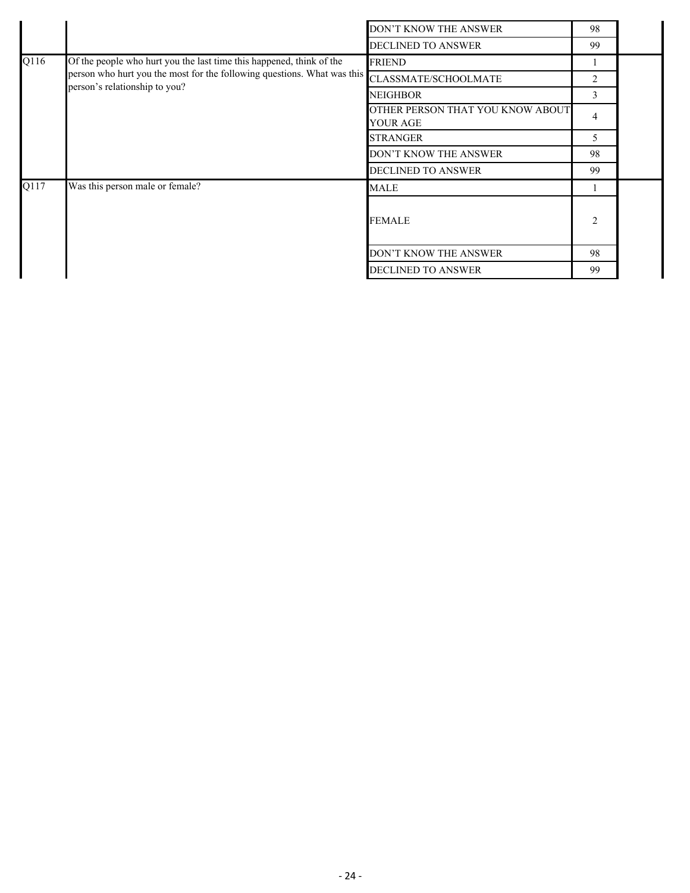| | | | | |
|---|---|---|---|---|
| | | DON'T KNOW THE ANSWER | 98 | |
| | | DECLINED TO ANSWER | 99 | |
| Q116 | Of the people who hurt you the last time this happened, think of the person who hurt you the most for the following questions. What was this person's relationship to you? | FRIEND | 1 | |
| | | CLASSMATE/SCHOOLMATE | 2 | |
| | | NEIGHBOR | 3 | |
| | | OTHER PERSON THAT YOU KNOW ABOUT YOUR AGE | 4 | |
| | | STRANGER | 5 | |
| | | DON'T KNOW THE ANSWER | 98 | |
| | | DECLINED TO ANSWER | 99 | |
| Q117 | Was this person male or female? | MALE | 1 | |
| | | FEMALE | 2 | |
| | | DON'T KNOW THE ANSWER | 98 | |
| | | DECLINED TO ANSWER | 99 | |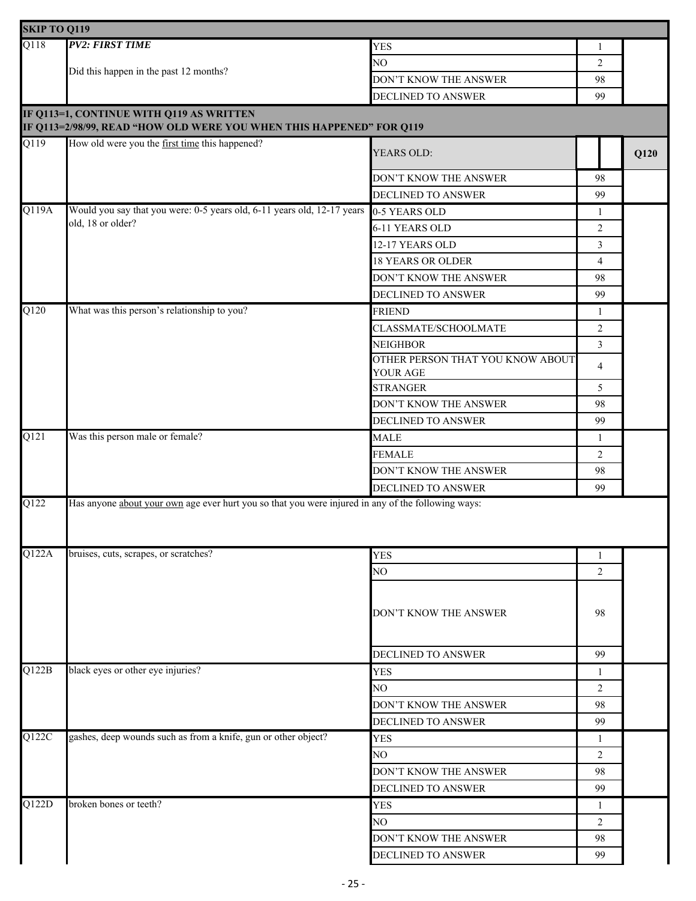| | | | | |
|---|---|---|---|---|
| **SKIP TO Q119** | | | | |
| Q118 | ***PV2: FIRST TIME*** Did this happen in the past 12 months? | YES | 1 | |
| | | NO | 2 | |
| | | DON'T KNOW THE ANSWER | 98 | |
| | | DECLINED TO ANSWER | 99 | |
| **IF Q113=1, CONTINUE WITH Q119 AS WRITTEN IF Q113=2/98/99, READ "HOW OLD WERE YOU WHEN THIS HAPPENED" FOR Q119** | | | | |
| Q119 | How old were you the first time this happened? | YEARS OLD: | | Q120 |
| | | DON'T KNOW THE ANSWER | 98 | |
| | | DECLINED TO ANSWER | 99 | |
| Q119A | Would you say that you were: 0-5 years old, 6-11 years old, 12-17 years old, 18 or older? | 0-5 YEARS OLD | 1 | |
| | | 6-11 YEARS OLD | 2 | |
| | | 12-17 YEARS OLD | 3 | |
| | | 18 YEARS OR OLDER | 4 | |
| | | DON'T KNOW THE ANSWER | 98 | |
| | | DECLINED TO ANSWER | 99 | |
| Q120 | What was this person's relationship to you? | FRIEND | 1 | |
| | | CLASSMATE/SCHOOLMATE | 2 | |
| | | NEIGHBOR | 3 | |
| | | OTHER PERSON THAT YOU KNOW ABOUT YOUR AGE | 4 | |
| | | STRANGER | 5 | |
| | | DON'T KNOW THE ANSWER | 98 | |
| | | DECLINED TO ANSWER | 99 | |
| Q121 | Was this person male or female? | MALE | 1 | |
| | | FEMALE | 2 | |
| | | DON'T KNOW THE ANSWER | 98 | |
| | | DECLINED TO ANSWER | 99 | |
| Q122 | Has anyone about your own age ever hurt you so that you were injured in any of the following ways: | | | |
| Q122A | bruises, cuts, scrapes, or scratches? | YES | 1 | |
| | | NO | 2 | |
| | | DON'T KNOW THE ANSWER | 98 | |
| | | DECLINED TO ANSWER | 99 | |
| Q122B | black eyes or other eye injuries? | YES | 1 | |
| | | NO | 2 | |
| | | DON'T KNOW THE ANSWER | 98 | |
| | | DECLINED TO ANSWER | 99 | |
| Q122C | gashes, deep wounds such as from a knife, gun or other object? | YES | 1 | |
| | | NO | 2 | |
| | | DON'T KNOW THE ANSWER | 98 | |
| | | DECLINED TO ANSWER | 99 | |
| Q122D | broken bones or teeth? | YES | 1 | |
| | | NO | 2 | |
| | | DON'T KNOW THE ANSWER | 98 | |
| | | DECLINED TO ANSWER | 99 | |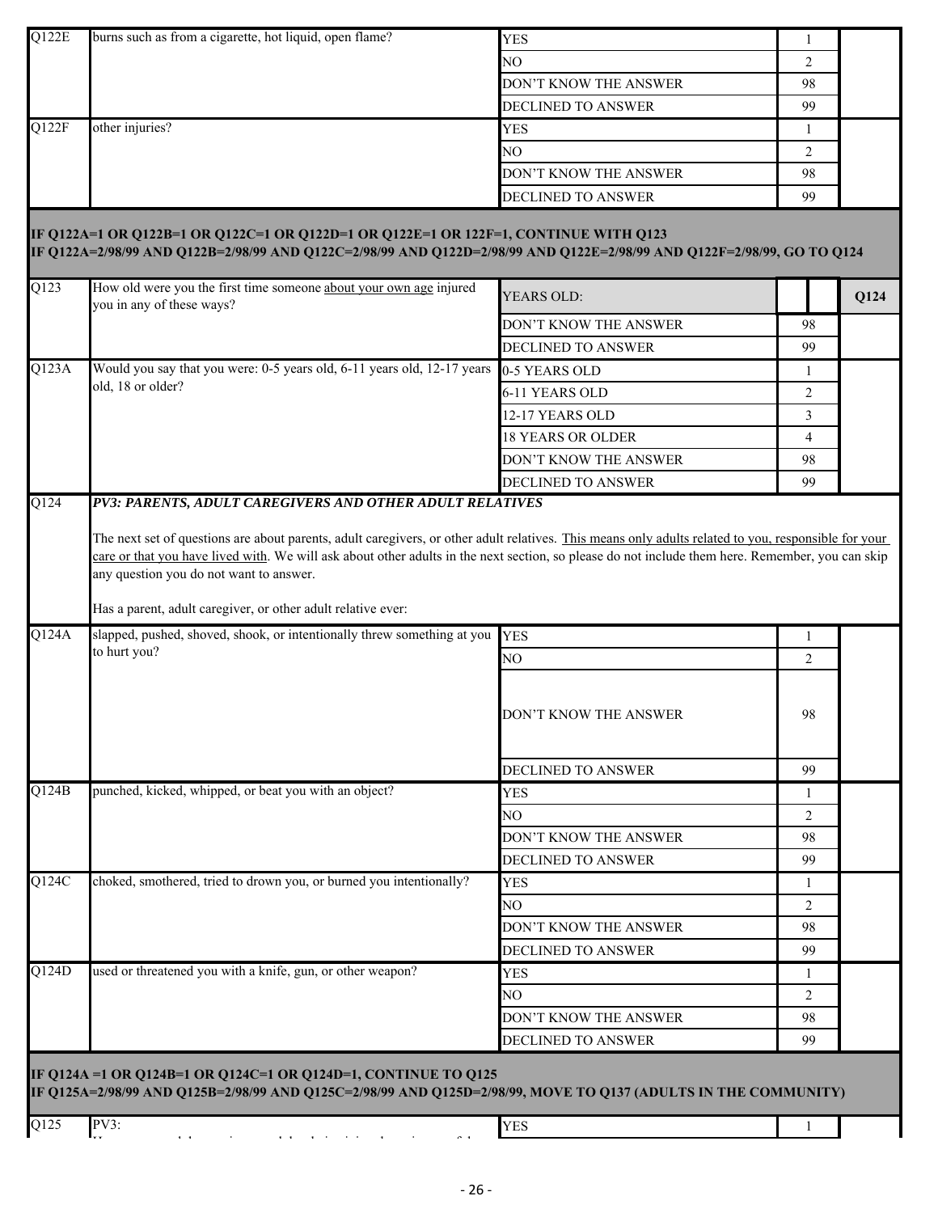| | | | | |
|---|---|---|---|---|
| Q122E | burns such as from a cigarette, hot liquid, open flame? | YES | 1 | |
| | | NO | 2 | |
| | | DON'T KNOW THE ANSWER | 98 | |
| | | DECLINED TO ANSWER | 99 | |
| Q122F | other injuries? | YES | 1 | |
| | | NO | 2 | |
| | | DON'T KNOW THE ANSWER | 98 | |
| | | DECLINED TO ANSWER | 99 | |

**IF Q122A=1 OR Q122B=1 OR Q122C=1 OR Q122D=1 OR Q122E=1 OR 122F=1, CONTINUE WITH Q123**
**IF Q122A=2/98/99 AND Q122B=2/98/99 AND Q122C=2/98/99 AND Q122D=2/98/99 AND Q122E=2/98/99 AND Q122F=2/98/99, GO TO Q124**

| | | | | |
|---|---|---|---|---|
| Q123 | How old were you the first time someone about your own age injured you in any of these ways? | YEARS OLD: | | Q124 |
| | | DON'T KNOW THE ANSWER | 98 | |
| | | DECLINED TO ANSWER | 99 | |
| Q123A | Would you say that you were: 0-5 years old, 6-11 years old, 12-17 years old, 18 or older? | 0-5 YEARS OLD | 1 | |
| | | 6-11 YEARS OLD | 2 | |
| | | 12-17 YEARS OLD | 3 | |
| | | 18 YEARS OR OLDER | 4 | |
| | | DON'T KNOW THE ANSWER | 98 | |
| | | DECLINED TO ANSWER | 99 | |

**Q124** ***PV3: PARENTS, ADULT CAREGIVERS AND OTHER ADULT RELATIVES***

The next set of questions are about parents, adult caregivers, or other adult relatives. This means only adults related to you, responsible for your care or that you have lived with. We will ask about other adults in the next section, so please do not include them here. Remember, you can skip any question you do not want to answer.

Has a parent, adult caregiver, or other adult relative ever:

| | | | | |
|---|---|---|---|---|
| Q124A | slapped, pushed, shoved, shook, or intentionally threw something at you to hurt you? | YES | 1 | |
| | | NO | 2 | |
| | | DON'T KNOW THE ANSWER | 98 | |
| | | DECLINED TO ANSWER | 99 | |
| Q124B | punched, kicked, whipped, or beat you with an object? | YES | 1 | |
| | | NO | 2 | |
| | | DON'T KNOW THE ANSWER | 98 | |
| | | DECLINED TO ANSWER | 99 | |
| Q124C | choked, smothered, tried to drown you, or burned you intentionally? | YES | 1 | |
| | | NO | 2 | |
| | | DON'T KNOW THE ANSWER | 98 | |
| | | DECLINED TO ANSWER | 99 | |
| Q124D | used or threatened you with a knife, gun, or other weapon? | YES | 1 | |
| | | NO | 2 | |
| | | DON'T KNOW THE ANSWER | 98 | |
| | | DECLINED TO ANSWER | 99 | |

**IF Q124A =1 OR Q124B=1 OR Q124C=1 OR Q124D=1, CONTINUE TO Q125**
**IF Q125A=2/98/99 AND Q125B=2/98/99 AND Q125C=2/98/99 AND Q125D=2/98/99, MOVE TO Q137 (ADULTS IN THE COMMUNITY)**

| | | | | |
|---|---|---|---|---|
| Q125 | PV3: | YES | 1 | |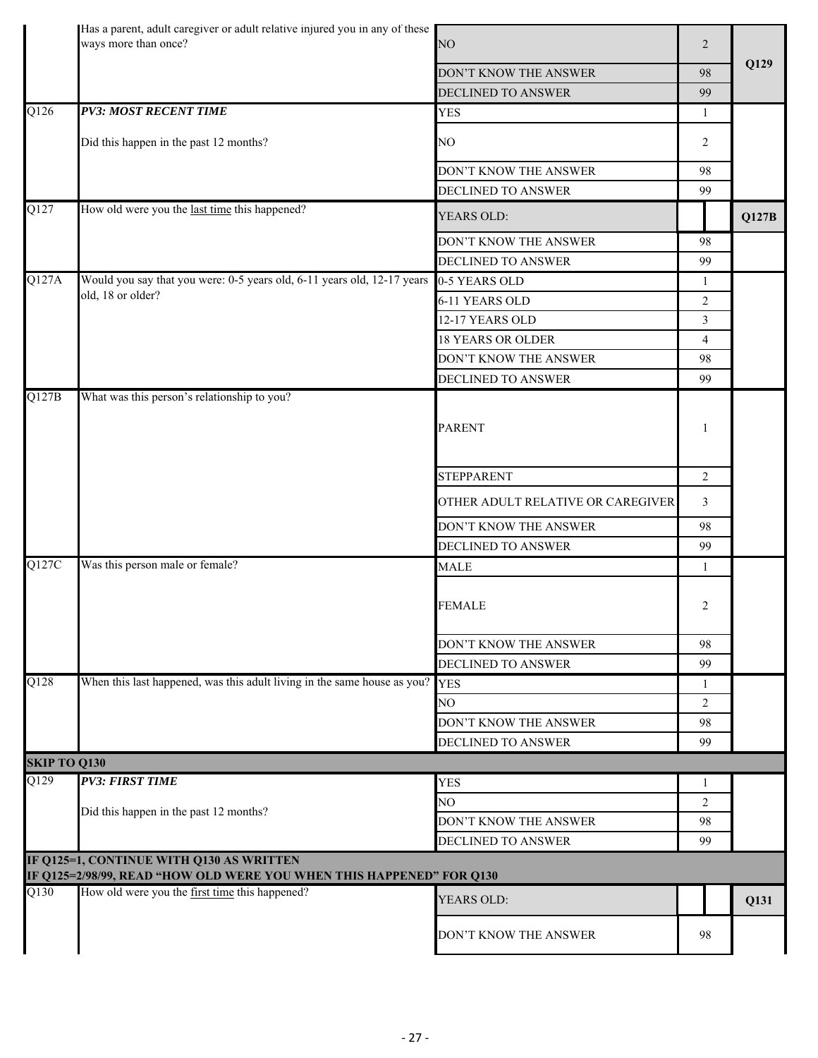| | | | | |
|---|---|---|---|---|
| | Has a parent, adult caregiver or adult relative injured you in any of these ways more than once? | NO | 2 | Q129 |
| | | DON'T KNOW THE ANSWER | 98 | |
| | | DECLINED TO ANSWER | 99 | |
| Q126 | ***PV3: MOST RECENT TIME*** Did this happen in the past 12 months? | YES | 1 | |
| | | NO | 2 | |
| | | DON'T KNOW THE ANSWER | 98 | |
| | | DECLINED TO ANSWER | 99 | |
| Q127 | How old were you the last time this happened? | YEARS OLD: | | Q127B |
| | | DON'T KNOW THE ANSWER | 98 | |
| | | DECLINED TO ANSWER | 99 | |
| Q127A | Would you say that you were: 0-5 years old, 6-11 years old, 12-17 years old, 18 or older? | 0-5 YEARS OLD | 1 | |
| | | 6-11 YEARS OLD | 2 | |
| | | 12-17 YEARS OLD | 3 | |
| | | 18 YEARS OR OLDER | 4 | |
| | | DON'T KNOW THE ANSWER | 98 | |
| | | DECLINED TO ANSWER | 99 | |
| Q127B | What was this person's relationship to you? | PARENT | 1 | |
| | | STEPPARENT | 2 | |
| | | OTHER ADULT RELATIVE OR CAREGIVER | 3 | |
| | | DON'T KNOW THE ANSWER | 98 | |
| | | DECLINED TO ANSWER | 99 | |
| Q127C | Was this person male or female? | MALE | 1 | |
| | | FEMALE | 2 | |
| | | DON'T KNOW THE ANSWER | 98 | |
| | | DECLINED TO ANSWER | 99 | |
| Q128 | When this last happened, was this adult living in the same house as you? | YES | 1 | |
| | | NO | 2 | |
| | | DON'T KNOW THE ANSWER | 98 | |
| | | DECLINED TO ANSWER | 99 | |
| **SKIP TO Q130** | | | | |
| Q129 | ***PV3: FIRST TIME*** Did this happen in the past 12 months? | YES | 1 | |
| | | NO | 2 | |
| | | DON'T KNOW THE ANSWER | 98 | |
| | | DECLINED TO ANSWER | 99 | |
| **IF Q125=1, CONTINUE WITH Q130 AS WRITTEN IF Q125=2/98/99, READ "HOW OLD WERE YOU WHEN THIS HAPPENED" FOR Q130** | | | | |
| Q130 | How old were you the first time this happened? | YEARS OLD: | | Q131 |
| | | DON'T KNOW THE ANSWER | 98 | |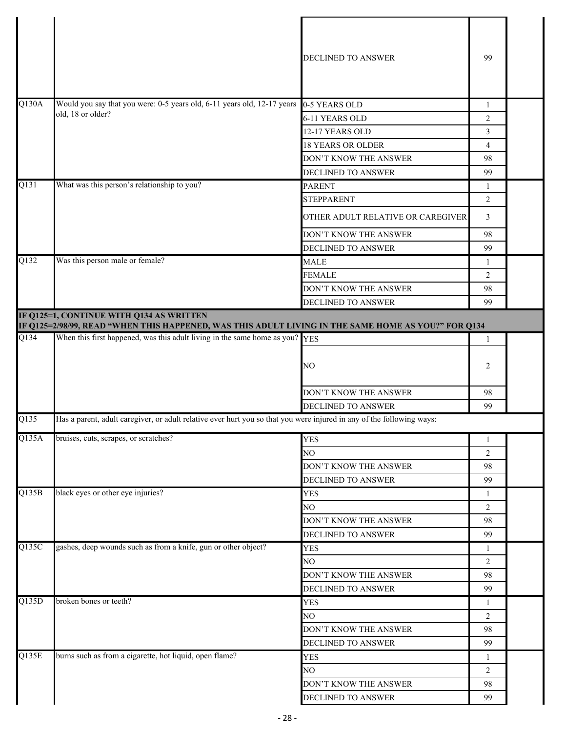| | | | | |
|---|---|---|---|---|
| | | DECLINED TO ANSWER | 99 | |
| Q130A | Would you say that you were: 0-5 years old, 6-11 years old, 12-17 years old, 18 or older? | 0-5 YEARS OLD | 1 | |
| | | 6-11 YEARS OLD | 2 | |
| | | 12-17 YEARS OLD | 3 | |
| | | 18 YEARS OR OLDER | 4 | |
| | | DON'T KNOW THE ANSWER | 98 | |
| | | DECLINED TO ANSWER | 99 | |
| Q131 | What was this person's relationship to you? | PARENT | 1 | |
| | | STEPPARENT | 2 | |
| | | OTHER ADULT RELATIVE OR CAREGIVER | 3 | |
| | | DON'T KNOW THE ANSWER | 98 | |
| | | DECLINED TO ANSWER | 99 | |
| Q132 | Was this person male or female? | MALE | 1 | |
| | | FEMALE | 2 | |
| | | DON'T KNOW THE ANSWER | 98 | |
| | | DECLINED TO ANSWER | 99 | |
| **IF Q125=1, CONTINUE WITH Q134 AS WRITTEN<br>IF Q125=2/98/99, READ "WHEN THIS HAPPENED, WAS THIS ADULT LIVING IN THE SAME HOME AS YOU?" FOR Q134** | | | | |
| Q134 | When this first happened, was this adult living in the same home as you? | YES | 1 | |
| | | NO | 2 | |
| | | DON'T KNOW THE ANSWER | 98 | |
| | | DECLINED TO ANSWER | 99 | |
| Q135 | Has a parent, adult caregiver, or adult relative ever hurt you so that you were injured in any of the following ways: | | | |
| Q135A | bruises, cuts, scrapes, or scratches? | YES | 1 | |
| | | NO | 2 | |
| | | DON'T KNOW THE ANSWER | 98 | |
| | | DECLINED TO ANSWER | 99 | |
| Q135B | black eyes or other eye injuries? | YES | 1 | |
| | | NO | 2 | |
| | | DON'T KNOW THE ANSWER | 98 | |
| | | DECLINED TO ANSWER | 99 | |
| Q135C | gashes, deep wounds such as from a knife, gun or other object? | YES | 1 | |
| | | NO | 2 | |
| | | DON'T KNOW THE ANSWER | 98 | |
| | | DECLINED TO ANSWER | 99 | |
| Q135D | broken bones or teeth? | YES | 1 | |
| | | NO | 2 | |
| | | DON'T KNOW THE ANSWER | 98 | |
| | | DECLINED TO ANSWER | 99 | |
| Q135E | burns such as from a cigarette, hot liquid, open flame? | YES | 1 | |
| | | NO | 2 | |
| | | DON'T KNOW THE ANSWER | 98 | |
| | | DECLINED TO ANSWER | 99 | |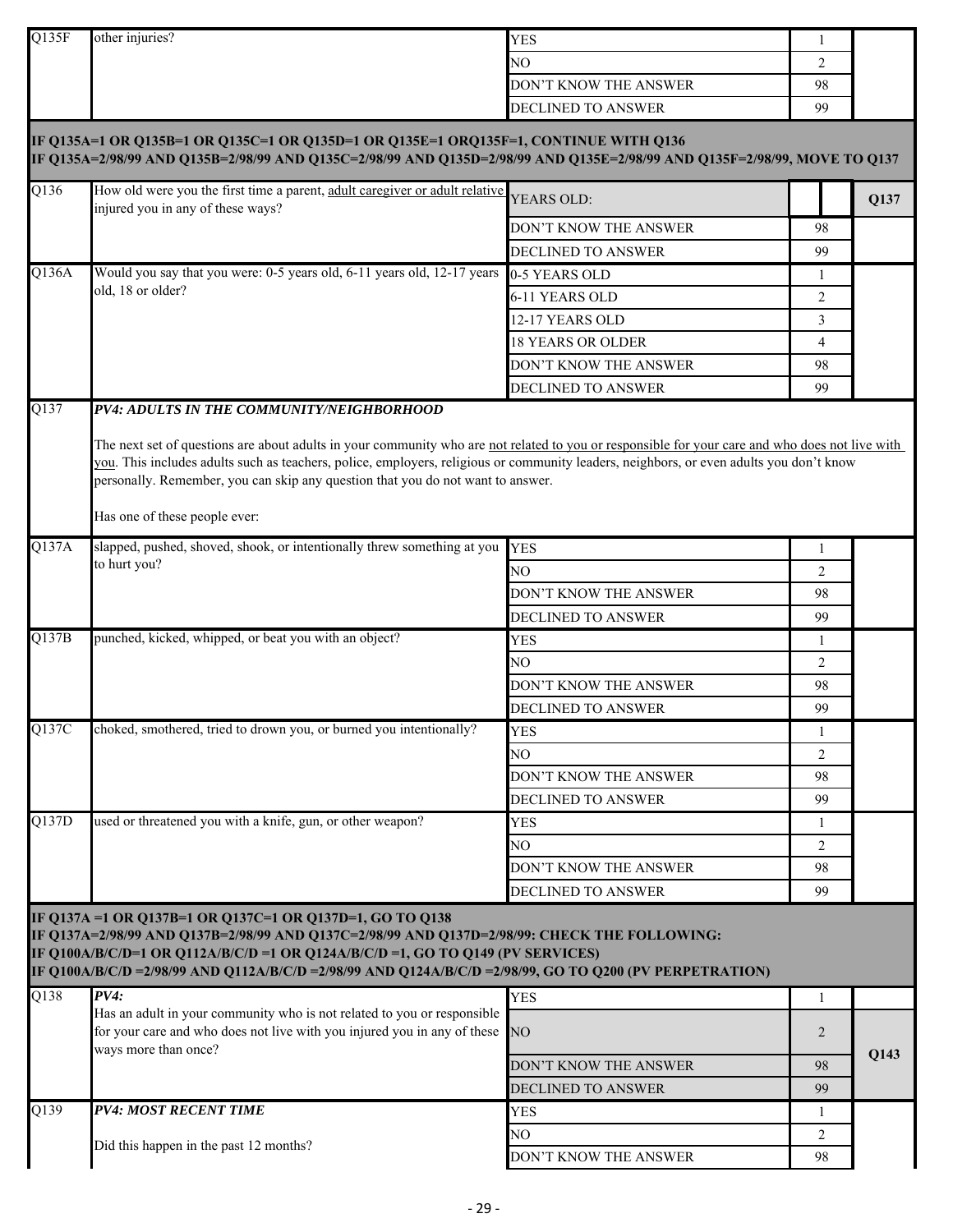| | | | | |
|---|---|---|---|---|
| Q135F | other injuries? | YES | 1 | |
| | | NO | 2 | |
| | | DON'T KNOW THE ANSWER | 98 | |
| | | DECLINED TO ANSWER | 99 | |

**IF Q135A=1 OR Q135B=1 OR Q135C=1 OR Q135D=1 OR Q135E=1 ORQ135F=1, CONTINUE WITH Q136**
**IF Q135A=2/98/99 AND Q135B=2/98/99 AND Q135C=2/98/99 AND Q135D=2/98/99 AND Q135E=2/98/99 AND Q135F=2/98/99, MOVE TO Q137**

| | | | | |
|---|---|---|---|---|
| Q136 | How old were you the first time a parent, adult caregiver or adult relative injured you in any of these ways? | YEARS OLD: | | Q137 |
| | | DON'T KNOW THE ANSWER | 98 | |
| | | DECLINED TO ANSWER | 99 | |
| Q136A | Would you say that you were: 0-5 years old, 6-11 years old, 12-17 years old, 18 or older? | 0-5 YEARS OLD | 1 | |
| | | 6-11 YEARS OLD | 2 | |
| | | 12-17 YEARS OLD | 3 | |
| | | 18 YEARS OR OLDER | 4 | |
| | | DON'T KNOW THE ANSWER | 98 | |
| | | DECLINED TO ANSWER | 99 | |

**Q137** ***PV4: ADULTS IN THE COMMUNITY/NEIGHBORHOOD***

The next set of questions are about adults in your community who are not related to you or responsible for your care and who does not live with you. This includes adults such as teachers, police, employers, religious or community leaders, neighbors, or even adults you don't know personally. Remember, you can skip any question that you do not want to answer.

Has one of these people ever:

| | | | | |
|---|---|---|---|---|
| Q137A | slapped, pushed, shoved, shook, or intentionally threw something at you to hurt you? | YES | 1 | |
| | | NO | 2 | |
| | | DON'T KNOW THE ANSWER | 98 | |
| | | DECLINED TO ANSWER | 99 | |
| Q137B | punched, kicked, whipped, or beat you with an object? | YES | 1 | |
| | | NO | 2 | |
| | | DON'T KNOW THE ANSWER | 98 | |
| | | DECLINED TO ANSWER | 99 | |
| Q137C | choked, smothered, tried to drown you, or burned you intentionally? | YES | 1 | |
| | | NO | 2 | |
| | | DON'T KNOW THE ANSWER | 98 | |
| | | DECLINED TO ANSWER | 99 | |
| Q137D | used or threatened you with a knife, gun, or other weapon? | YES | 1 | |
| | | NO | 2 | |
| | | DON'T KNOW THE ANSWER | 98 | |
| | | DECLINED TO ANSWER | 99 | |

**IF Q137A =1 OR Q137B=1 OR Q137C=1 OR Q137D=1, GO TO Q138**
**IF Q137A=2/98/99 AND Q137B=2/98/99 AND Q137C=2/98/99 AND Q137D=2/98/99: CHECK THE FOLLOWING:**
**IF Q100A/B/C/D=1 OR Q112A/B/C/D =1 OR Q124A/B/C/D =1, GO TO Q149 (PV SERVICES)**
**IF Q100A/B/C/D =2/98/99 AND Q112A/B/C/D =2/98/99 AND Q124A/B/C/D =2/98/99, GO TO Q200 (PV PERPETRATION)**

| | | | | |
|---|---|---|---|---|
| Q138 | ***PV4:*** Has an adult in your community who is not related to you or responsible for your care and who does not live with you injured you in any of these ways more than once? | YES | 1 | |
| | | NO | 2 | Q143 |
| | | DON'T KNOW THE ANSWER | 98 | |
| | | DECLINED TO ANSWER | 99 | |
| Q139 | ***PV4: MOST RECENT TIME*** Did this happen in the past 12 months? | YES | 1 | |
| | | NO | 2 | |
| | | DON'T KNOW THE ANSWER | 98 | |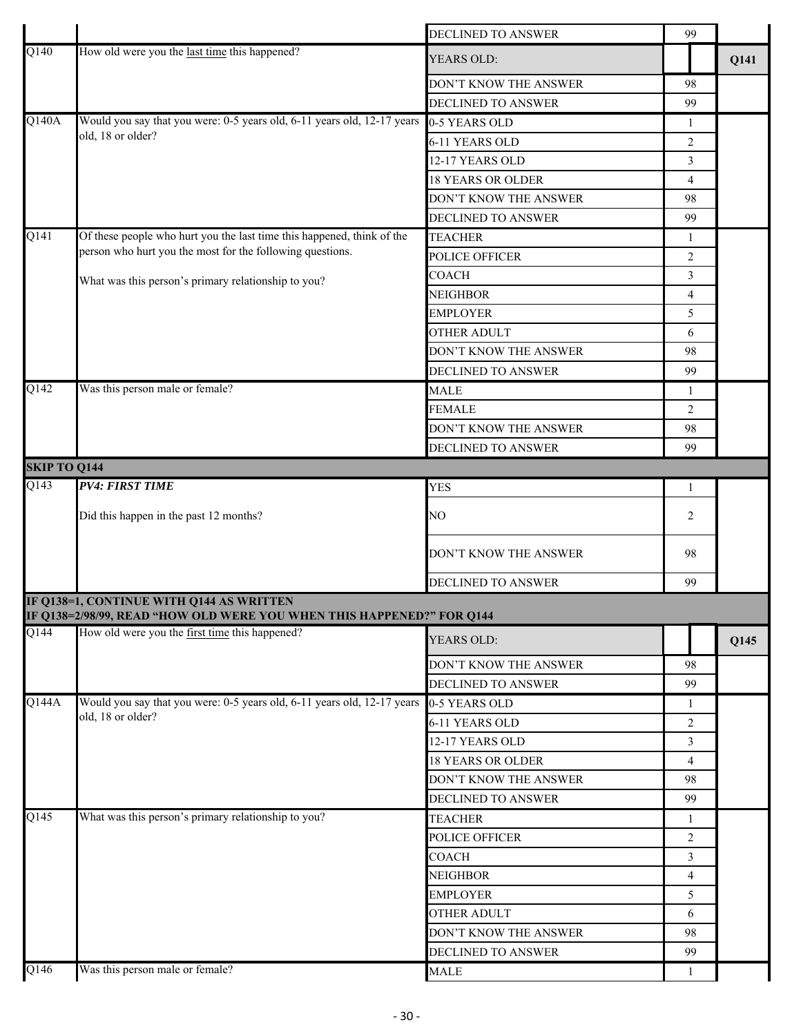| | | | | |
|---|---|---|---|---|
| | | DECLINED TO ANSWER | 99 | |
| Q140 | How old were you the last time this happened? | YEARS OLD: | | Q141 |
| | | DON'T KNOW THE ANSWER | 98 | |
| | | DECLINED TO ANSWER | 99 | |
| Q140A | Would you say that you were: 0-5 years old, 6-11 years old, 12-17 years old, 18 or older? | 0-5 YEARS OLD | 1 | |
| | | 6-11 YEARS OLD | 2 | |
| | | 12-17 YEARS OLD | 3 | |
| | | 18 YEARS OR OLDER | 4 | |
| | | DON'T KNOW THE ANSWER | 98 | |
| | | DECLINED TO ANSWER | 99 | |
| Q141 | Of these people who hurt you the last time this happened, think of the person who hurt you the most for the following questions.<br><br>What was this person's primary relationship to you? | TEACHER | 1 | |
| | | POLICE OFFICER | 2 | |
| | | COACH | 3 | |
| | | NEIGHBOR | 4 | |
| | | EMPLOYER | 5 | |
| | | OTHER ADULT | 6 | |
| | | DON'T KNOW THE ANSWER | 98 | |
| | | DECLINED TO ANSWER | 99 | |
| Q142 | Was this person male or female? | MALE | 1 | |
| | | FEMALE | 2 | |
| | | DON'T KNOW THE ANSWER | 98 | |
| | | DECLINED TO ANSWER | 99 | |
| **SKIP TO Q144** | | | | |
| Q143 | ***PV4: FIRST TIME***<br><br>Did this happen in the past 12 months? | YES | 1 | |
| | | NO | 2 | |
| | | DON'T KNOW THE ANSWER | 98 | |
| | | DECLINED TO ANSWER | 99 | |
| **IF Q138=1, CONTINUE WITH Q144 AS WRITTEN<br>IF Q138=2/98/99, READ "HOW OLD WERE YOU WHEN THIS HAPPENED?" FOR Q144** | | | | |
| Q144 | How old were you the first time this happened? | YEARS OLD: | | Q145 |
| | | DON'T KNOW THE ANSWER | 98 | |
| | | DECLINED TO ANSWER | 99 | |
| Q144A | Would you say that you were: 0-5 years old, 6-11 years old, 12-17 years old, 18 or older? | 0-5 YEARS OLD | 1 | |
| | | 6-11 YEARS OLD | 2 | |
| | | 12-17 YEARS OLD | 3 | |
| | | 18 YEARS OR OLDER | 4 | |
| | | DON'T KNOW THE ANSWER | 98 | |
| | | DECLINED TO ANSWER | 99 | |
| Q145 | What was this person's primary relationship to you? | TEACHER | 1 | |
| | | POLICE OFFICER | 2 | |
| | | COACH | 3 | |
| | | NEIGHBOR | 4 | |
| | | EMPLOYER | 5 | |
| | | OTHER ADULT | 6 | |
| | | DON'T KNOW THE ANSWER | 98 | |
| | | DECLINED TO ANSWER | 99 | |
| Q146 | Was this person male or female? | MALE | 1 | |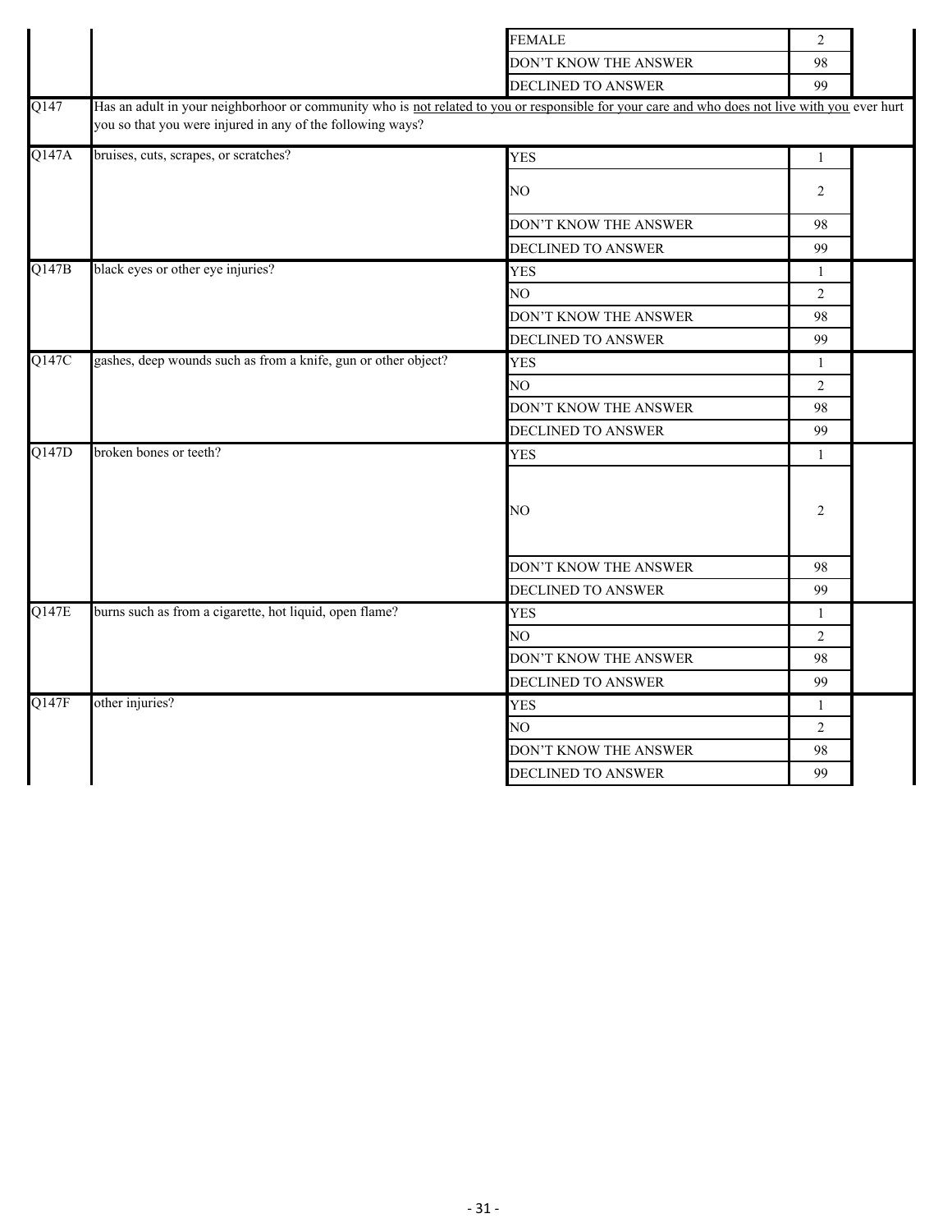| | | | | |
|---|---|---|---|---|
| | | FEMALE | 2 | |
| | | DON'T KNOW THE ANSWER | 98 | |
| | | DECLINED TO ANSWER | 99 | |
| Q147 | Has an adult in your neighborhoor or community who is <u>not related to you or responsible for your care and who does not live with you</u> ever hurt you so that you were injured in any of the following ways? | | | |
| Q147A | bruises, cuts, scrapes, or scratches? | YES | 1 | |
| | | NO | 2 | |
| | | DON'T KNOW THE ANSWER | 98 | |
| | | DECLINED TO ANSWER | 99 | |
| Q147B | black eyes or other eye injuries? | YES | 1 | |
| | | NO | 2 | |
| | | DON'T KNOW THE ANSWER | 98 | |
| | | DECLINED TO ANSWER | 99 | |
| Q147C | gashes, deep wounds such as from a knife, gun or other object? | YES | 1 | |
| | | NO | 2 | |
| | | DON'T KNOW THE ANSWER | 98 | |
| | | DECLINED TO ANSWER | 99 | |
| Q147D | broken bones or teeth? | YES | 1 | |
| | | NO | 2 | |
| | | DON'T KNOW THE ANSWER | 98 | |
| | | DECLINED TO ANSWER | 99 | |
| Q147E | burns such as from a cigarette, hot liquid, open flame? | YES | 1 | |
| | | NO | 2 | |
| | | DON'T KNOW THE ANSWER | 98 | |
| | | DECLINED TO ANSWER | 99 | |
| Q147F | other injuries? | YES | 1 | |
| | | NO | 2 | |
| | | DON'T KNOW THE ANSWER | 98 | |
| | | DECLINED TO ANSWER | 99 | |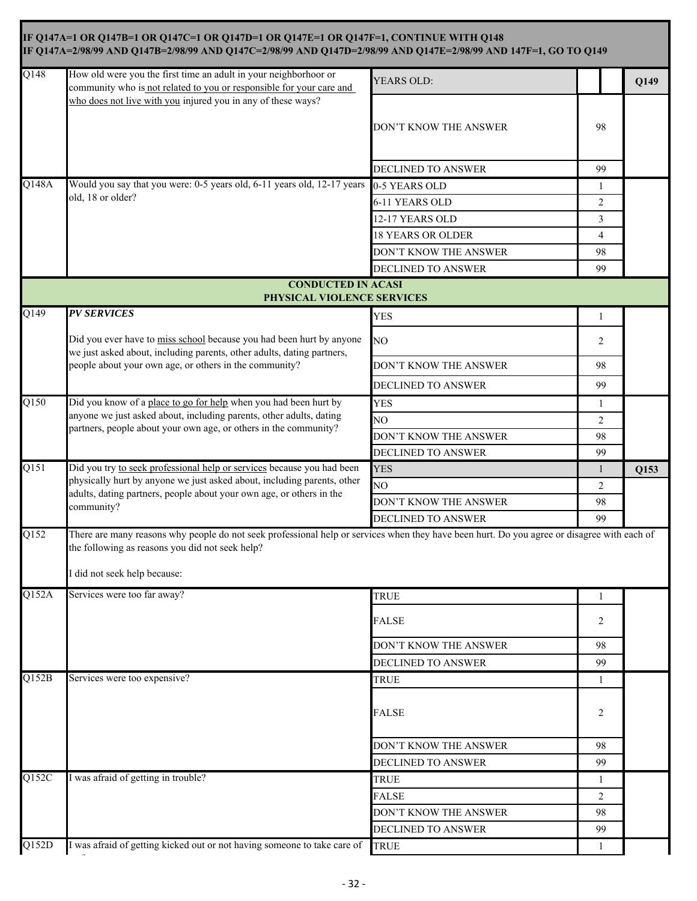**IF Q147A=1 OR Q147B=1 OR Q147C=1 OR Q147D=1 OR Q147E=1 OR Q147F=1, CONTINUE WITH Q148**
**IF Q147A=2/98/99 AND Q147B=2/98/99 AND Q147C=2/98/99 AND Q147D=2/98/99 AND Q147E=2/98/99 AND 147F=1, GO TO Q149**

| | | | | |
|---|---|---|---|---|
| Q148 | How old were you the first time an adult in your neighborhoor or community who is not related to you or responsible for your care and who does not live with you injured you in any of these ways? | YEARS OLD: | | Q149 |
| | | DON'T KNOW THE ANSWER | 98 | |
| | | DECLINED TO ANSWER | 99 | |
| Q148A | Would you say that you were: 0-5 years old, 6-11 years old, 12-17 years old, 18 or older? | 0-5 YEARS OLD | 1 | |
| | | 6-11 YEARS OLD | 2 | |
| | | 12-17 YEARS OLD | 3 | |
| | | 18 YEARS OR OLDER | 4 | |
| | | DON'T KNOW THE ANSWER | 98 | |
| | | DECLINED TO ANSWER | 99 | |

**CONDUCTED IN ACASI**
**PHYSICAL VIOLENCE SERVICES**

| | | | | |
|---|---|---|---|---|
| Q149 | ***PV SERVICES*** Did you ever have to miss school because you had been hurt by anyone we just asked about, including parents, other adults, dating partners, people about your own age, or others in the community? | YES | 1 | |
| | | NO | 2 | |
| | | DON'T KNOW THE ANSWER | 98 | |
| | | DECLINED TO ANSWER | 99 | |
| Q150 | Did you know of a place to go for help when you had been hurt by anyone we just asked about, including parents, other adults, dating partners, people about your own age, or others in the community? | YES | 1 | |
| | | NO | 2 | |
| | | DON'T KNOW THE ANSWER | 98 | |
| | | DECLINED TO ANSWER | 99 | |
| Q151 | Did you try to seek professional help or services because you had been physically hurt by anyone we just asked about, including parents, other adults, dating partners, people about your own age, or others in the community? | YES | 1 | Q153 |
| | | NO | 2 | |
| | | DON'T KNOW THE ANSWER | 98 | |
| | | DECLINED TO ANSWER | 99 | |

Q152 There are many reasons why people do not seek professional help or services when they have been hurt. Do you agree or disagree with each of the following as reasons you did not seek help?

I did not seek help because:

| | | | | |
|---|---|---|---|---|
| Q152A | Services were too far away? | TRUE | 1 | |
| | | FALSE | 2 | |
| | | DON'T KNOW THE ANSWER | 98 | |
| | | DECLINED TO ANSWER | 99 | |
| Q152B | Services were too expensive? | TRUE | 1 | |
| | | FALSE | 2 | |
| | | DON'T KNOW THE ANSWER | 98 | |
| | | DECLINED TO ANSWER | 99 | |
| Q152C | I was afraid of getting in trouble? | TRUE | 1 | |
| | | FALSE | 2 | |
| | | DON'T KNOW THE ANSWER | 98 | |
| | | DECLINED TO ANSWER | 99 | |
| Q152D | I was afraid of getting kicked out or not having someone to take care of | TRUE | 1 | |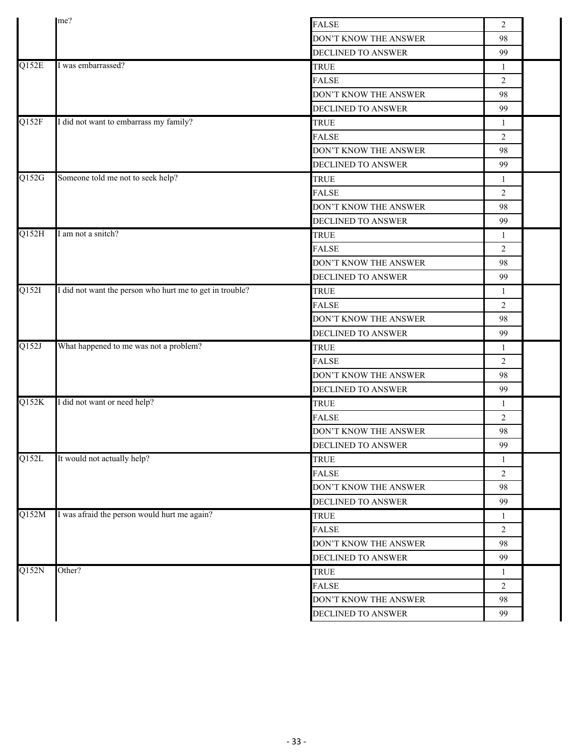| | | | | |
|---|---|---|---|---|
| | me? | FALSE | 2 | |
| | | DON'T KNOW THE ANSWER | 98 | |
| | | DECLINED TO ANSWER | 99 | |
| Q152E | I was embarrassed? | TRUE | 1 | |
| | | FALSE | 2 | |
| | | DON'T KNOW THE ANSWER | 98 | |
| | | DECLINED TO ANSWER | 99 | |
| Q152F | I did not want to embarrass my family? | TRUE | 1 | |
| | | FALSE | 2 | |
| | | DON'T KNOW THE ANSWER | 98 | |
| | | DECLINED TO ANSWER | 99 | |
| Q152G | Someone told me not to seek help? | TRUE | 1 | |
| | | FALSE | 2 | |
| | | DON'T KNOW THE ANSWER | 98 | |
| | | DECLINED TO ANSWER | 99 | |
| Q152H | I am not a snitch? | TRUE | 1 | |
| | | FALSE | 2 | |
| | | DON'T KNOW THE ANSWER | 98 | |
| | | DECLINED TO ANSWER | 99 | |
| Q152I | I did not want the person who hurt me to get in trouble? | TRUE | 1 | |
| | | FALSE | 2 | |
| | | DON'T KNOW THE ANSWER | 98 | |
| | | DECLINED TO ANSWER | 99 | |
| Q152J | What happened to me was not a problem? | TRUE | 1 | |
| | | FALSE | 2 | |
| | | DON'T KNOW THE ANSWER | 98 | |
| | | DECLINED TO ANSWER | 99 | |
| Q152K | I did not want or need help? | TRUE | 1 | |
| | | FALSE | 2 | |
| | | DON'T KNOW THE ANSWER | 98 | |
| | | DECLINED TO ANSWER | 99 | |
| Q152L | It would not actually help? | TRUE | 1 | |
| | | FALSE | 2 | |
| | | DON'T KNOW THE ANSWER | 98 | |
| | | DECLINED TO ANSWER | 99 | |
| Q152M | I was afraid the person would hurt me again? | TRUE | 1 | |
| | | FALSE | 2 | |
| | | DON'T KNOW THE ANSWER | 98 | |
| | | DECLINED TO ANSWER | 99 | |
| Q152N | Other? | TRUE | 1 | |
| | | FALSE | 2 | |
| | | DON'T KNOW THE ANSWER | 98 | |
| | | DECLINED TO ANSWER | 99 | |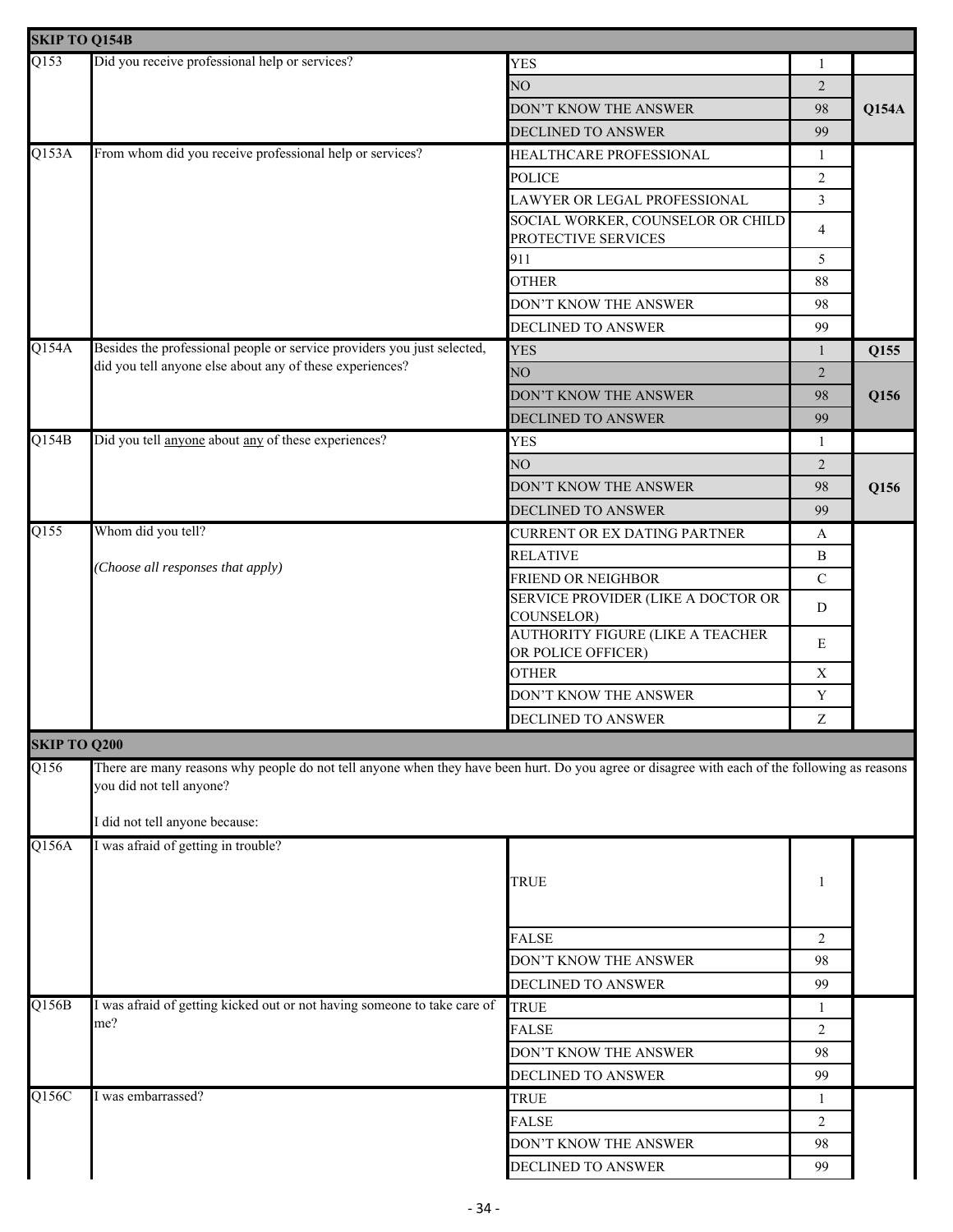**SKIP TO Q154B**

| | | | | |
|---|---|---|---|---|
| Q153 | Did you receive professional help or services? | YES | 1 | |
| | | NO | 2 | Q154A |
| | | DON'T KNOW THE ANSWER | 98 | |
| | | DECLINED TO ANSWER | 99 | |
| Q153A | From whom did you receive professional help or services? | HEALTHCARE PROFESSIONAL | 1 | |
| | | POLICE | 2 | |
| | | LAWYER OR LEGAL PROFESSIONAL | 3 | |
| | | SOCIAL WORKER, COUNSELOR OR CHILD PROTECTIVE SERVICES | 4 | |
| | | 911 | 5 | |
| | | OTHER | 88 | |
| | | DON'T KNOW THE ANSWER | 98 | |
| | | DECLINED TO ANSWER | 99 | |
| Q154A | Besides the professional people or service providers you just selected, did you tell anyone else about any of these experiences? | YES | 1 | Q155 |
| | | NO | 2 | Q156 |
| | | DON'T KNOW THE ANSWER | 98 | |
| | | DECLINED TO ANSWER | 99 | |
| Q154B | Did you tell anyone about any of these experiences? | YES | 1 | |
| | | NO | 2 | Q156 |
| | | DON'T KNOW THE ANSWER | 98 | |
| | | DECLINED TO ANSWER | 99 | |
| Q155 | Whom did you tell? *(Choose all responses that apply)* | CURRENT OR EX DATING PARTNER | A | |
| | | RELATIVE | B | |
| | | FRIEND OR NEIGHBOR | C | |
| | | SERVICE PROVIDER (LIKE A DOCTOR OR COUNSELOR) | D | |
| | | AUTHORITY FIGURE (LIKE A TEACHER OR POLICE OFFICER) | E | |
| | | OTHER | X | |
| | | DON'T KNOW THE ANSWER | Y | |
| | | DECLINED TO ANSWER | Z | |

**SKIP TO Q200**

Q156 There are many reasons why people do not tell anyone when they have been hurt. Do you agree or disagree with each of the following as reasons you did not tell anyone?

I did not tell anyone because:

| | | | | |
|---|---|---|---|---|
| Q156A | I was afraid of getting in trouble? | TRUE | 1 | |
| | | FALSE | 2 | |
| | | DON'T KNOW THE ANSWER | 98 | |
| | | DECLINED TO ANSWER | 99 | |
| Q156B | I was afraid of getting kicked out or not having someone to take care of me? | TRUE | 1 | |
| | | FALSE | 2 | |
| | | DON'T KNOW THE ANSWER | 98 | |
| | | DECLINED TO ANSWER | 99 | |
| Q156C | I was embarrassed? | TRUE | 1 | |
| | | FALSE | 2 | |
| | | DON'T KNOW THE ANSWER | 98 | |
| | | DECLINED TO ANSWER | 99 | |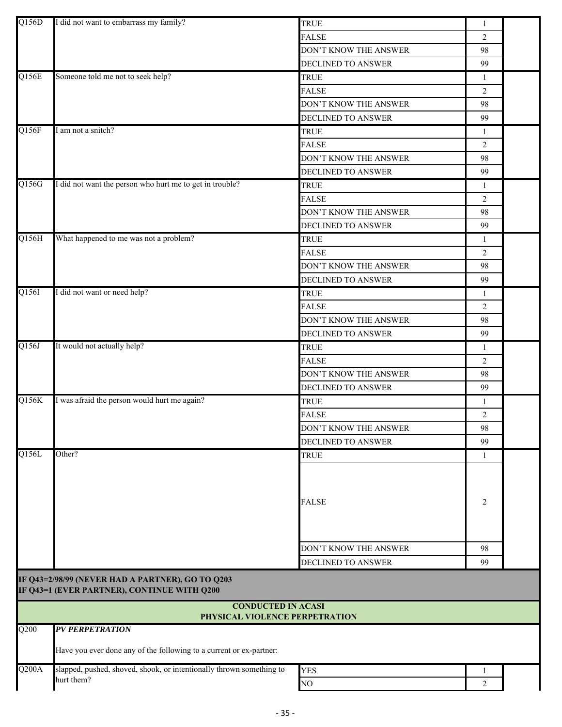| | | | | |
|---|---|---|---|---|
| Q156D | I did not want to embarrass my family? | TRUE | 1 | |
| | | FALSE | 2 | |
| | | DON'T KNOW THE ANSWER | 98 | |
| | | DECLINED TO ANSWER | 99 | |
| Q156E | Someone told me not to seek help? | TRUE | 1 | |
| | | FALSE | 2 | |
| | | DON'T KNOW THE ANSWER | 98 | |
| | | DECLINED TO ANSWER | 99 | |
| Q156F | I am not a snitch? | TRUE | 1 | |
| | | FALSE | 2 | |
| | | DON'T KNOW THE ANSWER | 98 | |
| | | DECLINED TO ANSWER | 99 | |
| Q156G | I did not want the person who hurt me to get in trouble? | TRUE | 1 | |
| | | FALSE | 2 | |
| | | DON'T KNOW THE ANSWER | 98 | |
| | | DECLINED TO ANSWER | 99 | |
| Q156H | What happened to me was not a problem? | TRUE | 1 | |
| | | FALSE | 2 | |
| | | DON'T KNOW THE ANSWER | 98 | |
| | | DECLINED TO ANSWER | 99 | |
| Q156I | I did not want or need help? | TRUE | 1 | |
| | | FALSE | 2 | |
| | | DON'T KNOW THE ANSWER | 98 | |
| | | DECLINED TO ANSWER | 99 | |
| Q156J | It would not actually help? | TRUE | 1 | |
| | | FALSE | 2 | |
| | | DON'T KNOW THE ANSWER | 98 | |
| | | DECLINED TO ANSWER | 99 | |
| Q156K | I was afraid the person would hurt me again? | TRUE | 1 | |
| | | FALSE | 2 | |
| | | DON'T KNOW THE ANSWER | 98 | |
| | | DECLINED TO ANSWER | 99 | |
| Q156L | Other? | TRUE | 1 | |
| | | FALSE | 2 | |
| | | DON'T KNOW THE ANSWER | 98 | |
| | | DECLINED TO ANSWER | 99 | |

**IF Q43=2/98/99 (NEVER HAD A PARTNER), GO TO Q203**
**IF Q43=1 (EVER PARTNER), CONTINUE WITH Q200**

**CONDUCTED IN ACASI**
**PHYSICAL VIOLENCE PERPETRATION**

| | | | | |
|---|---|---|---|---|
| Q200 | ***PV PERPETRATION*** <br><br> Have you ever done any of the following to a current or ex-partner: | | | |
| Q200A | slapped, pushed, shoved, shook, or intentionally thrown something to hurt them? | YES | 1 | |
| | | NO | 2 | |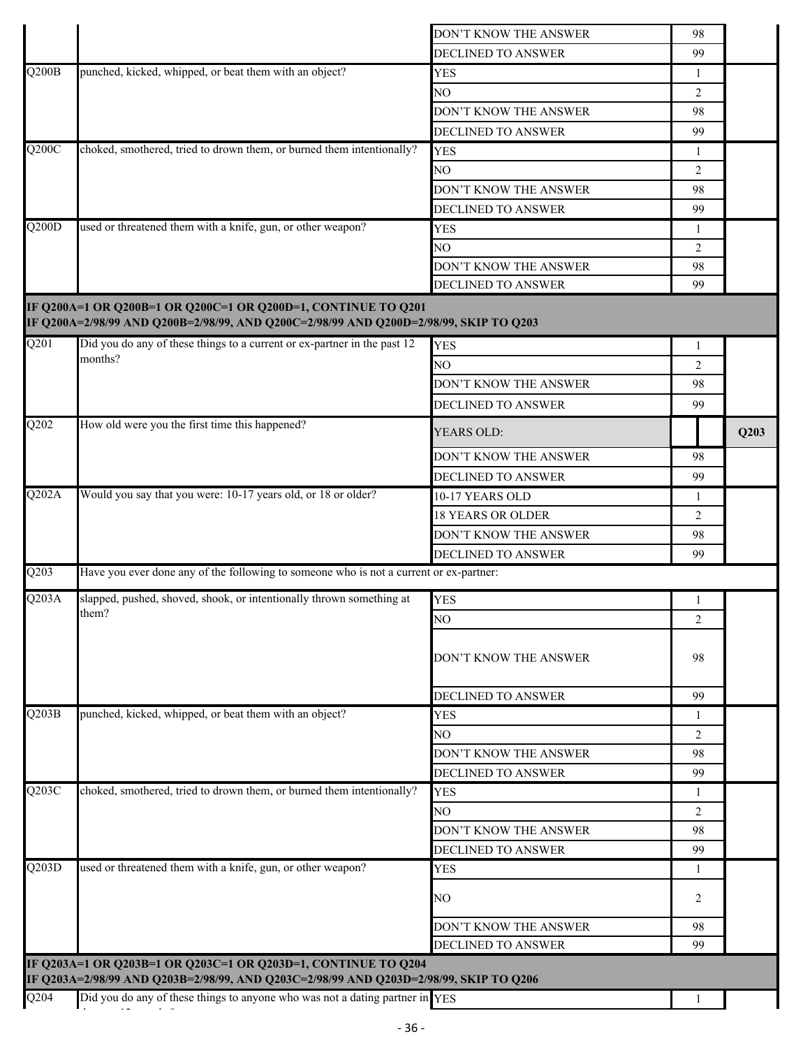| | | | | |
|---|---|---|---|---|
| | | DON'T KNOW THE ANSWER | 98 | |
| | | DECLINED TO ANSWER | 99 | |
| Q200B | punched, kicked, whipped, or beat them with an object? | YES | 1 | |
| | | NO | 2 | |
| | | DON'T KNOW THE ANSWER | 98 | |
| | | DECLINED TO ANSWER | 99 | |
| Q200C | choked, smothered, tried to drown them, or burned them intentionally? | YES | 1 | |
| | | NO | 2 | |
| | | DON'T KNOW THE ANSWER | 98 | |
| | | DECLINED TO ANSWER | 99 | |
| Q200D | used or threatened them with a knife, gun, or other weapon? | YES | 1 | |
| | | NO | 2 | |
| | | DON'T KNOW THE ANSWER | 98 | |
| | | DECLINED TO ANSWER | 99 | |
| **IF Q200A=1 OR Q200B=1 OR Q200C=1 OR Q200D=1, CONTINUE TO Q201<br>IF Q200A=2/98/99 AND Q200B=2/98/99, AND Q200C=2/98/99 AND Q200D=2/98/99, SKIP TO Q203** | | | | |
| Q201 | Did you do any of these things to a current or ex-partner in the past 12 months? | YES | 1 | |
| | | NO | 2 | |
| | | DON'T KNOW THE ANSWER | 98 | |
| | | DECLINED TO ANSWER | 99 | |
| Q202 | How old were you the first time this happened? | YEARS OLD: | | Q203 |
| | | DON'T KNOW THE ANSWER | 98 | |
| | | DECLINED TO ANSWER | 99 | |
| Q202A | Would you say that you were: 10-17 years old, or 18 or older? | 10-17 YEARS OLD | 1 | |
| | | 18 YEARS OR OLDER | 2 | |
| | | DON'T KNOW THE ANSWER | 98 | |
| | | DECLINED TO ANSWER | 99 | |
| Q203 | Have you ever done any of the following to someone who is not a current or ex-partner: | | | |
| Q203A | slapped, pushed, shoved, shook, or intentionally thrown something at them? | YES | 1 | |
| | | NO | 2 | |
| | | DON'T KNOW THE ANSWER | 98 | |
| | | DECLINED TO ANSWER | 99 | |
| Q203B | punched, kicked, whipped, or beat them with an object? | YES | 1 | |
| | | NO | 2 | |
| | | DON'T KNOW THE ANSWER | 98 | |
| | | DECLINED TO ANSWER | 99 | |
| Q203C | choked, smothered, tried to drown them, or burned them intentionally? | YES | 1 | |
| | | NO | 2 | |
| | | DON'T KNOW THE ANSWER | 98 | |
| | | DECLINED TO ANSWER | 99 | |
| Q203D | used or threatened them with a knife, gun, or other weapon? | YES | 1 | |
| | | NO | 2 | |
| | | DON'T KNOW THE ANSWER | 98 | |
| | | DECLINED TO ANSWER | 99 | |
| **IF Q203A=1 OR Q203B=1 OR Q203C=1 OR Q203D=1, CONTINUE TO Q204<br>IF Q203A=2/98/99 AND Q203B=2/98/99, AND Q203C=2/98/99 AND Q203D=2/98/99, SKIP TO Q206** | | | | |
| Q204 | Did you do any of these things to anyone who was not a dating partner in | YES | 1 | |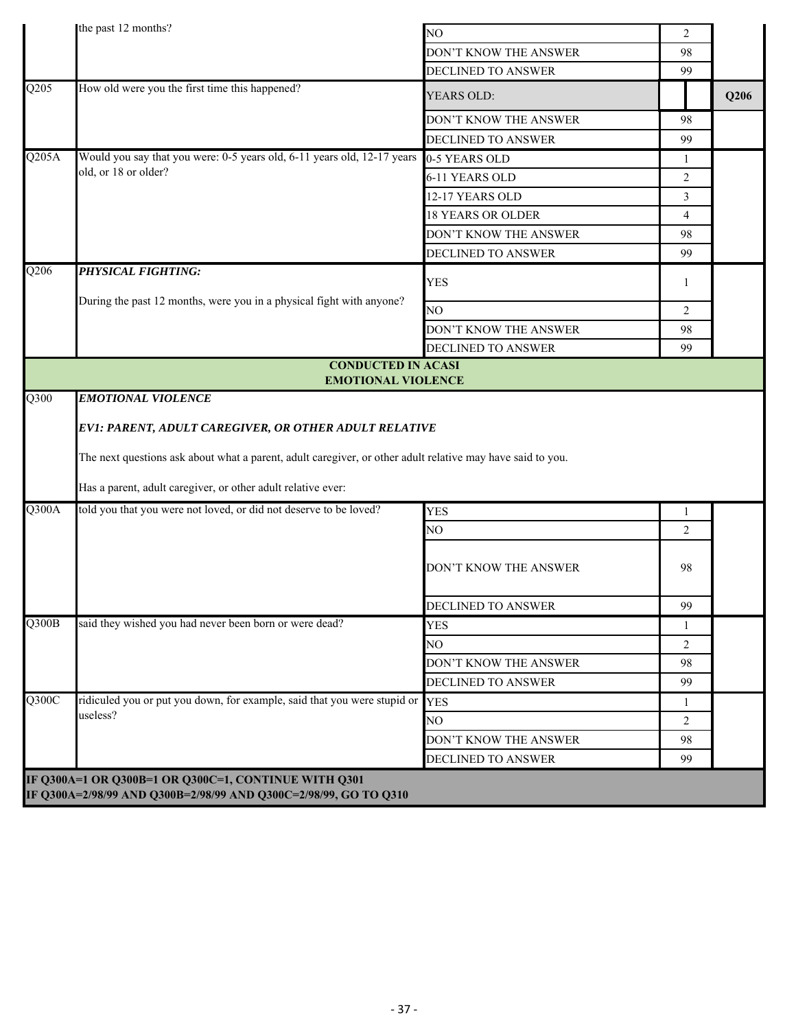| | | | | |
|---|---|---|---|---|
| | the past 12 months? | NO | 2 | |
| | | DON'T KNOW THE ANSWER | 98 | |
| | | DECLINED TO ANSWER | 99 | |
| Q205 | How old were you the first time this happened? | YEARS OLD: | | Q206 |
| | | DON'T KNOW THE ANSWER | 98 | |
| | | DECLINED TO ANSWER | 99 | |
| Q205A | Would you say that you were: 0-5 years old, 6-11 years old, 12-17 years old, or 18 or older? | 0-5 YEARS OLD | 1 | |
| | | 6-11 YEARS OLD | 2 | |
| | | 12-17 YEARS OLD | 3 | |
| | | 18 YEARS OR OLDER | 4 | |
| | | DON'T KNOW THE ANSWER | 98 | |
| | | DECLINED TO ANSWER | 99 | |
| Q206 | ***PHYSICAL FIGHTING:*** During the past 12 months, were you in a physical fight with anyone? | YES | 1 | |
| | | NO | 2 | |
| | | DON'T KNOW THE ANSWER | 98 | |
| | | DECLINED TO ANSWER | 99 | |
| | **CONDUCTED IN ACASI** **EMOTIONAL VIOLENCE** | | | |
| Q300 | ***EMOTIONAL VIOLENCE*** ***EV1: PARENT, ADULT CAREGIVER, OR OTHER ADULT RELATIVE*** The next questions ask about what a parent, adult caregiver, or other adult relative may have said to you. Has a parent, adult caregiver, or other adult relative ever: | | | |
| Q300A | told you that you were not loved, or did not deserve to be loved? | YES | 1 | |
| | | NO | 2 | |
| | | DON'T KNOW THE ANSWER | 98 | |
| | | DECLINED TO ANSWER | 99 | |
| Q300B | said they wished you had never been born or were dead? | YES | 1 | |
| | | NO | 2 | |
| | | DON'T KNOW THE ANSWER | 98 | |
| | | DECLINED TO ANSWER | 99 | |
| Q300C | ridiculed you or put you down, for example, said that you were stupid or useless? | YES | 1 | |
| | | NO | 2 | |
| | | DON'T KNOW THE ANSWER | 98 | |
| | | DECLINED TO ANSWER | 99 | |
| **IF Q300A=1 OR Q300B=1 OR Q300C=1, CONTINUE WITH Q301** **IF Q300A=2/98/99 AND Q300B=2/98/99 AND Q300C=2/98/99, GO TO Q310** | | | | |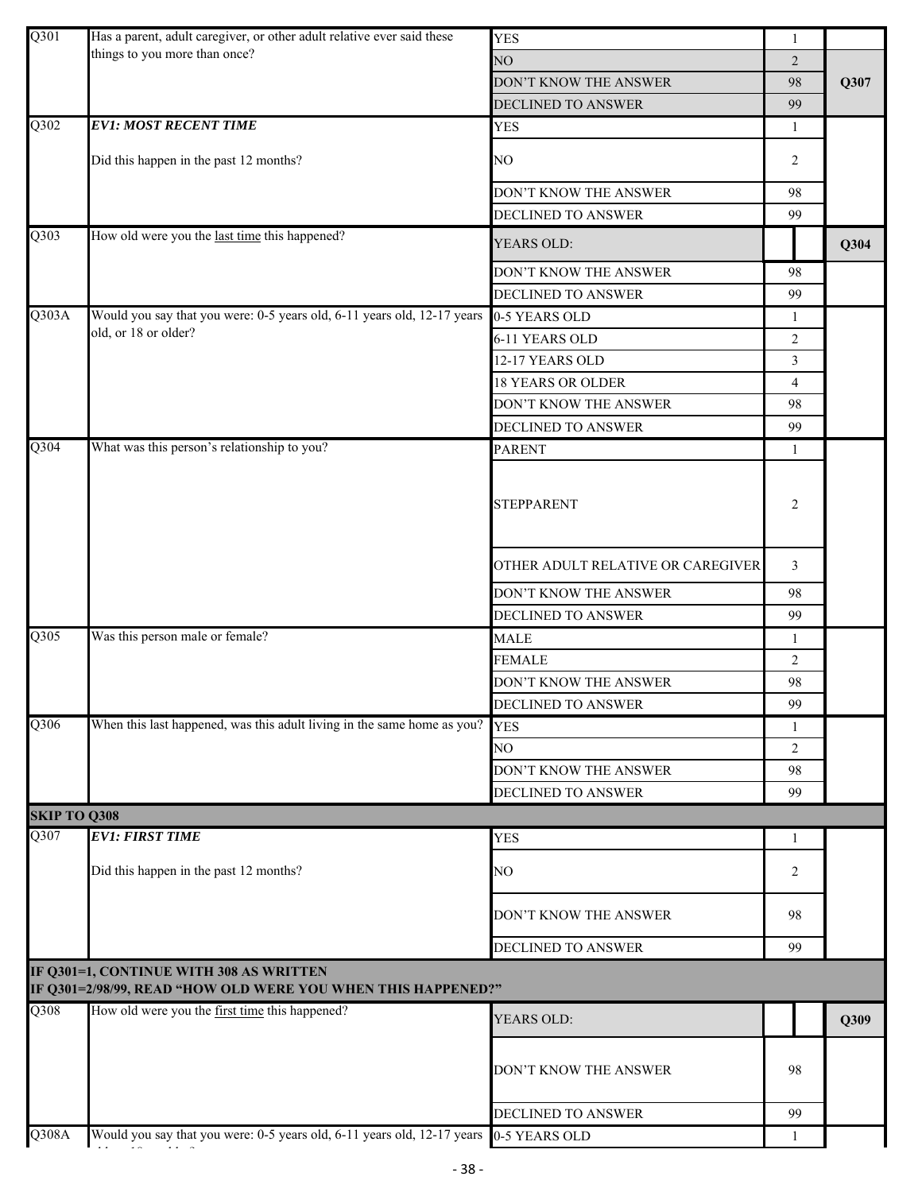| | | | | |
|---|---|---|---|---|
| Q301 | Has a parent, adult caregiver, or other adult relative ever said these things to you more than once? | YES | 1 | |
| | | NO | 2 | Q307 |
| | | DON'T KNOW THE ANSWER | 98 | |
| | | DECLINED TO ANSWER | 99 | |
| Q302 | ***EV1: MOST RECENT TIME*** <br><br> Did this happen in the past 12 months? | YES | 1 | |
| | | NO | 2 | |
| | | DON'T KNOW THE ANSWER | 98 | |
| | | DECLINED TO ANSWER | 99 | |
| Q303 | How old were you the last time this happened? | YEARS OLD: | | Q304 |
| | | DON'T KNOW THE ANSWER | 98 | |
| | | DECLINED TO ANSWER | 99 | |
| Q303A | Would you say that you were: 0-5 years old, 6-11 years old, 12-17 years old, or 18 or older? | 0-5 YEARS OLD | 1 | |
| | | 6-11 YEARS OLD | 2 | |
| | | 12-17 YEARS OLD | 3 | |
| | | 18 YEARS OR OLDER | 4 | |
| | | DON'T KNOW THE ANSWER | 98 | |
| | | DECLINED TO ANSWER | 99 | |
| Q304 | What was this person's relationship to you? | PARENT | 1 | |
| | | STEPPARENT | 2 | |
| | | OTHER ADULT RELATIVE OR CAREGIVER | 3 | |
| | | DON'T KNOW THE ANSWER | 98 | |
| | | DECLINED TO ANSWER | 99 | |
| Q305 | Was this person male or female? | MALE | 1 | |
| | | FEMALE | 2 | |
| | | DON'T KNOW THE ANSWER | 98 | |
| | | DECLINED TO ANSWER | 99 | |
| Q306 | When this last happened, was this adult living in the same home as you? | YES | 1 | |
| | | NO | 2 | |
| | | DON'T KNOW THE ANSWER | 98 | |
| | | DECLINED TO ANSWER | 99 | |
| **SKIP TO Q308** | | | | |
| Q307 | ***EV1: FIRST TIME*** <br><br> Did this happen in the past 12 months? | YES | 1 | |
| | | NO | 2 | |
| | | DON'T KNOW THE ANSWER | 98 | |
| | | DECLINED TO ANSWER | 99 | |
| **IF Q301=1, CONTINUE WITH 308 AS WRITTEN** <br> **IF Q301=2/98/99, READ "HOW OLD WERE YOU WHEN THIS HAPPENED?"** | | | | |
| Q308 | How old were you the first time this happened? | YEARS OLD: | | Q309 |
| | | DON'T KNOW THE ANSWER | 98 | |
| | | DECLINED TO ANSWER | 99 | |
| Q308A | Would you say that you were: 0-5 years old, 6-11 years old, 12-17 years old, or 18 or older? | 0-5 YEARS OLD | 1 | |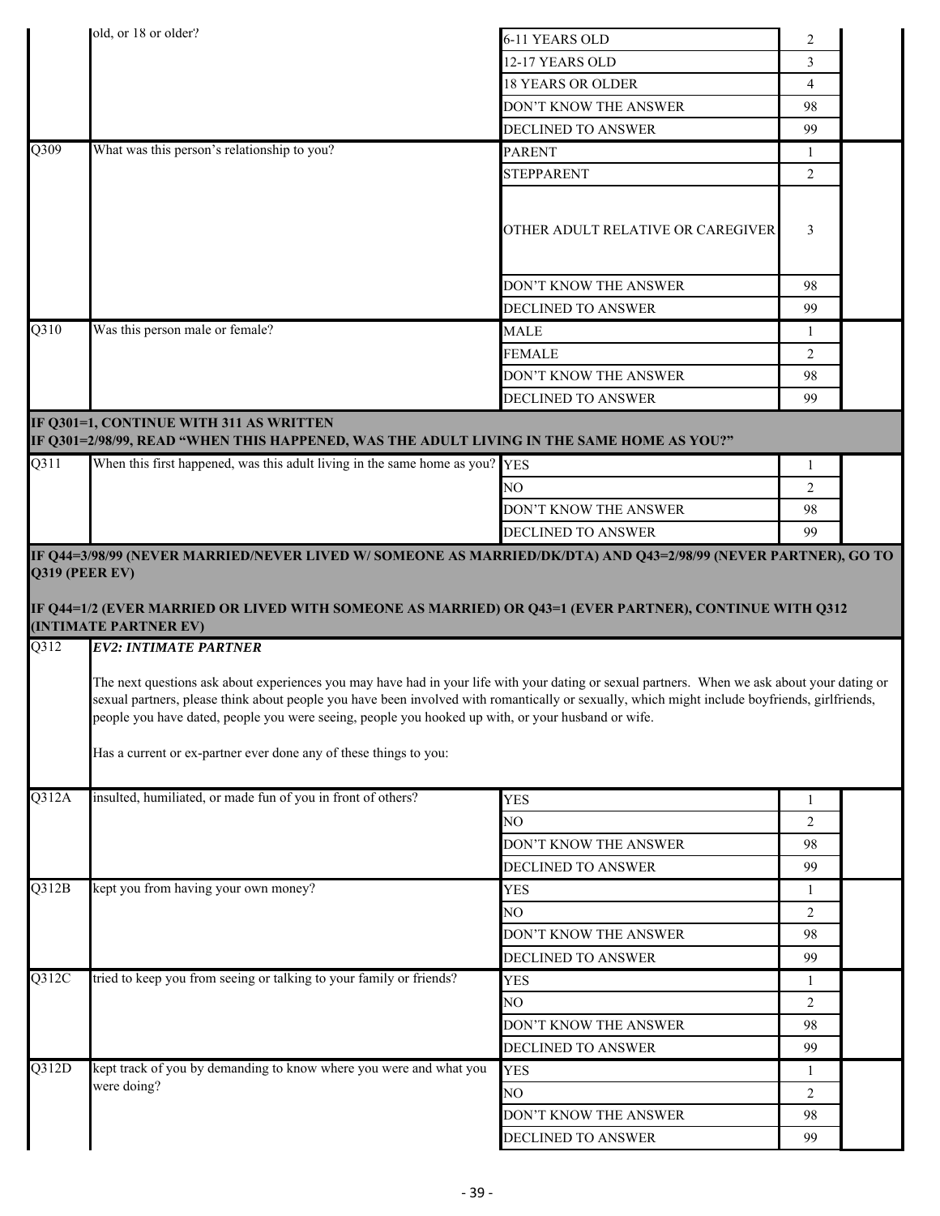| | | | | |
|---|---|---|---|---|
| | old, or 18 or older? | 6-11 YEARS OLD | 2 | |
| | | 12-17 YEARS OLD | 3 | |
| | | 18 YEARS OR OLDER | 4 | |
| | | DON'T KNOW THE ANSWER | 98 | |
| | | DECLINED TO ANSWER | 99 | |
| Q309 | What was this person's relationship to you? | PARENT | 1 | |
| | | STEPPARENT | 2 | |
| | | OTHER ADULT RELATIVE OR CAREGIVER | 3 | |
| | | DON'T KNOW THE ANSWER | 98 | |
| | | DECLINED TO ANSWER | 99 | |
| Q310 | Was this person male or female? | MALE | 1 | |
| | | FEMALE | 2 | |
| | | DON'T KNOW THE ANSWER | 98 | |
| | | DECLINED TO ANSWER | 99 | |

**IF Q301=1, CONTINUE WITH 311 AS WRITTEN**
**IF Q301=2/98/99, READ "WHEN THIS HAPPENED, WAS THE ADULT LIVING IN THE SAME HOME AS YOU?"**

| | | | | |
|---|---|---|---|---|
| Q311 | When this first happened, was this adult living in the same home as you? | YES | 1 | |
| | | NO | 2 | |
| | | DON'T KNOW THE ANSWER | 98 | |
| | | DECLINED TO ANSWER | 99 | |

**IF Q44=3/98/99 (NEVER MARRIED/NEVER LIVED W/ SOMEONE AS MARRIED/DK/DTA) AND Q43=2/98/99 (NEVER PARTNER), GO TO Q319 (PEER EV)**

**IF Q44=1/2 (EVER MARRIED OR LIVED WITH SOMEONE AS MARRIED) OR Q43=1 (EVER PARTNER), CONTINUE WITH Q312 (INTIMATE PARTNER EV)**

**Q312** ***EV2: INTIMATE PARTNER***

The next questions ask about experiences you may have had in your life with your dating or sexual partners. When we ask about your dating or sexual partners, please think about people you have been involved with romantically or sexually, which might include boyfriends, girlfriends, people you have dated, people you were seeing, people you hooked up with, or your husband or wife.

Has a current or ex-partner ever done any of these things to you:

| | | | | |
|---|---|---|---|---|
| Q312A | insulted, humiliated, or made fun of you in front of others? | YES | 1 | |
| | | NO | 2 | |
| | | DON'T KNOW THE ANSWER | 98 | |
| | | DECLINED TO ANSWER | 99 | |
| Q312B | kept you from having your own money? | YES | 1 | |
| | | NO | 2 | |
| | | DON'T KNOW THE ANSWER | 98 | |
| | | DECLINED TO ANSWER | 99 | |
| Q312C | tried to keep you from seeing or talking to your family or friends? | YES | 1 | |
| | | NO | 2 | |
| | | DON'T KNOW THE ANSWER | 98 | |
| | | DECLINED TO ANSWER | 99 | |
| Q312D | kept track of you by demanding to know where you were and what you were doing? | YES | 1 | |
| | | NO | 2 | |
| | | DON'T KNOW THE ANSWER | 98 | |
| | | DECLINED TO ANSWER | 99 | |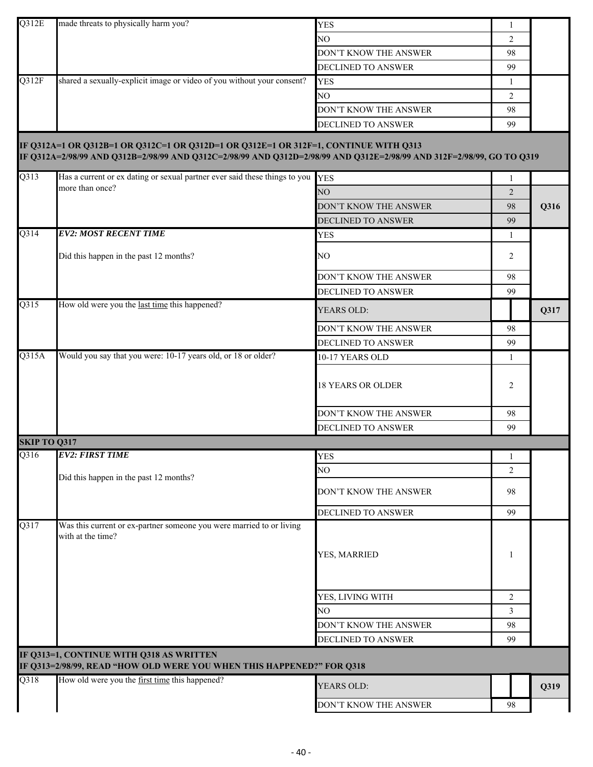| | | | | |
|---|---|---|---|---|
| Q312E | made threats to physically harm you? | YES | 1 | |
| | | NO | 2 | |
| | | DON'T KNOW THE ANSWER | 98 | |
| | | DECLINED TO ANSWER | 99 | |
| Q312F | shared a sexually-explicit image or video of you without your consent? | YES | 1 | |
| | | NO | 2 | |
| | | DON'T KNOW THE ANSWER | 98 | |
| | | DECLINED TO ANSWER | 99 | |

**IF Q312A=1 OR Q312B=1 OR Q312C=1 OR Q312D=1 OR Q312E=1 OR 312F=1, CONTINUE WITH Q313**
**IF Q312A=2/98/99 AND Q312B=2/98/99 AND Q312C=2/98/99 AND Q312D=2/98/99 AND Q312E=2/98/99 AND 312F=2/98/99, GO TO Q319**

| | | | | |
|---|---|---|---|---|
| Q313 | Has a current or ex dating or sexual partner ever said these things to you more than once? | YES | 1 | |
| | | NO | 2 | Q316 |
| | | DON'T KNOW THE ANSWER | 98 | |
| | | DECLINED TO ANSWER | 99 | |
| Q314 | ***EV2: MOST RECENT TIME*** <br><br> Did this happen in the past 12 months? | YES | 1 | |
| | | NO | 2 | |
| | | DON'T KNOW THE ANSWER | 98 | |
| | | DECLINED TO ANSWER | 99 | |
| Q315 | How old were you the last time this happened? | YEARS OLD: | | Q317 |
| | | DON'T KNOW THE ANSWER | 98 | |
| | | DECLINED TO ANSWER | 99 | |
| Q315A | Would you say that you were: 10-17 years old, or 18 or older? | 10-17 YEARS OLD | 1 | |
| | | 18 YEARS OR OLDER | 2 | |
| | | DON'T KNOW THE ANSWER | 98 | |
| | | DECLINED TO ANSWER | 99 | |

**SKIP TO Q317**

| | | | | |
|---|---|---|---|---|
| Q316 | ***EV2: FIRST TIME*** <br><br> Did this happen in the past 12 months? | YES | 1 | |
| | | NO | 2 | |
| | | DON'T KNOW THE ANSWER | 98 | |
| | | DECLINED TO ANSWER | 99 | |
| Q317 | Was this current or ex-partner someone you were married to or living with at the time? | YES, MARRIED | 1 | |
| | | YES, LIVING WITH | 2 | |
| | | NO | 3 | |
| | | DON'T KNOW THE ANSWER | 98 | |
| | | DECLINED TO ANSWER | 99 | |

**IF Q313=1, CONTINUE WITH Q318 AS WRITTEN**
**IF Q313=2/98/99, READ "HOW OLD WERE YOU WHEN THIS HAPPENED?" FOR Q318**

| | | | | |
|---|---|---|---|---|
| Q318 | How old were you the first time this happened? | YEARS OLD: | | Q319 |
| | | DON'T KNOW THE ANSWER | 98 | |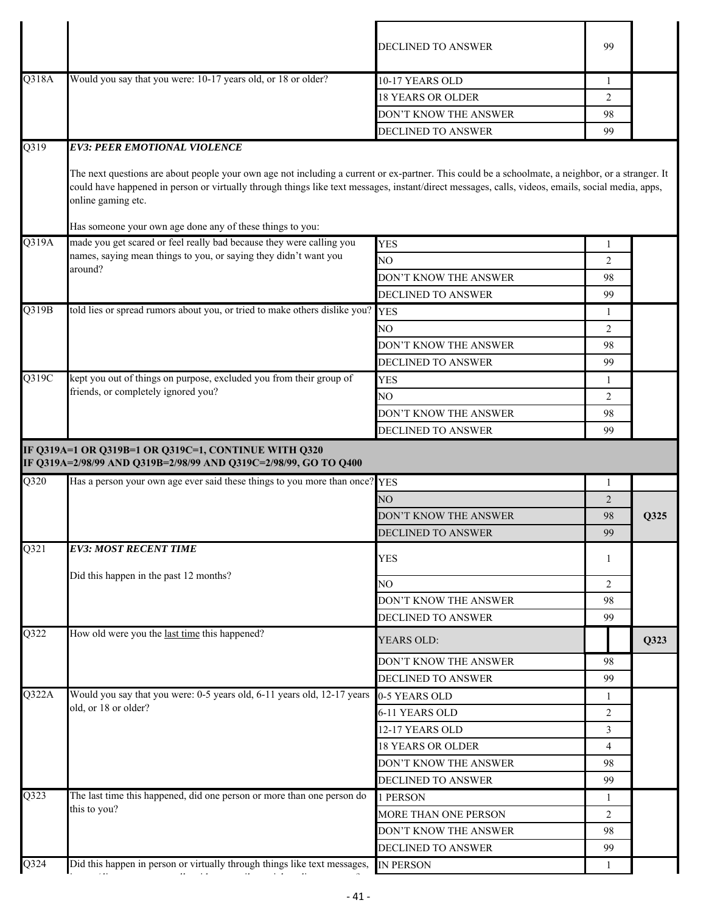| | | | | |
|---|---|---|---|---|
| | | DECLINED TO ANSWER | 99 | |
| Q318A | Would you say that you were: 10-17 years old, or 18 or older? | 10-17 YEARS OLD | 1 | |
| | | 18 YEARS OR OLDER | 2 | |
| | | DON'T KNOW THE ANSWER | 98 | |
| | | DECLINED TO ANSWER | 99 | |
| Q319 | ***EV3: PEER EMOTIONAL VIOLENCE***<br><br>The next questions are about people your own age not including a current or ex-partner. This could be a schoolmate, a neighbor, or a stranger. It could have happened in person or virtually through things like text messages, instant/direct messages, calls, videos, emails, social media, apps, online gaming etc.<br><br>Has someone your own age done any of these things to you: | | | |
| Q319A | made you get scared or feel really bad because they were calling you names, saying mean things to you, or saying they didn't want you around? | YES | 1 | |
| | | NO | 2 | |
| | | DON'T KNOW THE ANSWER | 98 | |
| | | DECLINED TO ANSWER | 99 | |
| Q319B | told lies or spread rumors about you, or tried to make others dislike you? | YES | 1 | |
| | | NO | 2 | |
| | | DON'T KNOW THE ANSWER | 98 | |
| | | DECLINED TO ANSWER | 99 | |
| Q319C | kept you out of things on purpose, excluded you from their group of friends, or completely ignored you? | YES | 1 | |
| | | NO | 2 | |
| | | DON'T KNOW THE ANSWER | 98 | |
| | | DECLINED TO ANSWER | 99 | |
| **IF Q319A=1 OR Q319B=1 OR Q319C=1, CONTINUE WITH Q320<br>IF Q319A=2/98/99 AND Q319B=2/98/99 AND Q319C=2/98/99, GO TO Q400** | | | | |
| Q320 | Has a person your own age ever said these things to you more than once? | YES | 1 | |
| | | NO | 2 | Q325 |
| | | DON'T KNOW THE ANSWER | 98 | |
| | | DECLINED TO ANSWER | 99 | |
| Q321 | ***EV3: MOST RECENT TIME***<br><br>Did this happen in the past 12 months? | YES | 1 | |
| | | NO | 2 | |
| | | DON'T KNOW THE ANSWER | 98 | |
| | | DECLINED TO ANSWER | 99 | |
| Q322 | How old were you the <u>last time</u> this happened? | YEARS OLD: | | Q323 |
| | | DON'T KNOW THE ANSWER | 98 | |
| | | DECLINED TO ANSWER | 99 | |
| Q322A | Would you say that you were: 0-5 years old, 6-11 years old, 12-17 years old, or 18 or older? | 0-5 YEARS OLD | 1 | |
| | | 6-11 YEARS OLD | 2 | |
| | | 12-17 YEARS OLD | 3 | |
| | | 18 YEARS OR OLDER | 4 | |
| | | DON'T KNOW THE ANSWER | 98 | |
| | | DECLINED TO ANSWER | 99 | |
| Q323 | The last time this happened, did one person or more than one person do this to you? | 1 PERSON | 1 | |
| | | MORE THAN ONE PERSON | 2 | |
| | | DON'T KNOW THE ANSWER | 98 | |
| | | DECLINED TO ANSWER | 99 | |
| Q324 | Did this happen in person or virtually through things like text messages, | IN PERSON | 1 | |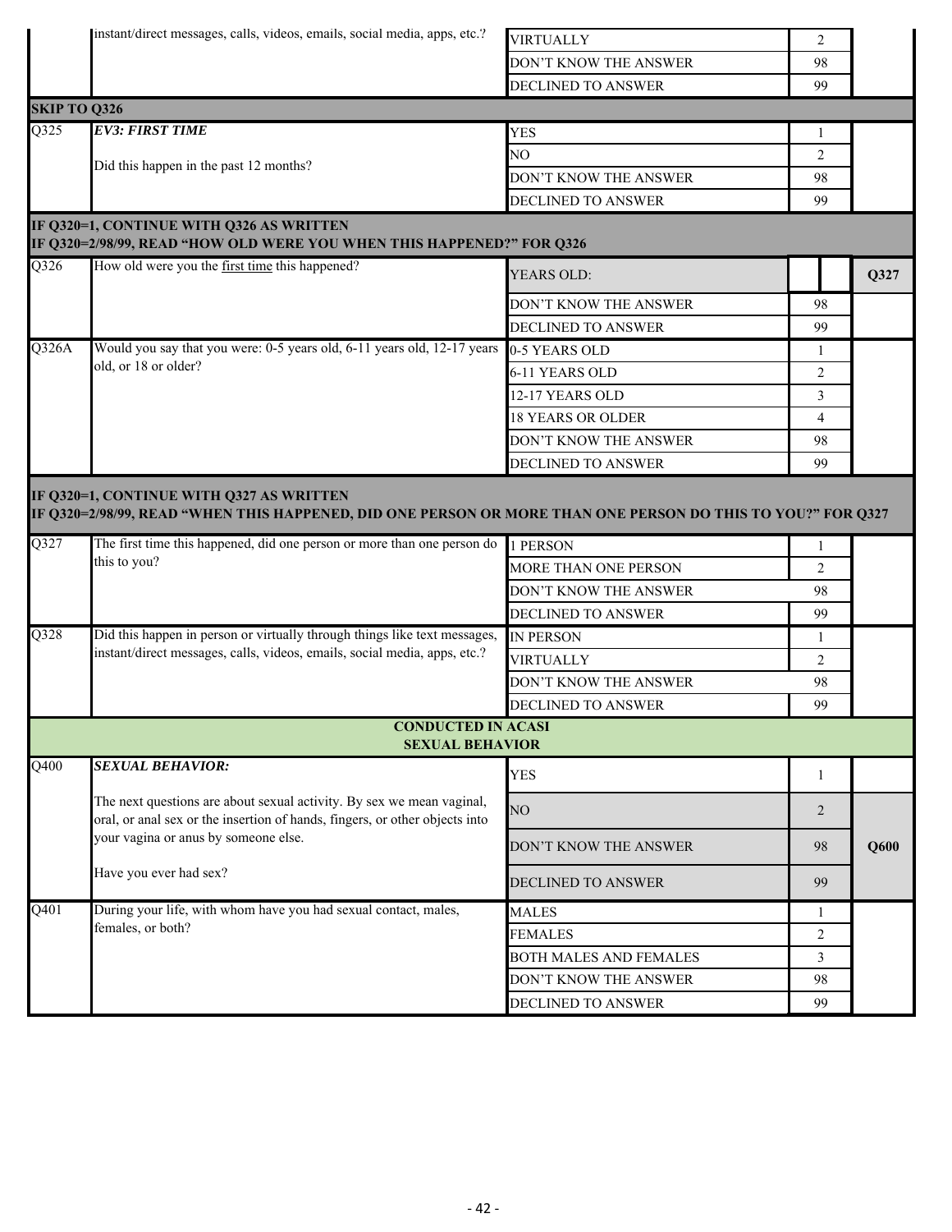| | | | | |
|---|---|---|---|---|
| | instant/direct messages, calls, videos, emails, social media, apps, etc.? | VIRTUALLY | 2 | |
| | | DON'T KNOW THE ANSWER | 98 | |
| | | DECLINED TO ANSWER | 99 | |
| **SKIP TO Q326** | | | | |
| Q325 | ***EV3: FIRST TIME*** Did this happen in the past 12 months? | YES | 1 | |
| | | NO | 2 | |
| | | DON'T KNOW THE ANSWER | 98 | |
| | | DECLINED TO ANSWER | 99 | |
| **IF Q320=1, CONTINUE WITH Q326 AS WRITTEN IF Q320=2/98/99, READ "HOW OLD WERE YOU WHEN THIS HAPPENED?" FOR Q326** | | | | |
| Q326 | How old were you the first time this happened? | YEARS OLD: | | **Q327** |
| | | DON'T KNOW THE ANSWER | 98 | |
| | | DECLINED TO ANSWER | 99 | |
| Q326A | Would you say that you were: 0-5 years old, 6-11 years old, 12-17 years old, or 18 or older? | 0-5 YEARS OLD | 1 | |
| | | 6-11 YEARS OLD | 2 | |
| | | 12-17 YEARS OLD | 3 | |
| | | 18 YEARS OR OLDER | 4 | |
| | | DON'T KNOW THE ANSWER | 98 | |
| | | DECLINED TO ANSWER | 99 | |
| **IF Q320=1, CONTINUE WITH Q327 AS WRITTEN IF Q320=2/98/99, READ "WHEN THIS HAPPENED, DID ONE PERSON OR MORE THAN ONE PERSON DO THIS TO YOU?" FOR Q327** | | | | |
| Q327 | The first time this happened, did one person or more than one person do this to you? | 1 PERSON | 1 | |
| | | MORE THAN ONE PERSON | 2 | |
| | | DON'T KNOW THE ANSWER | 98 | |
| | | DECLINED TO ANSWER | 99 | |
| Q328 | Did this happen in person or virtually through things like text messages, instant/direct messages, calls, videos, emails, social media, apps, etc.? | IN PERSON | 1 | |
| | | VIRTUALLY | 2 | |
| | | DON'T KNOW THE ANSWER | 98 | |
| | | DECLINED TO ANSWER | 99 | |
| **CONDUCTED IN ACASI SEXUAL BEHAVIOR** | | | | |
| Q400 | ***SEXUAL BEHAVIOR:*** The next questions are about sexual activity. By sex we mean vaginal, oral, or anal sex or the insertion of hands, fingers, or other objects into your vagina or anus by someone else. Have you ever had sex? | YES | 1 | |
| | | NO | 2 | **Q600** |
| | | DON'T KNOW THE ANSWER | 98 | **Q600** |
| | | DECLINED TO ANSWER | 99 | **Q600** |
| Q401 | During your life, with whom have you had sexual contact, males, females, or both? | MALES | 1 | |
| | | FEMALES | 2 | |
| | | BOTH MALES AND FEMALES | 3 | |
| | | DON'T KNOW THE ANSWER | 98 | |
| | | DECLINED TO ANSWER | 99 | |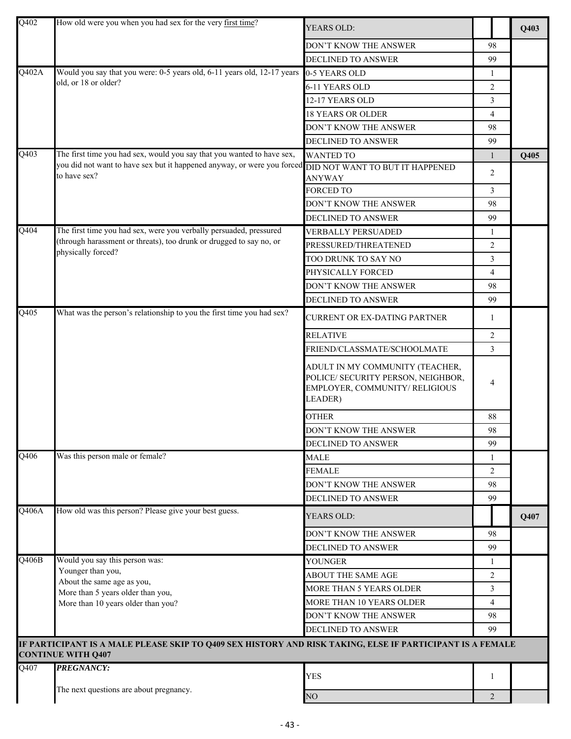| | | | | |
|---|---|---|---|---|
| Q402 | How old were you when you had sex for the very first time? | YEARS OLD: | | Q403 |
| | | DON'T KNOW THE ANSWER | 98 | |
| | | DECLINED TO ANSWER | 99 | |
| Q402A | Would you say that you were: 0-5 years old, 6-11 years old, 12-17 years old, or 18 or older? | 0-5 YEARS OLD | 1 | |
| | | 6-11 YEARS OLD | 2 | |
| | | 12-17 YEARS OLD | 3 | |
| | | 18 YEARS OR OLDER | 4 | |
| | | DON'T KNOW THE ANSWER | 98 | |
| | | DECLINED TO ANSWER | 99 | |
| Q403 | The first time you had sex, would you say that you wanted to have sex, you did not want to have sex but it happened anyway, or were you forced to have sex? | WANTED TO | 1 | Q405 |
| | | DID NOT WANT TO BUT IT HAPPENED ANYWAY | 2 | |
| | | FORCED TO | 3 | |
| | | DON'T KNOW THE ANSWER | 98 | |
| | | DECLINED TO ANSWER | 99 | |
| Q404 | The first time you had sex, were you verbally persuaded, pressured (through harassment or threats), too drunk or drugged to say no, or physically forced? | VERBALLY PERSUADED | 1 | |
| | | PRESSURED/THREATENED | 2 | |
| | | TOO DRUNK TO SAY NO | 3 | |
| | | PHYSICALLY FORCED | 4 | |
| | | DON'T KNOW THE ANSWER | 98 | |
| | | DECLINED TO ANSWER | 99 | |
| Q405 | What was the person's relationship to you the first time you had sex? | CURRENT OR EX-DATING PARTNER | 1 | |
| | | RELATIVE | 2 | |
| | | FRIEND/CLASSMATE/SCHOOLMATE | 3 | |
| | | ADULT IN MY COMMUNITY (TEACHER, POLICE/ SECURITY PERSON, NEIGHBOR, EMPLOYER, COMMUNITY/ RELIGIOUS LEADER) | 4 | |
| | | OTHER | 88 | |
| | | DON'T KNOW THE ANSWER | 98 | |
| | | DECLINED TO ANSWER | 99 | |
| Q406 | Was this person male or female? | MALE | 1 | |
| | | FEMALE | 2 | |
| | | DON'T KNOW THE ANSWER | 98 | |
| | | DECLINED TO ANSWER | 99 | |
| Q406A | How old was this person? Please give your best guess. | YEARS OLD: | | Q407 |
| | | DON'T KNOW THE ANSWER | 98 | |
| | | DECLINED TO ANSWER | 99 | |
| Q406B | Would you say this person was: Younger than you, About the same age as you, More than 5 years older than you, More than 10 years older than you? | YOUNGER | 1 | |
| | | ABOUT THE SAME AGE | 2 | |
| | | MORE THAN 5 YEARS OLDER | 3 | |
| | | MORE THAN 10 YEARS OLDER | 4 | |
| | | DON'T KNOW THE ANSWER | 98 | |
| | | DECLINED TO ANSWER | 99 | |
| **IF PARTICIPANT IS A MALE PLEASE SKIP TO Q409 SEX HISTORY AND RISK TAKING, ELSE IF PARTICIPANT IS A FEMALE CONTINUE WITH Q407** | | | | |
| Q407 | ***PREGNANCY:*** The next questions are about pregnancy. | YES | 1 | |
| | | NO | 2 | |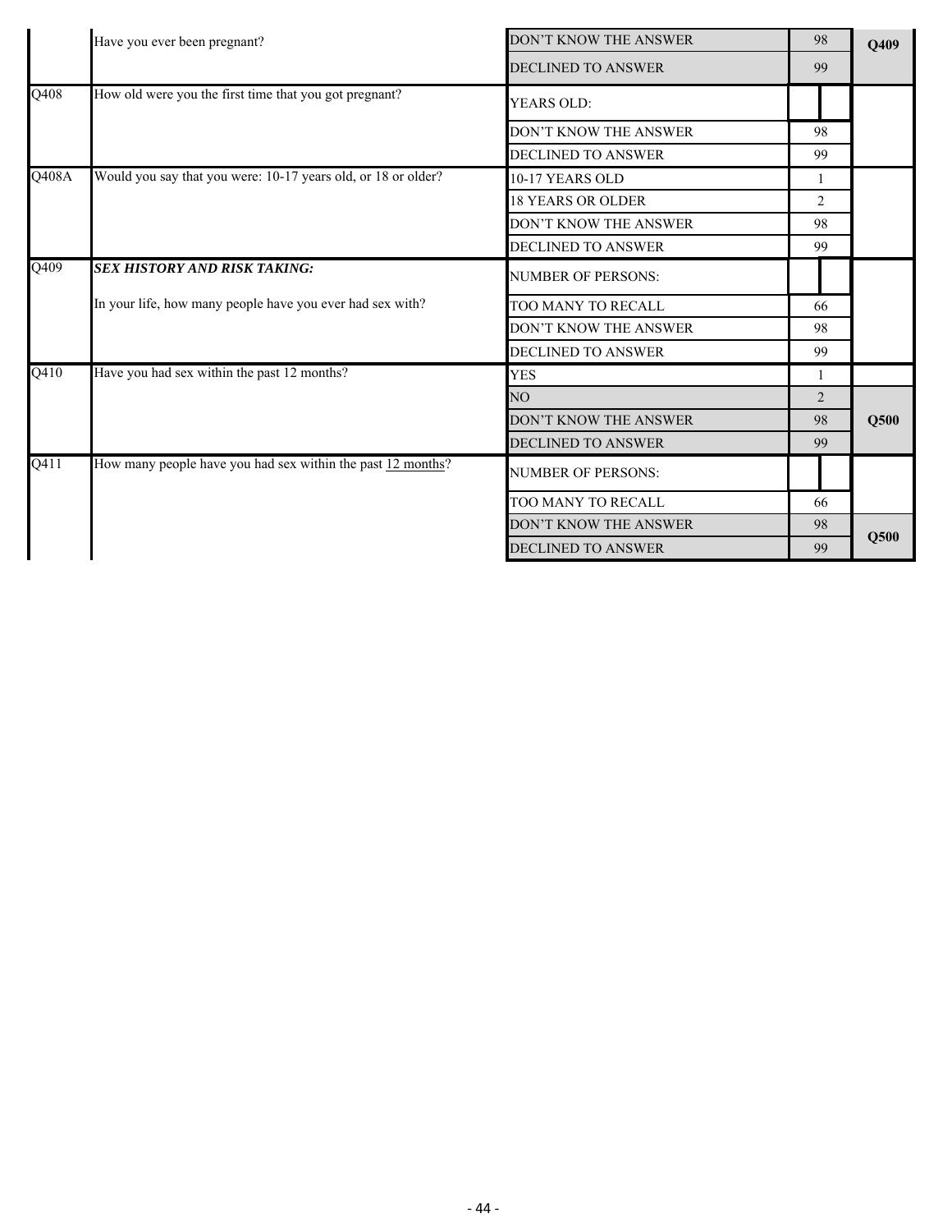| | | | | |
|---|---|---|---|---|
| | Have you ever been pregnant? | DON'T KNOW THE ANSWER | 98 | Q409 |
| | | DECLINED TO ANSWER | 99 | |
| Q408 | How old were you the first time that you got pregnant? | YEARS OLD: | | |
| | | DON'T KNOW THE ANSWER | 98 | |
| | | DECLINED TO ANSWER | 99 | |
| Q408A | Would you say that you were: 10-17 years old, or 18 or older? | 10-17 YEARS OLD | 1 | |
| | | 18 YEARS OR OLDER | 2 | |
| | | DON'T KNOW THE ANSWER | 98 | |
| | | DECLINED TO ANSWER | 99 | |
| Q409 | ***SEX HISTORY AND RISK TAKING:*** | NUMBER OF PERSONS: | | |
| | In your life, how many people have you ever had sex with? | TOO MANY TO RECALL | 66 | |
| | | DON'T KNOW THE ANSWER | 98 | |
| | | DECLINED TO ANSWER | 99 | |
| Q410 | Have you had sex within the past 12 months? | YES | 1 | |
| | | NO | 2 | Q500 |
| | | DON'T KNOW THE ANSWER | 98 | |
| | | DECLINED TO ANSWER | 99 | |
| Q411 | How many people have you had sex within the past 12 months? | NUMBER OF PERSONS: | | |
| | | TOO MANY TO RECALL | 66 | |
| | | DON'T KNOW THE ANSWER | 98 | Q500 |
| | | DECLINED TO ANSWER | 99 | |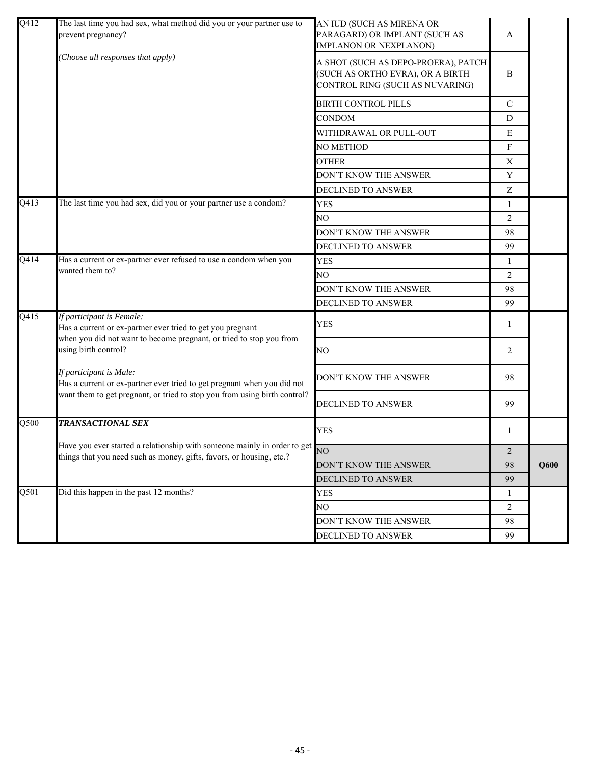| | | | | |
|---|---|---|---|---|
| Q412 | The last time you had sex, what method did you or your partner use to prevent pregnancy?<br><br>*(Choose all responses that apply)* | AN IUD (SUCH AS MIRENA OR PARAGARD) OR IMPLANT (SUCH AS IMPLANON OR NEXPLANON) | A | |
| | | A SHOT (SUCH AS DEPO-PROERA), PATCH (SUCH AS ORTHO EVRA), OR A BIRTH CONTROL RING (SUCH AS NUVARING) | B | |
| | | BIRTH CONTROL PILLS | C | |
| | | CONDOM | D | |
| | | WITHDRAWAL OR PULL-OUT | E | |
| | | NO METHOD | F | |
| | | OTHER | X | |
| | | DON'T KNOW THE ANSWER | Y | |
| | | DECLINED TO ANSWER | Z | |
| Q413 | The last time you had sex, did you or your partner use a condom? | YES | 1 | |
| | | NO | 2 | |
| | | DON'T KNOW THE ANSWER | 98 | |
| | | DECLINED TO ANSWER | 99 | |
| Q414 | Has a current or ex-partner ever refused to use a condom when you wanted them to? | YES | 1 | |
| | | NO | 2 | |
| | | DON'T KNOW THE ANSWER | 98 | |
| | | DECLINED TO ANSWER | 99 | |
| Q415 | *If participant is Female:*<br>Has a current or ex-partner ever tried to get you pregnant when you did not want to become pregnant, or tried to stop you from using birth control?<br><br>*If participant is Male:*<br>Has a current or ex-partner ever tried to get pregnant when you did not want them to get pregnant, or tried to stop you from using birth control? | YES | 1 | |
| | | NO | 2 | |
| | | DON'T KNOW THE ANSWER | 98 | |
| | | DECLINED TO ANSWER | 99 | |
| Q500 | ***TRANSACTIONAL SEX***<br><br>Have you ever started a relationship with someone mainly in order to get things that you need such as money, gifts, favors, or housing, etc.? | YES | 1 | |
| | | NO | 2 | **Q600** |
| | | DON'T KNOW THE ANSWER | 98 | |
| | | DECLINED TO ANSWER | 99 | |
| Q501 | Did this happen in the past 12 months? | YES | 1 | |
| | | NO | 2 | |
| | | DON'T KNOW THE ANSWER | 98 | |
| | | DECLINED TO ANSWER | 99 | |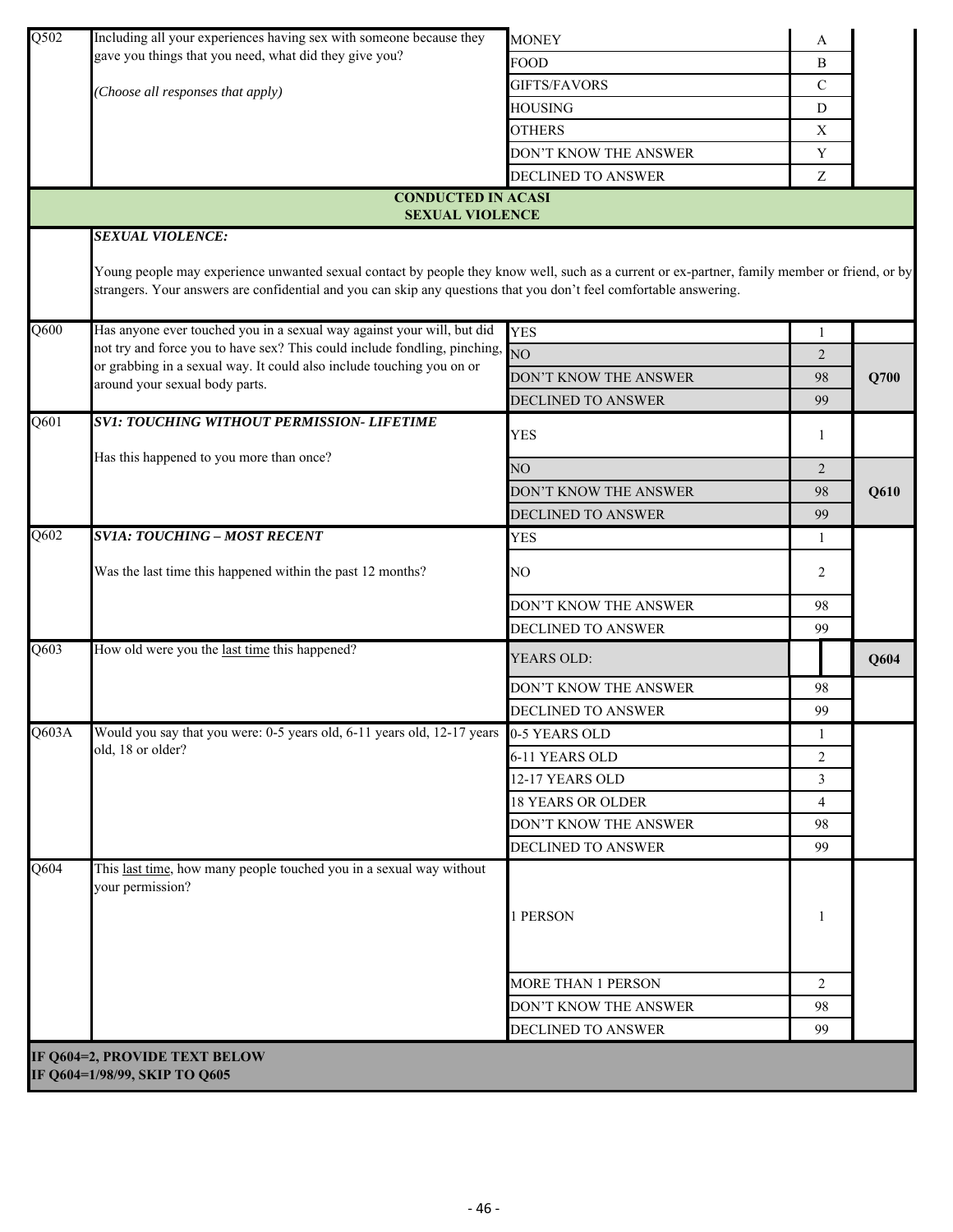| | | | | |
|---|---|---|---|---|
| Q502 | Including all your experiences having sex with someone because they gave you things that you need, what did they give you?<br><br>*(Choose all responses that apply)* | MONEY | A | |
| | | FOOD | B | |
| | | GIFTS/FAVORS | C | |
| | | HOUSING | D | |
| | | OTHERS | X | |
| | | DON'T KNOW THE ANSWER | Y | |
| | | DECLINED TO ANSWER | Z | |

**CONDUCTED IN ACASI**
**SEXUAL VIOLENCE**

***SEXUAL VIOLENCE:***

Young people may experience unwanted sexual contact by people they know well, such as a current or ex-partner, family member or friend, or by strangers. Your answers are confidential and you can skip any questions that you don't feel comfortable answering.

| | | | | |
|---|---|---|---|---|
| Q600 | Has anyone ever touched you in a sexual way against your will, but did not try and force you to have sex? This could include fondling, pinching, or grabbing in a sexual way. It could also include touching you on or around your sexual body parts. | YES | 1 | |
| | | NO | 2 | Q700 |
| | | DON'T KNOW THE ANSWER | 98 | |
| | | DECLINED TO ANSWER | 99 | |
| Q601 | ***SV1: TOUCHING WITHOUT PERMISSION- LIFETIME***<br><br>Has this happened to you more than once? | YES | 1 | |
| | | NO | 2 | Q610 |
| | | DON'T KNOW THE ANSWER | 98 | |
| | | DECLINED TO ANSWER | 99 | |
| Q602 | ***SV1A: TOUCHING – MOST RECENT***<br><br>Was the last time this happened within the past 12 months? | YES | 1 | |
| | | NO | 2 | |
| | | DON'T KNOW THE ANSWER | 98 | |
| | | DECLINED TO ANSWER | 99 | |
| Q603 | How old were you the <u>last time</u> this happened? | YEARS OLD: | | Q604 |
| | | DON'T KNOW THE ANSWER | 98 | |
| | | DECLINED TO ANSWER | 99 | |
| Q603A | Would you say that you were: 0-5 years old, 6-11 years old, 12-17 years old, 18 or older? | 0-5 YEARS OLD | 1 | |
| | | 6-11 YEARS OLD | 2 | |
| | | 12-17 YEARS OLD | 3 | |
| | | 18 YEARS OR OLDER | 4 | |
| | | DON'T KNOW THE ANSWER | 98 | |
| | | DECLINED TO ANSWER | 99 | |
| Q604 | This <u>last time</u>, how many people touched you in a sexual way without your permission? | 1 PERSON | 1 | |
| | | MORE THAN 1 PERSON | 2 | |
| | | DON'T KNOW THE ANSWER | 98 | |
| | | DECLINED TO ANSWER | 99 | |

**IF Q604=2, PROVIDE TEXT BELOW**
**IF Q604=1/98/99, SKIP TO Q605**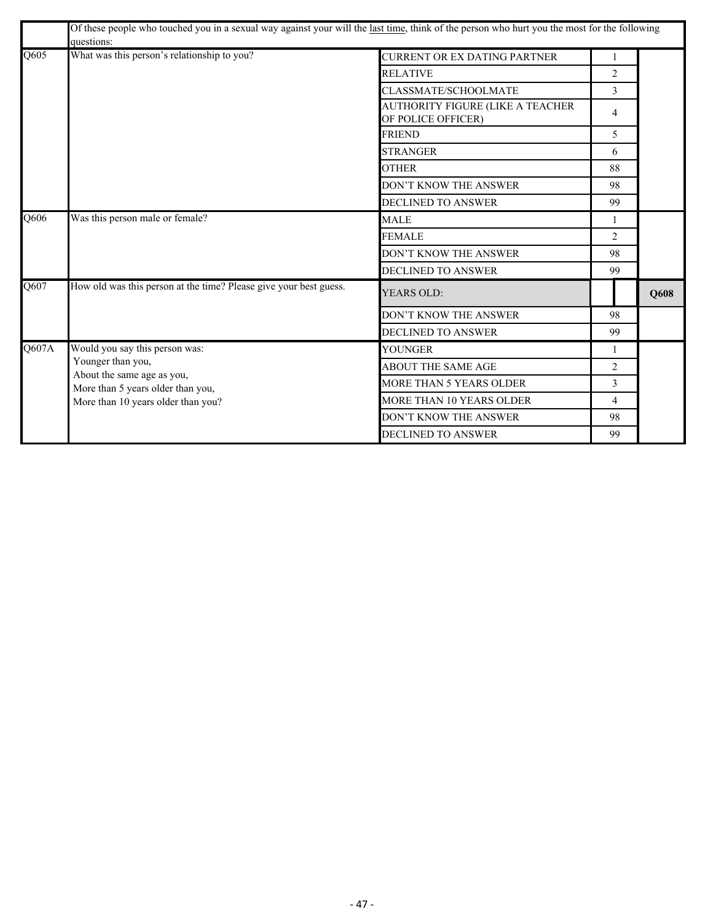| | Of these people who touched you in a sexual way against your will the <u>last time</u>, think of the person who hurt you the most for the following questions: | | | |
|---|---|---|---|---|
| Q605 | What was this person's relationship to you? | CURRENT OR EX DATING PARTNER | 1 | |
| | | RELATIVE | 2 | |
| | | CLASSMATE/SCHOOLMATE | 3 | |
| | | AUTHORITY FIGURE (LIKE A TEACHER OF POLICE OFFICER) | 4 | |
| | | FRIEND | 5 | |
| | | STRANGER | 6 | |
| | | OTHER | 88 | |
| | | DON'T KNOW THE ANSWER | 98 | |
| | | DECLINED TO ANSWER | 99 | |
| Q606 | Was this person male or female? | MALE | 1 | |
| | | FEMALE | 2 | |
| | | DON'T KNOW THE ANSWER | 98 | |
| | | DECLINED TO ANSWER | 99 | |
| Q607 | How old was this person at the time? Please give your best guess. | YEARS OLD: | | **Q608** |
| | | DON'T KNOW THE ANSWER | 98 | |
| | | DECLINED TO ANSWER | 99 | |
| Q607A | Would you say this person was:<br>Younger than you,<br>About the same age as you,<br>More than 5 years older than you,<br>More than 10 years older than you? | YOUNGER | 1 | |
| | | ABOUT THE SAME AGE | 2 | |
| | | MORE THAN 5 YEARS OLDER | 3 | |
| | | MORE THAN 10 YEARS OLDER | 4 | |
| | | DON'T KNOW THE ANSWER | 98 | |
| | | DECLINED TO ANSWER | 99 | |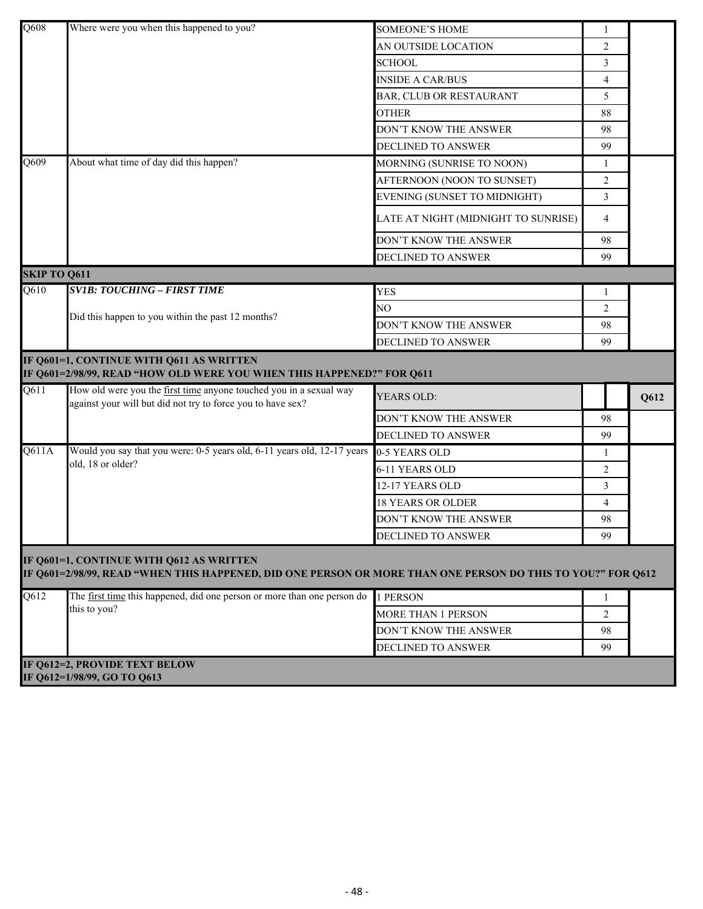| | | | | |
|---|---|---|---|---|
| Q608 | Where were you when this happened to you? | SOMEONE'S HOME | 1 | |
| | | AN OUTSIDE LOCATION | 2 | |
| | | SCHOOL | 3 | |
| | | INSIDE A CAR/BUS | 4 | |
| | | BAR, CLUB OR RESTAURANT | 5 | |
| | | OTHER | 88 | |
| | | DON'T KNOW THE ANSWER | 98 | |
| | | DECLINED TO ANSWER | 99 | |
| Q609 | About what time of day did this happen? | MORNING (SUNRISE TO NOON) | 1 | |
| | | AFTERNOON (NOON TO SUNSET) | 2 | |
| | | EVENING (SUNSET TO MIDNIGHT) | 3 | |
| | | LATE AT NIGHT (MIDNIGHT TO SUNRISE) | 4 | |
| | | DON'T KNOW THE ANSWER | 98 | |
| | | DECLINED TO ANSWER | 99 | |
| **SKIP TO Q611** | | | | |
| Q610 | ***SV1B: TOUCHING – FIRST TIME*** Did this happen to you within the past 12 months? | YES | 1 | |
| | | NO | 2 | |
| | | DON'T KNOW THE ANSWER | 98 | |
| | | DECLINED TO ANSWER | 99 | |
| **IF Q601=1, CONTINUE WITH Q611 AS WRITTEN<br>IF Q601=2/98/99, READ "HOW OLD WERE YOU WHEN THIS HAPPENED?" FOR Q611** | | | | |
| Q611 | How old were you the first time anyone touched you in a sexual way against your will but did not try to force you to have sex? | YEARS OLD: | | **Q612** |
| | | DON'T KNOW THE ANSWER | 98 | |
| | | DECLINED TO ANSWER | 99 | |
| Q611A | Would you say that you were: 0-5 years old, 6-11 years old, 12-17 years old, 18 or older? | 0-5 YEARS OLD | 1 | |
| | | 6-11 YEARS OLD | 2 | |
| | | 12-17 YEARS OLD | 3 | |
| | | 18 YEARS OR OLDER | 4 | |
| | | DON'T KNOW THE ANSWER | 98 | |
| | | DECLINED TO ANSWER | 99 | |
| **IF Q601=1, CONTINUE WITH Q612 AS WRITTEN<br>IF Q601=2/98/99, READ "WHEN THIS HAPPENED, DID ONE PERSON OR MORE THAN ONE PERSON DO THIS TO YOU?" FOR Q612** | | | | |
| Q612 | The first time this happened, did one person or more than one person do this to you? | 1 PERSON | 1 | |
| | | MORE THAN 1 PERSON | 2 | |
| | | DON'T KNOW THE ANSWER | 98 | |
| | | DECLINED TO ANSWER | 99 | |
| **IF Q612=2, PROVIDE TEXT BELOW<br>IF Q612=1/98/99, GO TO Q613** | | | | |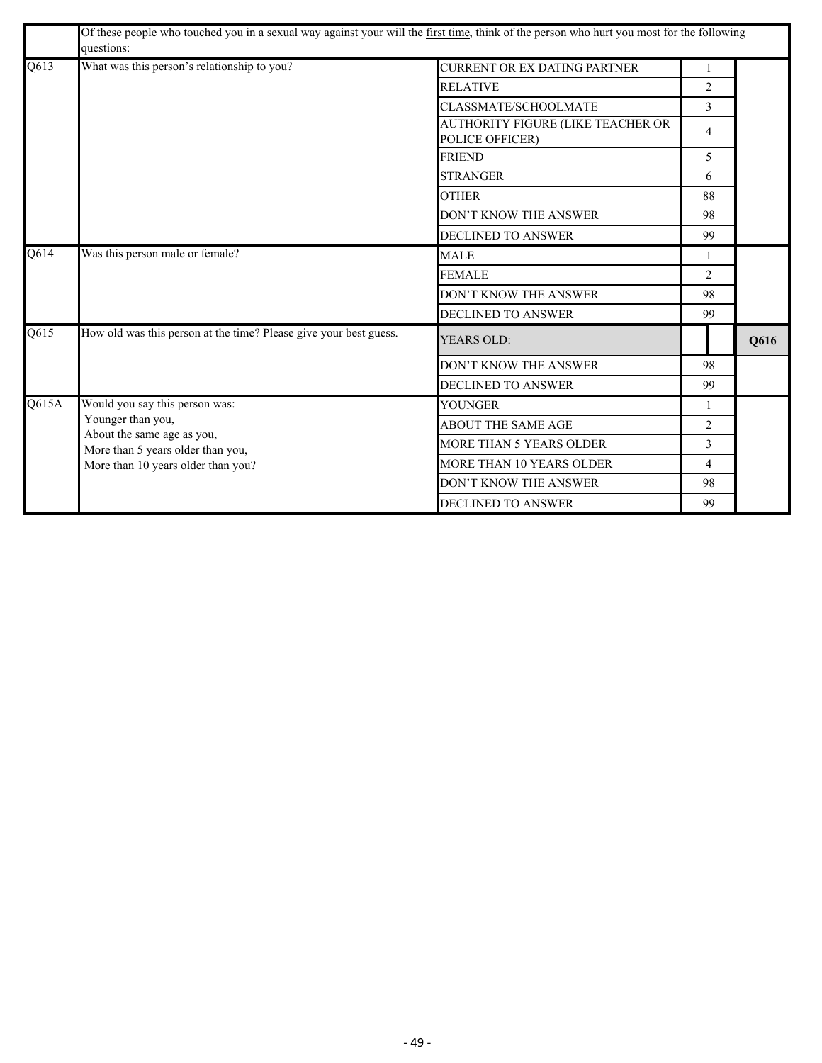| | Of these people who touched you in a sexual way against your will the <u>first time</u>, think of the person who hurt you most for the following questions: | | | |
|---|---|---|---|---|
| Q613 | What was this person's relationship to you? | CURRENT OR EX DATING PARTNER | 1 | |
| | | RELATIVE | 2 | |
| | | CLASSMATE/SCHOOLMATE | 3 | |
| | | AUTHORITY FIGURE (LIKE TEACHER OR POLICE OFFICER) | 4 | |
| | | FRIEND | 5 | |
| | | STRANGER | 6 | |
| | | OTHER | 88 | |
| | | DON'T KNOW THE ANSWER | 98 | |
| | | DECLINED TO ANSWER | 99 | |
| Q614 | Was this person male or female? | MALE | 1 | |
| | | FEMALE | 2 | |
| | | DON'T KNOW THE ANSWER | 98 | |
| | | DECLINED TO ANSWER | 99 | |
| Q615 | How old was this person at the time? Please give your best guess. | YEARS OLD: | | **Q616** |
| | | DON'T KNOW THE ANSWER | 98 | |
| | | DECLINED TO ANSWER | 99 | |
| Q615A | Would you say this person was:<br>Younger than you,<br>About the same age as you,<br>More than 5 years older than you,<br>More than 10 years older than you? | YOUNGER | 1 | |
| | | ABOUT THE SAME AGE | 2 | |
| | | MORE THAN 5 YEARS OLDER | 3 | |
| | | MORE THAN 10 YEARS OLDER | 4 | |
| | | DON'T KNOW THE ANSWER | 98 | |
| | | DECLINED TO ANSWER | 99 | |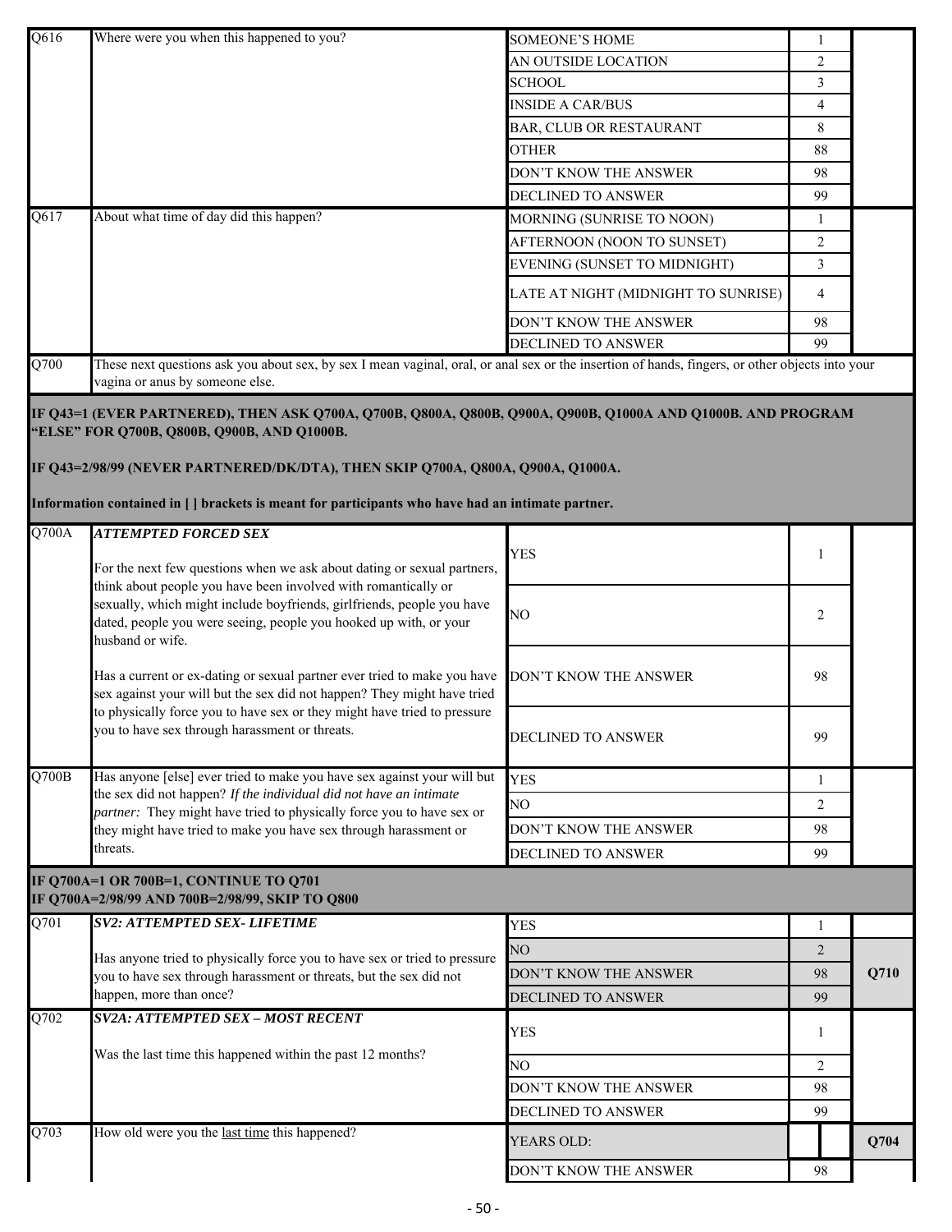| Q# | Question | Response | Code | Skip |
|---|---|---|---|---|
| Q616 | Where were you when this happened to you? | SOMEONE'S HOME | 1 | |
| | | AN OUTSIDE LOCATION | 2 | |
| | | SCHOOL | 3 | |
| | | INSIDE A CAR/BUS | 4 | |
| | | BAR, CLUB OR RESTAURANT | 8 | |
| | | OTHER | 88 | |
| | | DON'T KNOW THE ANSWER | 98 | |
| | | DECLINED TO ANSWER | 99 | |
| Q617 | About what time of day did this happen? | MORNING (SUNRISE TO NOON) | 1 | |
| | | AFTERNOON (NOON TO SUNSET) | 2 | |
| | | EVENING (SUNSET TO MIDNIGHT) | 3 | |
| | | LATE AT NIGHT (MIDNIGHT TO SUNRISE) | 4 | |
| | | DON'T KNOW THE ANSWER | 98 | |
| | | DECLINED TO ANSWER | 99 | |

Q700 These next questions ask you about sex, by sex I mean vaginal, oral, or anal sex or the insertion of hands, fingers, or other objects into your vagina or anus by someone else.

**IF Q43=1 (EVER PARTNERED), THEN ASK Q700A, Q700B, Q800A, Q800B, Q900A, Q900B, Q1000A AND Q1000B. AND PROGRAM "ELSE" FOR Q700B, Q800B, Q900B, AND Q1000B.**

**IF Q43=2/98/99 (NEVER PARTNERED/DK/DTA), THEN SKIP Q700A, Q800A, Q900A, Q1000A.**

**Information contained in [ ] brackets is meant for participants who have had an intimate partner.**

| Q# | Question | Response | Code | Skip |
|---|---|---|---|---|
| Q700A | ***ATTEMPTED FORCED SEX*** For the next few questions when we ask about dating or sexual partners, think about people you have been involved with romantically or sexually, which might include boyfriends, girlfriends, people you have dated, people you were seeing, people you hooked up with, or your husband or wife. Has a current or ex-dating or sexual partner ever tried to make you have sex against your will but the sex did not happen? They might have tried to physically force you to have sex or they might have tried to pressure you to have sex through harassment or threats. | YES | 1 | |
| | | NO | 2 | |
| | | DON'T KNOW THE ANSWER | 98 | |
| | | DECLINED TO ANSWER | 99 | |
| Q700B | Has anyone [else] ever tried to make you have sex against your will but the sex did not happen? *If the individual did not have an intimate partner:* They might have tried to physically force you to have sex or they might have tried to make you have sex through harassment or threats. | YES | 1 | |
| | | NO | 2 | |
| | | DON'T KNOW THE ANSWER | 98 | |
| | | DECLINED TO ANSWER | 99 | |

**IF Q700A=1 OR 700B=1, CONTINUE TO Q701**
**IF Q700A=2/98/99 AND 700B=2/98/99, SKIP TO Q800**

| Q# | Question | Response | Code | Skip |
|---|---|---|---|---|
| Q701 | ***SV2: ATTEMPTED SEX- LIFETIME*** Has anyone tried to physically force you to have sex or tried to pressure you to have sex through harassment or threats, but the sex did not happen, more than once? | YES | 1 | |
| | | NO | 2 | Q710 |
| | | DON'T KNOW THE ANSWER | 98 | Q710 |
| | | DECLINED TO ANSWER | 99 | Q710 |
| Q702 | ***SV2A: ATTEMPTED SEX – MOST RECENT*** Was the last time this happened within the past 12 months? | YES | 1 | |
| | | NO | 2 | |
| | | DON'T KNOW THE ANSWER | 98 | |
| | | DECLINED TO ANSWER | 99 | |
| Q703 | How old were you the last time this happened? | YEARS OLD: | | Q704 |
| | | DON'T KNOW THE ANSWER | 98 | |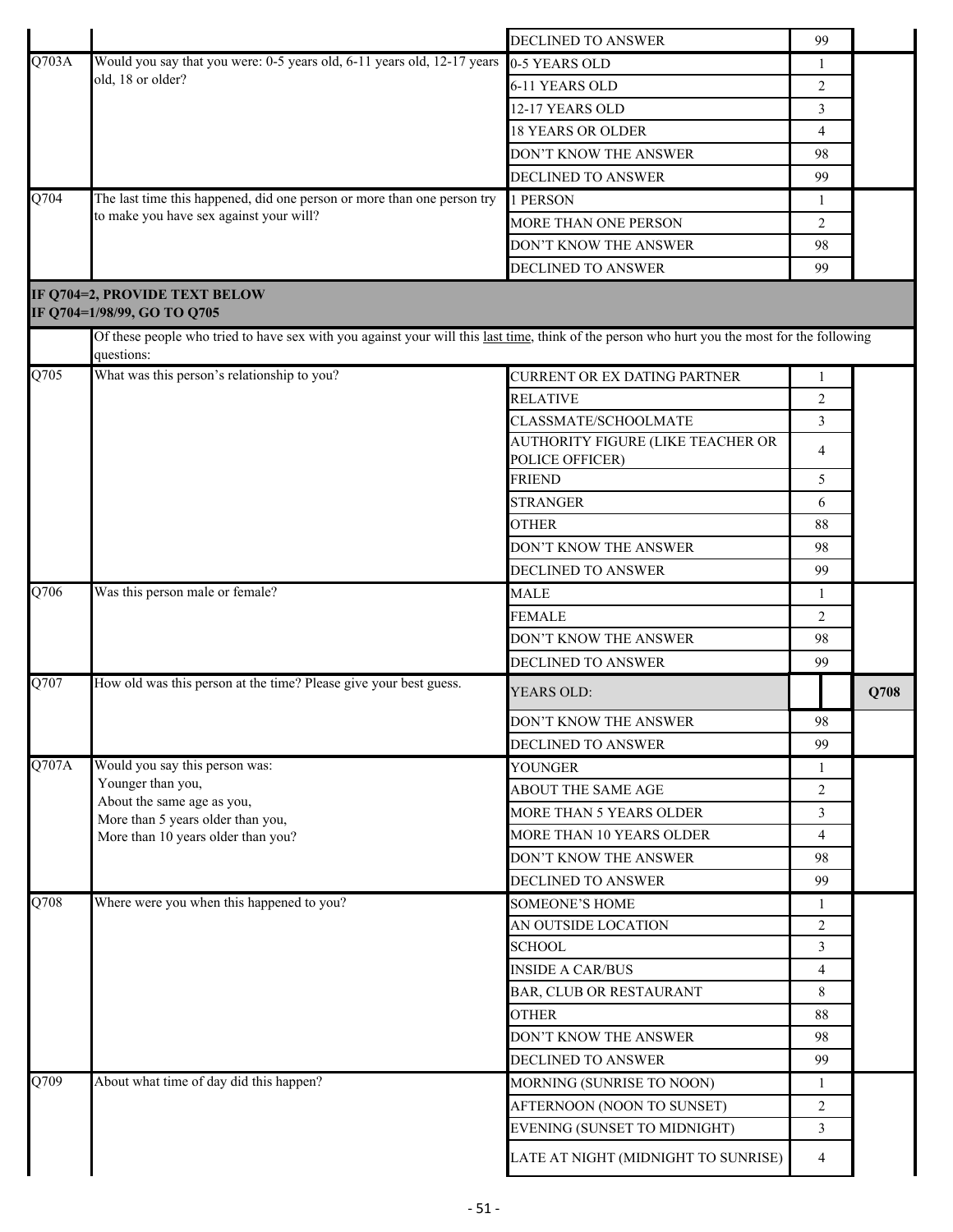| | | | | |
|---|---|---|---|---|
| | | DECLINED TO ANSWER | 99 | |
| Q703A | Would you say that you were: 0-5 years old, 6-11 years old, 12-17 years old, 18 or older? | 0-5 YEARS OLD | 1 | |
| | | 6-11 YEARS OLD | 2 | |
| | | 12-17 YEARS OLD | 3 | |
| | | 18 YEARS OR OLDER | 4 | |
| | | DON'T KNOW THE ANSWER | 98 | |
| | | DECLINED TO ANSWER | 99 | |
| Q704 | The last time this happened, did one person or more than one person try to make you have sex against your will? | 1 PERSON | 1 | |
| | | MORE THAN ONE PERSON | 2 | |
| | | DON'T KNOW THE ANSWER | 98 | |
| | | DECLINED TO ANSWER | 99 | |
| **IF Q704=2, PROVIDE TEXT BELOW<br>IF Q704=1/98/99, GO TO Q705** | | | | |
| | Of these people who tried to have sex with you against your will this last time, think of the person who hurt you the most for the following questions: | | | |
| Q705 | What was this person's relationship to you? | CURRENT OR EX DATING PARTNER | 1 | |
| | | RELATIVE | 2 | |
| | | CLASSMATE/SCHOOLMATE | 3 | |
| | | AUTHORITY FIGURE (LIKE TEACHER OR POLICE OFFICER) | 4 | |
| | | FRIEND | 5 | |
| | | STRANGER | 6 | |
| | | OTHER | 88 | |
| | | DON'T KNOW THE ANSWER | 98 | |
| | | DECLINED TO ANSWER | 99 | |
| Q706 | Was this person male or female? | MALE | 1 | |
| | | FEMALE | 2 | |
| | | DON'T KNOW THE ANSWER | 98 | |
| | | DECLINED TO ANSWER | 99 | |
| Q707 | How old was this person at the time? Please give your best guess. | YEARS OLD: | | **Q708** |
| | | DON'T KNOW THE ANSWER | 98 | |
| | | DECLINED TO ANSWER | 99 | |
| Q707A | Would you say this person was:<br>Younger than you,<br>About the same age as you,<br>More than 5 years older than you,<br>More than 10 years older than you? | YOUNGER | 1 | |
| | | ABOUT THE SAME AGE | 2 | |
| | | MORE THAN 5 YEARS OLDER | 3 | |
| | | MORE THAN 10 YEARS OLDER | 4 | |
| | | DON'T KNOW THE ANSWER | 98 | |
| | | DECLINED TO ANSWER | 99 | |
| Q708 | Where were you when this happened to you? | SOMEONE'S HOME | 1 | |
| | | AN OUTSIDE LOCATION | 2 | |
| | | SCHOOL | 3 | |
| | | INSIDE A CAR/BUS | 4 | |
| | | BAR, CLUB OR RESTAURANT | 8 | |
| | | OTHER | 88 | |
| | | DON'T KNOW THE ANSWER | 98 | |
| | | DECLINED TO ANSWER | 99 | |
| Q709 | About what time of day did this happen? | MORNING (SUNRISE TO NOON) | 1 | |
| | | AFTERNOON (NOON TO SUNSET) | 2 | |
| | | EVENING (SUNSET TO MIDNIGHT) | 3 | |
| | | LATE AT NIGHT (MIDNIGHT TO SUNRISE) | 4 | |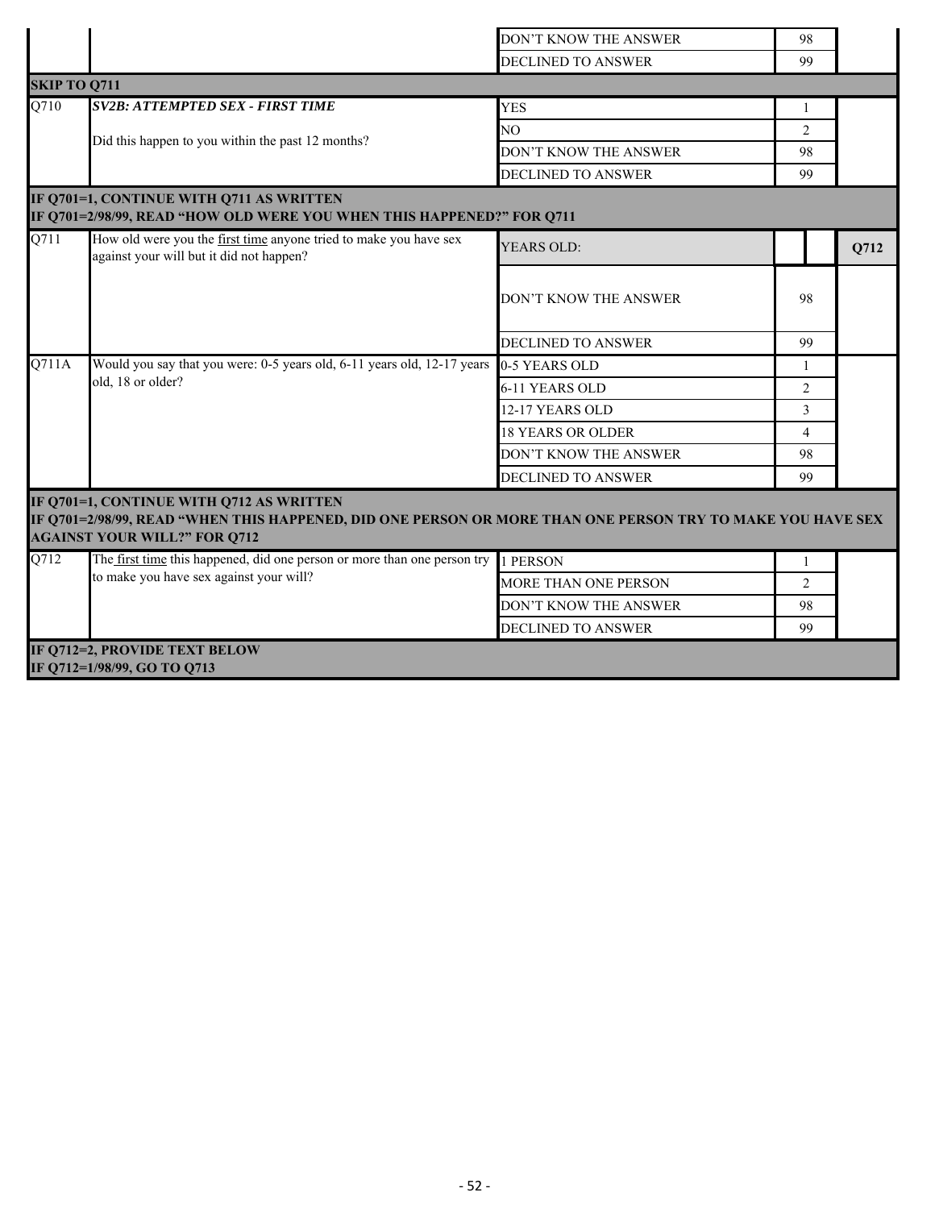| | | | | |
|---|---|---|---|---|
| | | DON'T KNOW THE ANSWER | 98 | |
| | | DECLINED TO ANSWER | 99 | |
| **SKIP TO Q711** | | | | |
| Q710 | ***SV2B: ATTEMPTED SEX - FIRST TIME*** Did this happen to you within the past 12 months? | YES | 1 | |
| | | NO | 2 | |
| | | DON'T KNOW THE ANSWER | 98 | |
| | | DECLINED TO ANSWER | 99 | |
| **IF Q701=1, CONTINUE WITH Q711 AS WRITTEN IF Q701=2/98/99, READ "HOW OLD WERE YOU WHEN THIS HAPPENED?" FOR Q711** | | | | |
| Q711 | How old were you the first time anyone tried to make you have sex against your will but it did not happen? | YEARS OLD: | | **Q712** |
| | | DON'T KNOW THE ANSWER | 98 | |
| | | DECLINED TO ANSWER | 99 | |
| Q711A | Would you say that you were: 0-5 years old, 6-11 years old, 12-17 years old, 18 or older? | 0-5 YEARS OLD | 1 | |
| | | 6-11 YEARS OLD | 2 | |
| | | 12-17 YEARS OLD | 3 | |
| | | 18 YEARS OR OLDER | 4 | |
| | | DON'T KNOW THE ANSWER | 98 | |
| | | DECLINED TO ANSWER | 99 | |
| **IF Q701=1, CONTINUE WITH Q712 AS WRITTEN IF Q701=2/98/99, READ "WHEN THIS HAPPENED, DID ONE PERSON OR MORE THAN ONE PERSON TRY TO MAKE YOU HAVE SEX AGAINST YOUR WILL?" FOR Q712** | | | | |
| Q712 | The first time this happened, did one person or more than one person try to make you have sex against your will? | 1 PERSON | 1 | |
| | | MORE THAN ONE PERSON | 2 | |
| | | DON'T KNOW THE ANSWER | 98 | |
| | | DECLINED TO ANSWER | 99 | |
| **IF Q712=2, PROVIDE TEXT BELOW IF Q712=1/98/99, GO TO Q713** | | | | |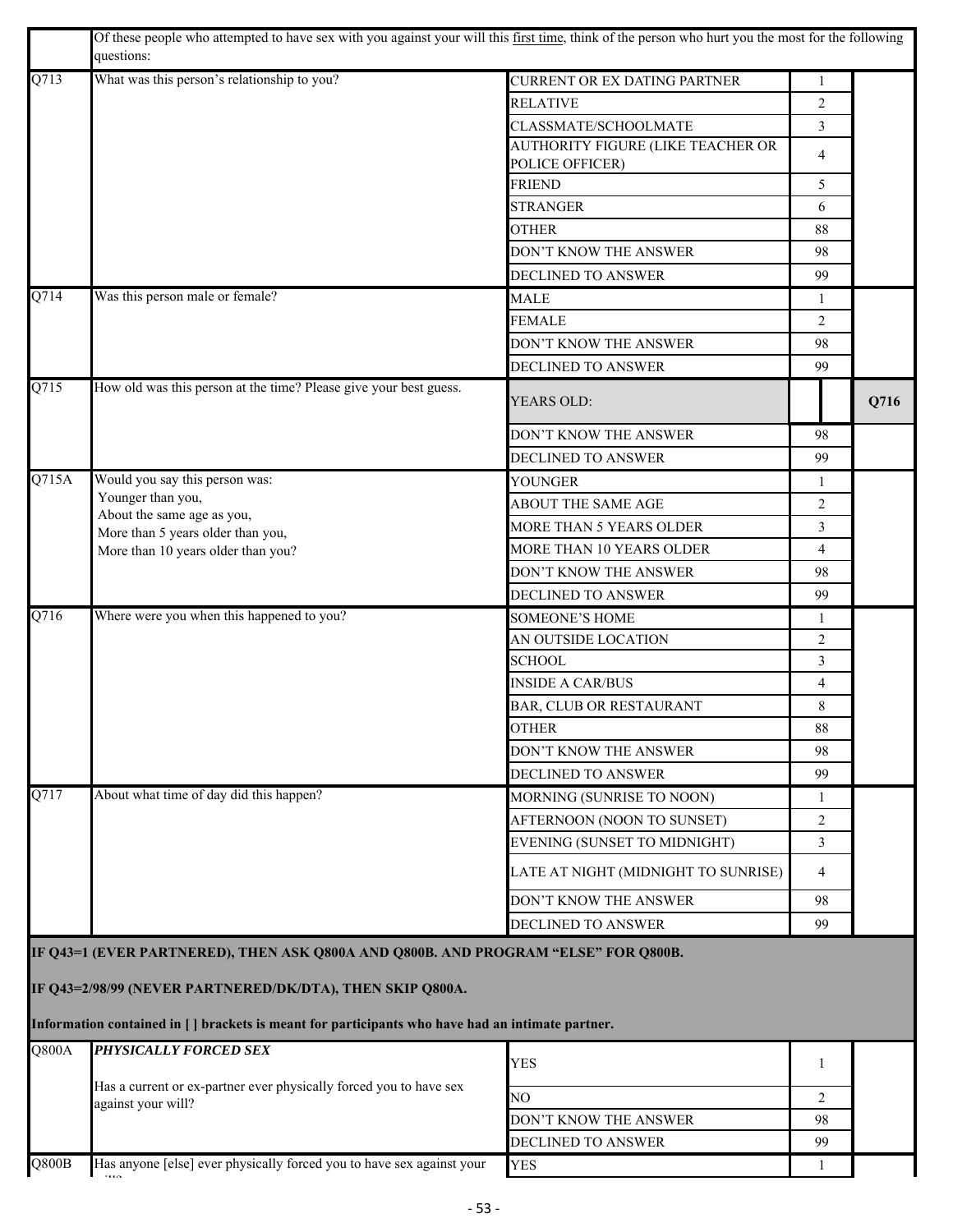| | Of these people who attempted to have sex with you against your will this first time, think of the person who hurt you the most for the following questions: | | | |
|---|---|---|---|---|
| Q713 | What was this person's relationship to you? | CURRENT OR EX DATING PARTNER | 1 | |
| | | RELATIVE | 2 | |
| | | CLASSMATE/SCHOOLMATE | 3 | |
| | | AUTHORITY FIGURE (LIKE TEACHER OR POLICE OFFICER) | 4 | |
| | | FRIEND | 5 | |
| | | STRANGER | 6 | |
| | | OTHER | 88 | |
| | | DON'T KNOW THE ANSWER | 98 | |
| | | DECLINED TO ANSWER | 99 | |
| Q714 | Was this person male or female? | MALE | 1 | |
| | | FEMALE | 2 | |
| | | DON'T KNOW THE ANSWER | 98 | |
| | | DECLINED TO ANSWER | 99 | |
| Q715 | How old was this person at the time? Please give your best guess. | YEARS OLD: | | Q716 |
| | | DON'T KNOW THE ANSWER | 98 | |
| | | DECLINED TO ANSWER | 99 | |
| Q715A | Would you say this person was: Younger than you, About the same age as you, More than 5 years older than you, More than 10 years older than you? | YOUNGER | 1 | |
| | | ABOUT THE SAME AGE | 2 | |
| | | MORE THAN 5 YEARS OLDER | 3 | |
| | | MORE THAN 10 YEARS OLDER | 4 | |
| | | DON'T KNOW THE ANSWER | 98 | |
| | | DECLINED TO ANSWER | 99 | |
| Q716 | Where were you when this happened to you? | SOMEONE'S HOME | 1 | |
| | | AN OUTSIDE LOCATION | 2 | |
| | | SCHOOL | 3 | |
| | | INSIDE A CAR/BUS | 4 | |
| | | BAR, CLUB OR RESTAURANT | 8 | |
| | | OTHER | 88 | |
| | | DON'T KNOW THE ANSWER | 98 | |
| | | DECLINED TO ANSWER | 99 | |
| Q717 | About what time of day did this happen? | MORNING (SUNRISE TO NOON) | 1 | |
| | | AFTERNOON (NOON TO SUNSET) | 2 | |
| | | EVENING (SUNSET TO MIDNIGHT) | 3 | |
| | | LATE AT NIGHT (MIDNIGHT TO SUNRISE) | 4 | |
| | | DON'T KNOW THE ANSWER | 98 | |
| | | DECLINED TO ANSWER | 99 | |

**IF Q43=1 (EVER PARTNERED), THEN ASK Q800A AND Q800B. AND PROGRAM "ELSE" FOR Q800B.**

**IF Q43=2/98/99 (NEVER PARTNERED/DK/DTA), THEN SKIP Q800A.**

**Information contained in [ ] brackets is meant for participants who have had an intimate partner.**

| | | | | |
|---|---|---|---|---|
| Q800A | ***PHYSICALLY FORCED SEX*** Has a current or ex-partner ever physically forced you to have sex against your will? | YES | 1 | |
| | | NO | 2 | |
| | | DON'T KNOW THE ANSWER | 98 | |
| | | DECLINED TO ANSWER | 99 | |
| Q800B | Has anyone [else] ever physically forced you to have sex against your will? | YES | 1 | |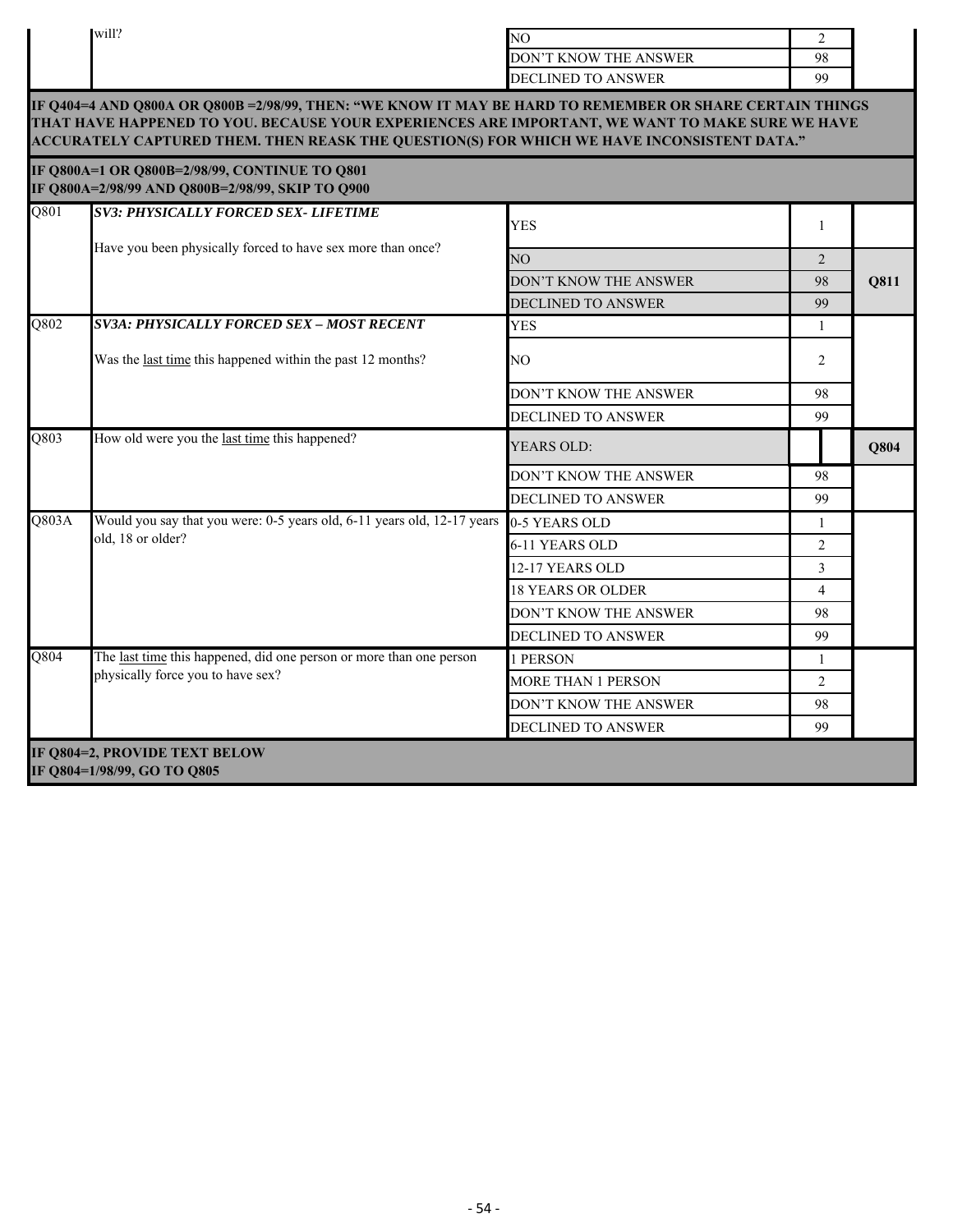| | | | | |
|---|---|---|---|---|
| | will? | NO | 2 | |
| | | DON'T KNOW THE ANSWER | 98 | |
| | | DECLINED TO ANSWER | 99 | |

**IF Q404=4 AND Q800A OR Q800B =2/98/99, THEN: "WE KNOW IT MAY BE HARD TO REMEMBER OR SHARE CERTAIN THINGS THAT HAVE HAPPENED TO YOU. BECAUSE YOUR EXPERIENCES ARE IMPORTANT, WE WANT TO MAKE SURE WE HAVE ACCURATELY CAPTURED THEM. THEN REASK THE QUESTION(S) FOR WHICH WE HAVE INCONSISTENT DATA."**

**IF Q800A=1 OR Q800B=2/98/99, CONTINUE TO Q801**
**IF Q800A=2/98/99 AND Q800B=2/98/99, SKIP TO Q900**

| | | | | |
|---|---|---|---|---|
| Q801 | ***SV3: PHYSICALLY FORCED SEX- LIFETIME*** Have you been physically forced to have sex more than once? | YES | 1 | |
| | | NO | 2 | **Q811** |
| | | DON'T KNOW THE ANSWER | 98 | |
| | | DECLINED TO ANSWER | 99 | |
| Q802 | ***SV3A: PHYSICALLY FORCED SEX – MOST RECENT*** Was the last time this happened within the past 12 months? | YES | 1 | |
| | | NO | 2 | |
| | | DON'T KNOW THE ANSWER | 98 | |
| | | DECLINED TO ANSWER | 99 | |
| Q803 | How old were you the last time this happened? | YEARS OLD: | | **Q804** |
| | | DON'T KNOW THE ANSWER | 98 | |
| | | DECLINED TO ANSWER | 99 | |
| Q803A | Would you say that you were: 0-5 years old, 6-11 years old, 12-17 years old, 18 or older? | 0-5 YEARS OLD | 1 | |
| | | 6-11 YEARS OLD | 2 | |
| | | 12-17 YEARS OLD | 3 | |
| | | 18 YEARS OR OLDER | 4 | |
| | | DON'T KNOW THE ANSWER | 98 | |
| | | DECLINED TO ANSWER | 99 | |
| Q804 | The last time this happened, did one person or more than one person physically force you to have sex? | 1 PERSON | 1 | |
| | | MORE THAN 1 PERSON | 2 | |
| | | DON'T KNOW THE ANSWER | 98 | |
| | | DECLINED TO ANSWER | 99 | |

**IF Q804=2, PROVIDE TEXT BELOW**
**IF Q804=1/98/99, GO TO Q805**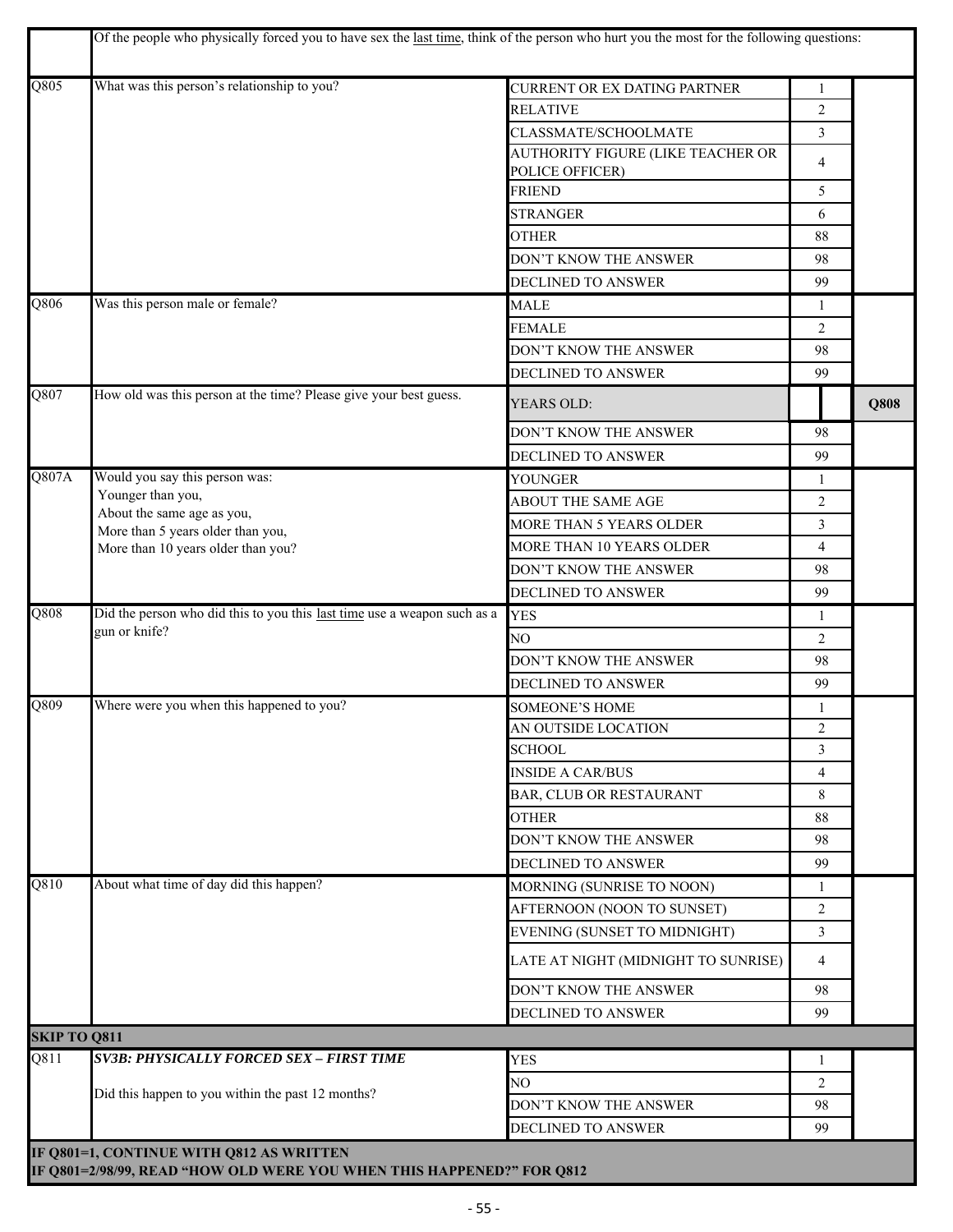| | Of the people who physically forced you to have sex the last time, think of the person who hurt you the most for the following questions: | | | |
|---|---|---|---|---|
| Q805 | What was this person's relationship to you? | CURRENT OR EX DATING PARTNER | 1 | |
| | | RELATIVE | 2 | |
| | | CLASSMATE/SCHOOLMATE | 3 | |
| | | AUTHORITY FIGURE (LIKE TEACHER OR POLICE OFFICER) | 4 | |
| | | FRIEND | 5 | |
| | | STRANGER | 6 | |
| | | OTHER | 88 | |
| | | DON'T KNOW THE ANSWER | 98 | |
| | | DECLINED TO ANSWER | 99 | |
| Q806 | Was this person male or female? | MALE | 1 | |
| | | FEMALE | 2 | |
| | | DON'T KNOW THE ANSWER | 98 | |
| | | DECLINED TO ANSWER | 99 | |
| Q807 | How old was this person at the time? Please give your best guess. | YEARS OLD: | | **Q808** |
| | | DON'T KNOW THE ANSWER | 98 | |
| | | DECLINED TO ANSWER | 99 | |
| Q807A | Would you say this person was:<br>Younger than you,<br>About the same age as you,<br>More than 5 years older than you,<br>More than 10 years older than you? | YOUNGER | 1 | |
| | | ABOUT THE SAME AGE | 2 | |
| | | MORE THAN 5 YEARS OLDER | 3 | |
| | | MORE THAN 10 YEARS OLDER | 4 | |
| | | DON'T KNOW THE ANSWER | 98 | |
| | | DECLINED TO ANSWER | 99 | |
| Q808 | Did the person who did this to you this last time use a weapon such as a gun or knife? | YES | 1 | |
| | | NO | 2 | |
| | | DON'T KNOW THE ANSWER | 98 | |
| | | DECLINED TO ANSWER | 99 | |
| Q809 | Where were you when this happened to you? | SOMEONE'S HOME | 1 | |
| | | AN OUTSIDE LOCATION | 2 | |
| | | SCHOOL | 3 | |
| | | INSIDE A CAR/BUS | 4 | |
| | | BAR, CLUB OR RESTAURANT | 8 | |
| | | OTHER | 88 | |
| | | DON'T KNOW THE ANSWER | 98 | |
| | | DECLINED TO ANSWER | 99 | |
| Q810 | About what time of day did this happen? | MORNING (SUNRISE TO NOON) | 1 | |
| | | AFTERNOON (NOON TO SUNSET) | 2 | |
| | | EVENING (SUNSET TO MIDNIGHT) | 3 | |
| | | LATE AT NIGHT (MIDNIGHT TO SUNRISE) | 4 | |
| | | DON'T KNOW THE ANSWER | 98 | |
| | | DECLINED TO ANSWER | 99 | |
| **SKIP TO Q811** | | | | |
| Q811 | ***SV3B: PHYSICALLY FORCED SEX – FIRST TIME***<br><br>Did this happen to you within the past 12 months? | YES | 1 | |
| | | NO | 2 | |
| | | DON'T KNOW THE ANSWER | 98 | |
| | | DECLINED TO ANSWER | 99 | |
| **IF Q801=1, CONTINUE WITH Q812 AS WRITTEN<br>IF Q801=2/98/99, READ "HOW OLD WERE YOU WHEN THIS HAPPENED?" FOR Q812** | | | | |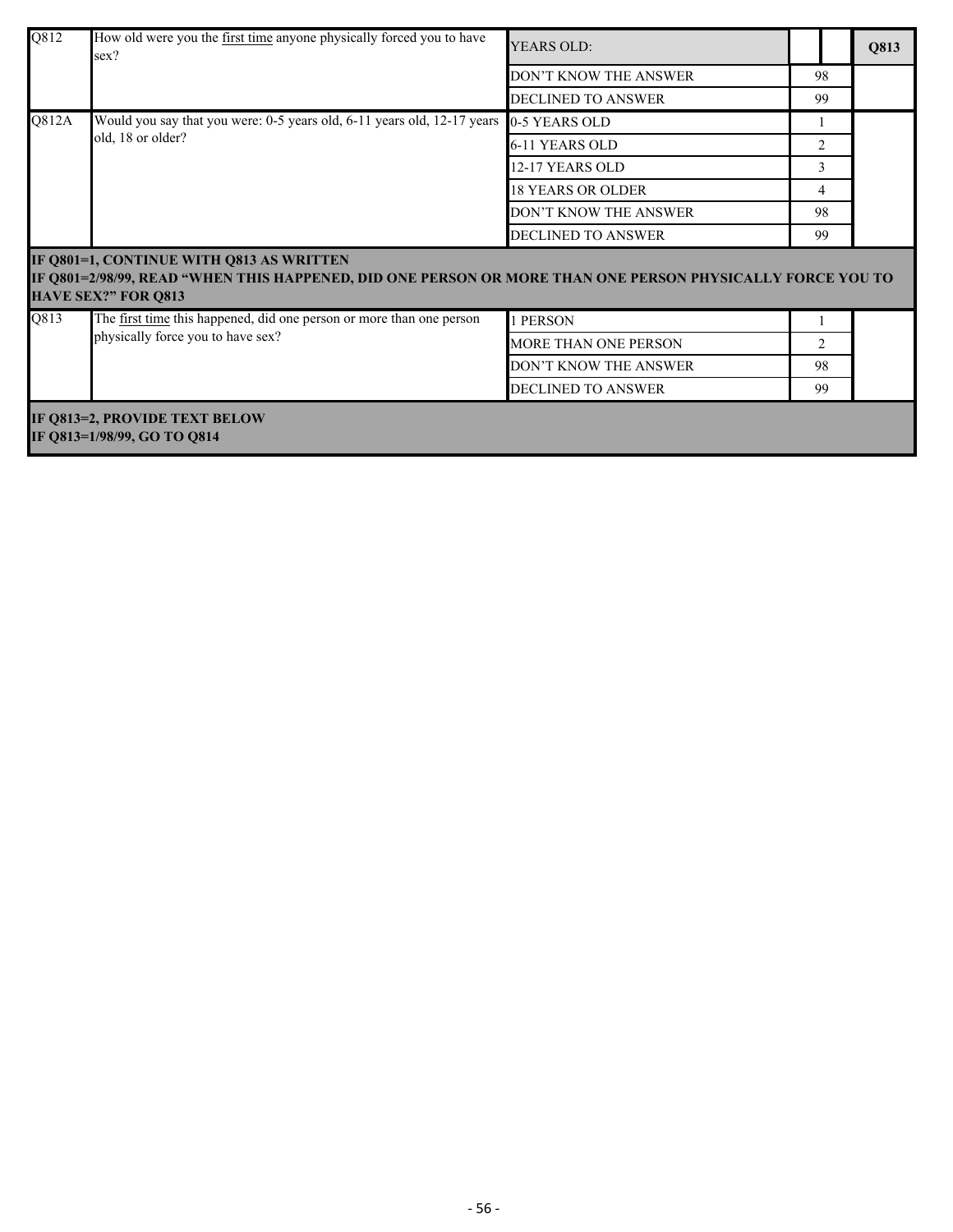| | | | | |
|---|---|---|---|---|
| Q812 | How old were you the <u>first time</u> anyone physically forced you to have sex? | YEARS OLD: | | Q813 |
| | | DON'T KNOW THE ANSWER | 98 | |
| | | DECLINED TO ANSWER | 99 | |
| Q812A | Would you say that you were: 0-5 years old, 6-11 years old, 12-17 years old, 18 or older? | 0-5 YEARS OLD | 1 | |
| | | 6-11 YEARS OLD | 2 | |
| | | 12-17 YEARS OLD | 3 | |
| | | 18 YEARS OR OLDER | 4 | |
| | | DON'T KNOW THE ANSWER | 98 | |
| | | DECLINED TO ANSWER | 99 | |
| **IF Q801=1, CONTINUE WITH Q813 AS WRITTEN<br>IF Q801=2/98/99, READ "WHEN THIS HAPPENED, DID ONE PERSON OR MORE THAN ONE PERSON PHYSICALLY FORCE YOU TO HAVE SEX?" FOR Q813** | | | | |
| Q813 | The <u>first time</u> this happened, did one person or more than one person physically force you to have sex? | 1 PERSON | 1 | |
| | | MORE THAN ONE PERSON | 2 | |
| | | DON'T KNOW THE ANSWER | 98 | |
| | | DECLINED TO ANSWER | 99 | |
| **IF Q813=2, PROVIDE TEXT BELOW<br>IF Q813=1/98/99, GO TO Q814** | | | | |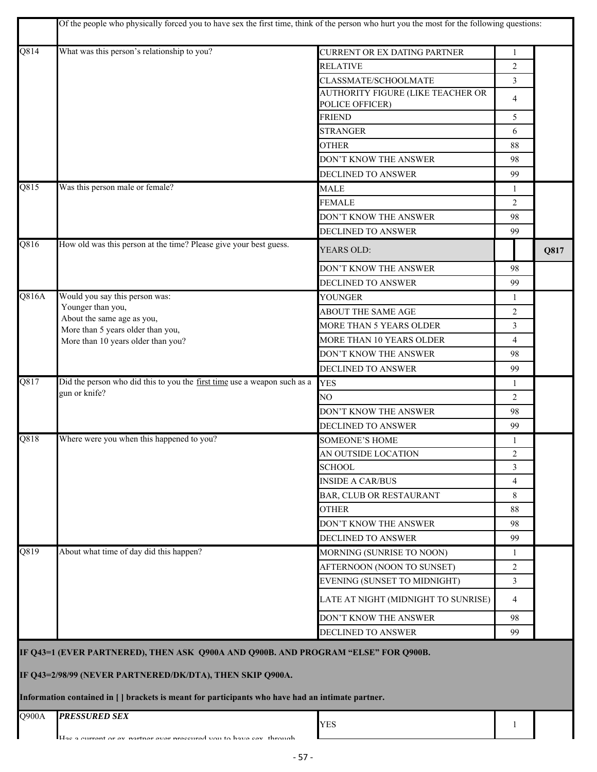| | Of the people who physically forced you to have sex the first time, think of the person who hurt you the most for the following questions: | | | |
|---|---|---|---|---|
| Q814 | What was this person's relationship to you? | CURRENT OR EX DATING PARTNER | 1 | |
| | | RELATIVE | 2 | |
| | | CLASSMATE/SCHOOLMATE | 3 | |
| | | AUTHORITY FIGURE (LIKE TEACHER OR POLICE OFFICER) | 4 | |
| | | FRIEND | 5 | |
| | | STRANGER | 6 | |
| | | OTHER | 88 | |
| | | DON'T KNOW THE ANSWER | 98 | |
| | | DECLINED TO ANSWER | 99 | |
| Q815 | Was this person male or female? | MALE | 1 | |
| | | FEMALE | 2 | |
| | | DON'T KNOW THE ANSWER | 98 | |
| | | DECLINED TO ANSWER | 99 | |
| Q816 | How old was this person at the time? Please give your best guess. | YEARS OLD: | | Q817 |
| | | DON'T KNOW THE ANSWER | 98 | |
| | | DECLINED TO ANSWER | 99 | |
| Q816A | Would you say this person was:<br>Younger than you,<br>About the same age as you,<br>More than 5 years older than you,<br>More than 10 years older than you? | YOUNGER | 1 | |
| | | ABOUT THE SAME AGE | 2 | |
| | | MORE THAN 5 YEARS OLDER | 3 | |
| | | MORE THAN 10 YEARS OLDER | 4 | |
| | | DON'T KNOW THE ANSWER | 98 | |
| | | DECLINED TO ANSWER | 99 | |
| Q817 | Did the person who did this to you the <u>first time</u> use a weapon such as a gun or knife? | YES | 1 | |
| | | NO | 2 | |
| | | DON'T KNOW THE ANSWER | 98 | |
| | | DECLINED TO ANSWER | 99 | |
| Q818 | Where were you when this happened to you? | SOMEONE'S HOME | 1 | |
| | | AN OUTSIDE LOCATION | 2 | |
| | | SCHOOL | 3 | |
| | | INSIDE A CAR/BUS | 4 | |
| | | BAR, CLUB OR RESTAURANT | 8 | |
| | | OTHER | 88 | |
| | | DON'T KNOW THE ANSWER | 98 | |
| | | DECLINED TO ANSWER | 99 | |
| Q819 | About what time of day did this happen? | MORNING (SUNRISE TO NOON) | 1 | |
| | | AFTERNOON (NOON TO SUNSET) | 2 | |
| | | EVENING (SUNSET TO MIDNIGHT) | 3 | |
| | | LATE AT NIGHT (MIDNIGHT TO SUNRISE) | 4 | |
| | | DON'T KNOW THE ANSWER | 98 | |
| | | DECLINED TO ANSWER | 99 | |

**IF Q43=1 (EVER PARTNERED), THEN ASK Q900A AND Q900B. AND PROGRAM "ELSE" FOR Q900B.**

**IF Q43=2/98/99 (NEVER PARTNERED/DK/DTA), THEN SKIP Q900A.**

**Information contained in [ ] brackets is meant for participants who have had an intimate partner.**

| | | | | |
|---|---|---|---|---|
| Q900A | ***PRESSURED SEX***<br>Has a current or ex-partner ever pressured you to have sex, through | YES | 1 | |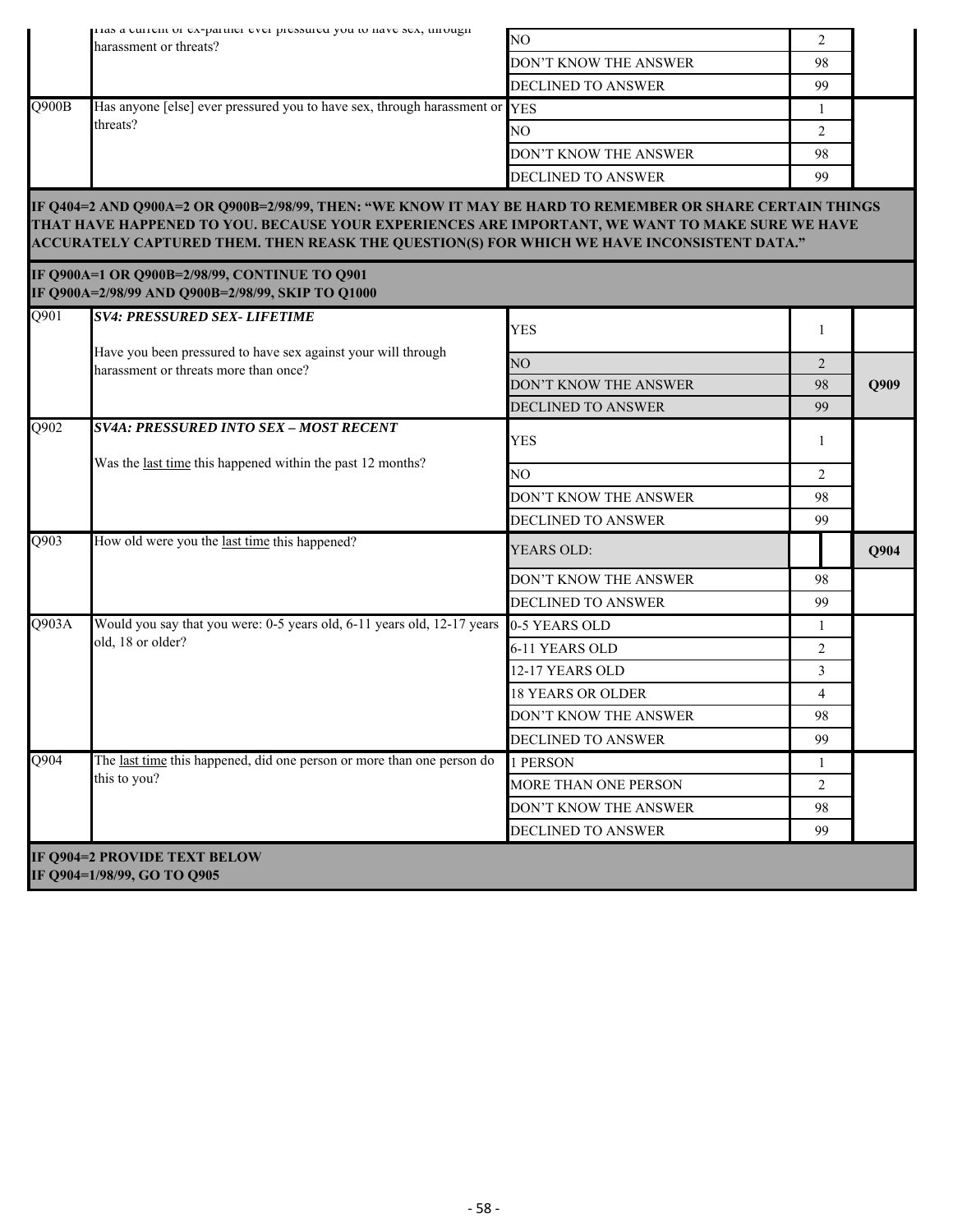| | | | | |
|---|---|---|---|---|
| | Has a current or ex-partner ever pressured you to have sex, through harassment or threats? | NO | 2 | |
| | | DON'T KNOW THE ANSWER | 98 | |
| | | DECLINED TO ANSWER | 99 | |
| Q900B | Has anyone [else] ever pressured you to have sex, through harassment or threats? | YES | 1 | |
| | | NO | 2 | |
| | | DON'T KNOW THE ANSWER | 98 | |
| | | DECLINED TO ANSWER | 99 | |

**IF Q404=2 AND Q900A=2 OR Q900B=2/98/99, THEN: "WE KNOW IT MAY BE HARD TO REMEMBER OR SHARE CERTAIN THINGS THAT HAVE HAPPENED TO YOU. BECAUSE YOUR EXPERIENCES ARE IMPORTANT, WE WANT TO MAKE SURE WE HAVE ACCURATELY CAPTURED THEM. THEN REASK THE QUESTION(S) FOR WHICH WE HAVE INCONSISTENT DATA."**

**IF Q900A=1 OR Q900B=2/98/99, CONTINUE TO Q901**
**IF Q900A=2/98/99 AND Q900B=2/98/99, SKIP TO Q1000**

| | | | | |
|---|---|---|---|---|
| Q901 | ***SV4: PRESSURED SEX- LIFETIME*** Have you been pressured to have sex against your will through harassment or threats more than once? | YES | 1 | |
| | | NO | 2 | **Q909** |
| | | DON'T KNOW THE ANSWER | 98 | |
| | | DECLINED TO ANSWER | 99 | |
| Q902 | ***SV4A: PRESSURED INTO SEX – MOST RECENT*** Was the last time this happened within the past 12 months? | YES | 1 | |
| | | NO | 2 | |
| | | DON'T KNOW THE ANSWER | 98 | |
| | | DECLINED TO ANSWER | 99 | |
| Q903 | How old were you the last time this happened? | YEARS OLD: | | **Q904** |
| | | DON'T KNOW THE ANSWER | 98 | |
| | | DECLINED TO ANSWER | 99 | |
| Q903A | Would you say that you were: 0-5 years old, 6-11 years old, 12-17 years old, 18 or older? | 0-5 YEARS OLD | 1 | |
| | | 6-11 YEARS OLD | 2 | |
| | | 12-17 YEARS OLD | 3 | |
| | | 18 YEARS OR OLDER | 4 | |
| | | DON'T KNOW THE ANSWER | 98 | |
| | | DECLINED TO ANSWER | 99 | |
| Q904 | The last time this happened, did one person or more than one person do this to you? | 1 PERSON | 1 | |
| | | MORE THAN ONE PERSON | 2 | |
| | | DON'T KNOW THE ANSWER | 98 | |
| | | DECLINED TO ANSWER | 99 | |

**IF Q904=2 PROVIDE TEXT BELOW**
**IF Q904=1/98/99, GO TO Q905**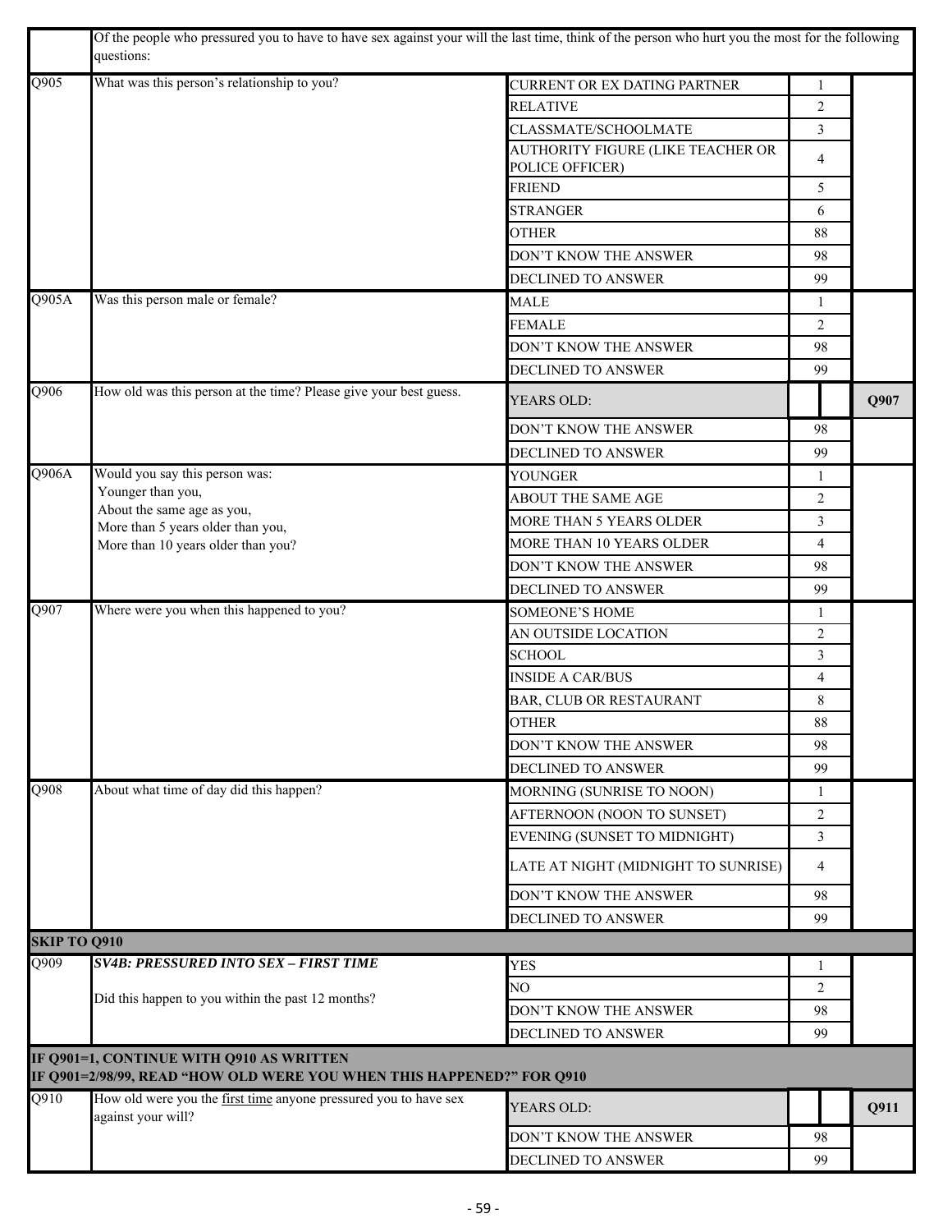| | | | | |
|---|---|---|---|---|
| | Of the people who pressured you to have to have sex against your will the last time, think of the person who hurt you the most for the following questions: | | | |
| Q905 | What was this person's relationship to you? | CURRENT OR EX DATING PARTNER | 1 | |
| | | RELATIVE | 2 | |
| | | CLASSMATE/SCHOOLMATE | 3 | |
| | | AUTHORITY FIGURE (LIKE TEACHER OR POLICE OFFICER) | 4 | |
| | | FRIEND | 5 | |
| | | STRANGER | 6 | |
| | | OTHER | 88 | |
| | | DON'T KNOW THE ANSWER | 98 | |
| | | DECLINED TO ANSWER | 99 | |
| Q905A | Was this person male or female? | MALE | 1 | |
| | | FEMALE | 2 | |
| | | DON'T KNOW THE ANSWER | 98 | |
| | | DECLINED TO ANSWER | 99 | |
| Q906 | How old was this person at the time? Please give your best guess. | YEARS OLD: | | Q907 |
| | | DON'T KNOW THE ANSWER | 98 | |
| | | DECLINED TO ANSWER | 99 | |
| Q906A | Would you say this person was:<br>Younger than you,<br>About the same age as you,<br>More than 5 years older than you,<br>More than 10 years older than you? | YOUNGER | 1 | |
| | | ABOUT THE SAME AGE | 2 | |
| | | MORE THAN 5 YEARS OLDER | 3 | |
| | | MORE THAN 10 YEARS OLDER | 4 | |
| | | DON'T KNOW THE ANSWER | 98 | |
| | | DECLINED TO ANSWER | 99 | |
| Q907 | Where were you when this happened to you? | SOMEONE'S HOME | 1 | |
| | | AN OUTSIDE LOCATION | 2 | |
| | | SCHOOL | 3 | |
| | | INSIDE A CAR/BUS | 4 | |
| | | BAR, CLUB OR RESTAURANT | 8 | |
| | | OTHER | 88 | |
| | | DON'T KNOW THE ANSWER | 98 | |
| | | DECLINED TO ANSWER | 99 | |
| Q908 | About what time of day did this happen? | MORNING (SUNRISE TO NOON) | 1 | |
| | | AFTERNOON (NOON TO SUNSET) | 2 | |
| | | EVENING (SUNSET TO MIDNIGHT) | 3 | |
| | | LATE AT NIGHT (MIDNIGHT TO SUNRISE) | 4 | |
| | | DON'T KNOW THE ANSWER | 98 | |
| | | DECLINED TO ANSWER | 99 | |
| **SKIP TO Q910** | | | | |
| Q909 | ***SV4B: PRESSURED INTO SEX – FIRST TIME***<br><br>Did this happen to you within the past 12 months? | YES | 1 | |
| | | NO | 2 | |
| | | DON'T KNOW THE ANSWER | 98 | |
| | | DECLINED TO ANSWER | 99 | |
| **IF Q901=1, CONTINUE WITH Q910 AS WRITTEN<br>IF Q901=2/98/99, READ "HOW OLD WERE YOU WHEN THIS HAPPENED?" FOR Q910** | | | | |
| Q910 | How old were you the first time anyone pressured you to have sex against your will? | YEARS OLD: | | Q911 |
| | | DON'T KNOW THE ANSWER | 98 | |
| | | DECLINED TO ANSWER | 99 | |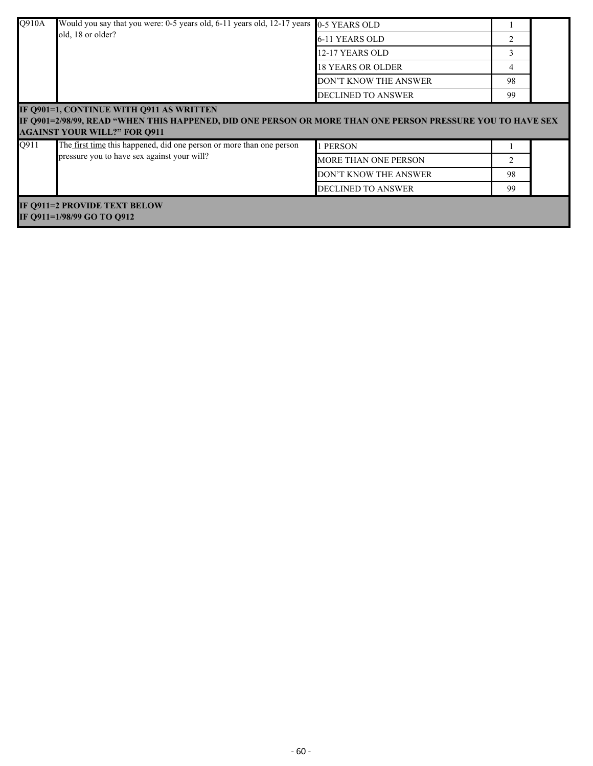| | | | | |
|---|---|---|---|---|
| Q910A | Would you say that you were: 0-5 years old, 6-11 years old, 12-17 years old, 18 or older? | 0-5 YEARS OLD | 1 | |
| | | 6-11 YEARS OLD | 2 | |
| | | 12-17 YEARS OLD | 3 | |
| | | 18 YEARS OR OLDER | 4 | |
| | | DON'T KNOW THE ANSWER | 98 | |
| | | DECLINED TO ANSWER | 99 | |
| **IF Q901=1, CONTINUE WITH Q911 AS WRITTEN<br>IF Q901=2/98/99, READ "WHEN THIS HAPPENED, DID ONE PERSON OR MORE THAN ONE PERSON PRESSURE YOU TO HAVE SEX AGAINST YOUR WILL?" FOR Q911** | | | | |
| Q911 | The <u>first time</u> this happened, did one person or more than one person pressure you to have sex against your will? | 1 PERSON | 1 | |
| | | MORE THAN ONE PERSON | 2 | |
| | | DON'T KNOW THE ANSWER | 98 | |
| | | DECLINED TO ANSWER | 99 | |
| **IF Q911=2 PROVIDE TEXT BELOW<br>IF Q911=1/98/99 GO TO Q912** | | | | |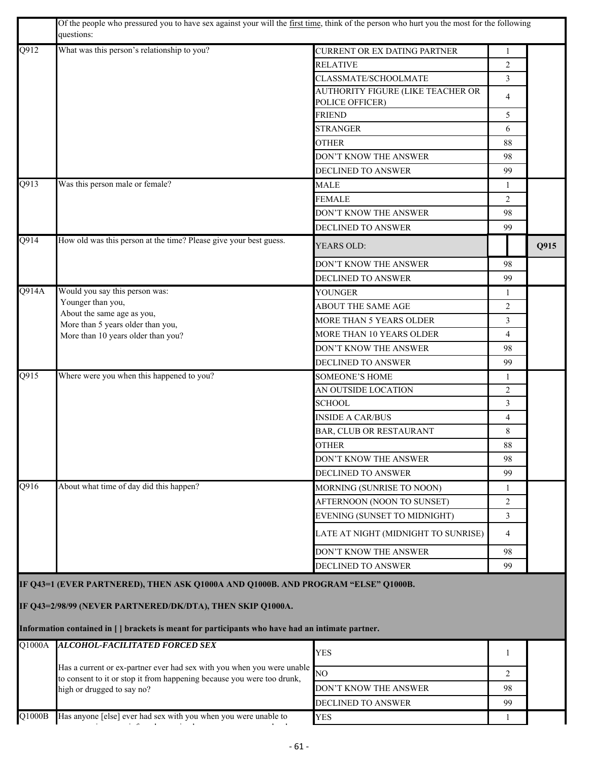| | Of the people who pressured you to have sex against your will the first time, think of the person who hurt you the most for the following questions: | | | |
|---|---|---|---|---|
| Q912 | What was this person's relationship to you? | CURRENT OR EX DATING PARTNER | 1 | |
| | | RELATIVE | 2 | |
| | | CLASSMATE/SCHOOLMATE | 3 | |
| | | AUTHORITY FIGURE (LIKE TEACHER OR POLICE OFFICER) | 4 | |
| | | FRIEND | 5 | |
| | | STRANGER | 6 | |
| | | OTHER | 88 | |
| | | DON'T KNOW THE ANSWER | 98 | |
| | | DECLINED TO ANSWER | 99 | |
| Q913 | Was this person male or female? | MALE | 1 | |
| | | FEMALE | 2 | |
| | | DON'T KNOW THE ANSWER | 98 | |
| | | DECLINED TO ANSWER | 99 | |
| Q914 | How old was this person at the time? Please give your best guess. | YEARS OLD: | | Q915 |
| | | DON'T KNOW THE ANSWER | 98 | |
| | | DECLINED TO ANSWER | 99 | |
| Q914A | Would you say this person was:<br>Younger than you,<br>About the same age as you,<br>More than 5 years older than you,<br>More than 10 years older than you? | YOUNGER | 1 | |
| | | ABOUT THE SAME AGE | 2 | |
| | | MORE THAN 5 YEARS OLDER | 3 | |
| | | MORE THAN 10 YEARS OLDER | 4 | |
| | | DON'T KNOW THE ANSWER | 98 | |
| | | DECLINED TO ANSWER | 99 | |
| Q915 | Where were you when this happened to you? | SOMEONE'S HOME | 1 | |
| | | AN OUTSIDE LOCATION | 2 | |
| | | SCHOOL | 3 | |
| | | INSIDE A CAR/BUS | 4 | |
| | | BAR, CLUB OR RESTAURANT | 8 | |
| | | OTHER | 88 | |
| | | DON'T KNOW THE ANSWER | 98 | |
| | | DECLINED TO ANSWER | 99 | |
| Q916 | About what time of day did this happen? | MORNING (SUNRISE TO NOON) | 1 | |
| | | AFTERNOON (NOON TO SUNSET) | 2 | |
| | | EVENING (SUNSET TO MIDNIGHT) | 3 | |
| | | LATE AT NIGHT (MIDNIGHT TO SUNRISE) | 4 | |
| | | DON'T KNOW THE ANSWER | 98 | |
| | | DECLINED TO ANSWER | 99 | |

**IF Q43=1 (EVER PARTNERED), THEN ASK Q1000A AND Q1000B. AND PROGRAM "ELSE" Q1000B.**

**IF Q43=2/98/99 (NEVER PARTNERED/DK/DTA), THEN SKIP Q1000A.**

**Information contained in [ ] brackets is meant for participants who have had an intimate partner.**

| | | | | |
|---|---|---|---|---|
| Q1000A | ***ALCOHOL-FACILITATED FORCED SEX***<br><br>Has a current or ex-partner ever had sex with you when you were unable to consent to it or stop it from happening because you were too drunk, high or drugged to say no? | YES | 1 | |
| | | NO | 2 | |
| | | DON'T KNOW THE ANSWER | 98 | |
| | | DECLINED TO ANSWER | 99 | |
| Q1000B | Has anyone [else] ever had sex with you when you were unable to | YES | 1 | |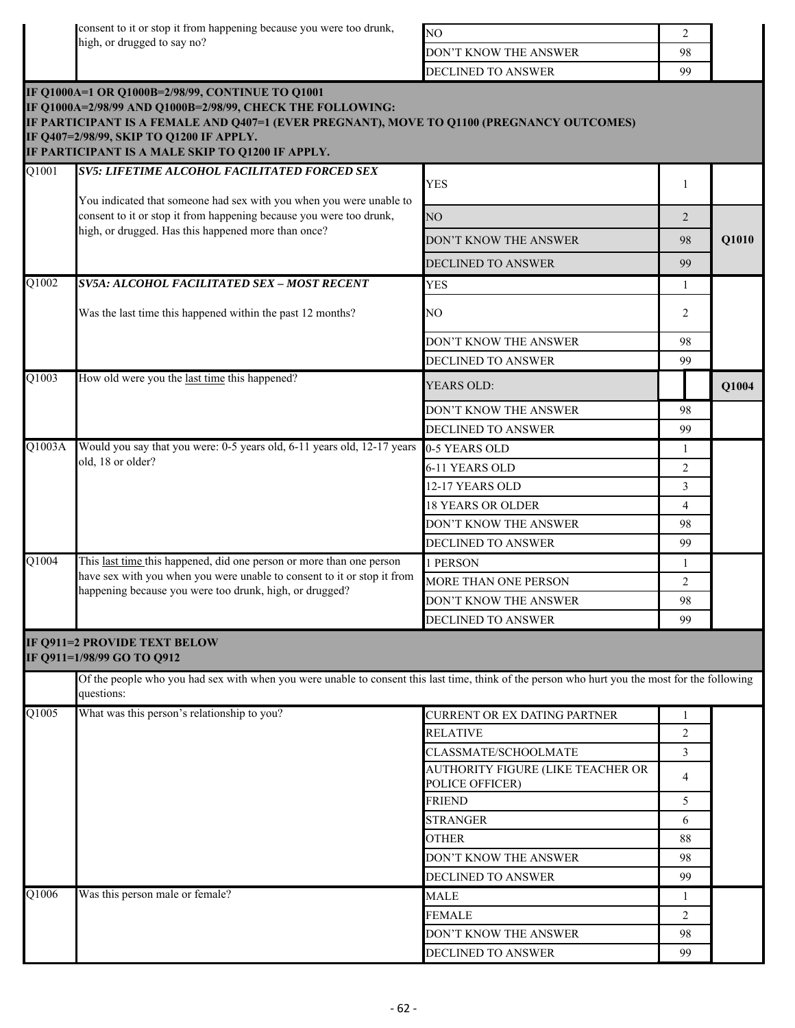| | | | | |
|---|---|---|---|---|
| | consent to it or stop it from happening because you were too drunk, high, or drugged to say no? | NO | 2 | |
| | | DON'T KNOW THE ANSWER | 98 | |
| | | DECLINED TO ANSWER | 99 | |

**IF Q1000A=1 OR Q1000B=2/98/99, CONTINUE TO Q1001**
**IF Q1000A=2/98/99 AND Q1000B=2/98/99, CHECK THE FOLLOWING:**
**IF PARTICIPANT IS A FEMALE AND Q407=1 (EVER PREGNANT), MOVE TO Q1100 (PREGNANCY OUTCOMES)**
**IF Q407=2/98/99, SKIP TO Q1200 IF APPLY.**
**IF PARTICIPANT IS A MALE SKIP TO Q1200 IF APPLY.**

| | | | | |
|---|---|---|---|---|
| Q1001 | ***SV5: LIFETIME ALCOHOL FACILITATED FORCED SEX*** You indicated that someone had sex with you when you were unable to consent to it or stop it from happening because you were too drunk, high, or drugged. Has this happened more than once? | YES | 1 | |
| | | NO | 2 | **Q1010** |
| | | DON'T KNOW THE ANSWER | 98 | |
| | | DECLINED TO ANSWER | 99 | |
| Q1002 | ***SV5A: ALCOHOL FACILITATED SEX – MOST RECENT*** Was the last time this happened within the past 12 months? | YES | 1 | |
| | | NO | 2 | |
| | | DON'T KNOW THE ANSWER | 98 | |
| | | DECLINED TO ANSWER | 99 | |
| Q1003 | How old were you the last time this happened? | YEARS OLD: | | **Q1004** |
| | | DON'T KNOW THE ANSWER | 98 | |
| | | DECLINED TO ANSWER | 99 | |
| Q1003A | Would you say that you were: 0-5 years old, 6-11 years old, 12-17 years old, 18 or older? | 0-5 YEARS OLD | 1 | |
| | | 6-11 YEARS OLD | 2 | |
| | | 12-17 YEARS OLD | 3 | |
| | | 18 YEARS OR OLDER | 4 | |
| | | DON'T KNOW THE ANSWER | 98 | |
| | | DECLINED TO ANSWER | 99 | |
| Q1004 | This last time this happened, did one person or more than one person have sex with you when you were unable to consent to it or stop it from happening because you were too drunk, high, or drugged? | 1 PERSON | 1 | |
| | | MORE THAN ONE PERSON | 2 | |
| | | DON'T KNOW THE ANSWER | 98 | |
| | | DECLINED TO ANSWER | 99 | |

**IF Q911=2 PROVIDE TEXT BELOW**
**IF Q911=1/98/99 GO TO Q912**

Of the people who you had sex with when you were unable to consent this last time, think of the person who hurt you the most for the following questions:

| | | | | |
|---|---|---|---|---|
| Q1005 | What was this person's relationship to you? | CURRENT OR EX DATING PARTNER | 1 | |
| | | RELATIVE | 2 | |
| | | CLASSMATE/SCHOOLMATE | 3 | |
| | | AUTHORITY FIGURE (LIKE TEACHER OR POLICE OFFICER) | 4 | |
| | | FRIEND | 5 | |
| | | STRANGER | 6 | |
| | | OTHER | 88 | |
| | | DON'T KNOW THE ANSWER | 98 | |
| | | DECLINED TO ANSWER | 99 | |
| Q1006 | Was this person male or female? | MALE | 1 | |
| | | FEMALE | 2 | |
| | | DON'T KNOW THE ANSWER | 98 | |
| | | DECLINED TO ANSWER | 99 | |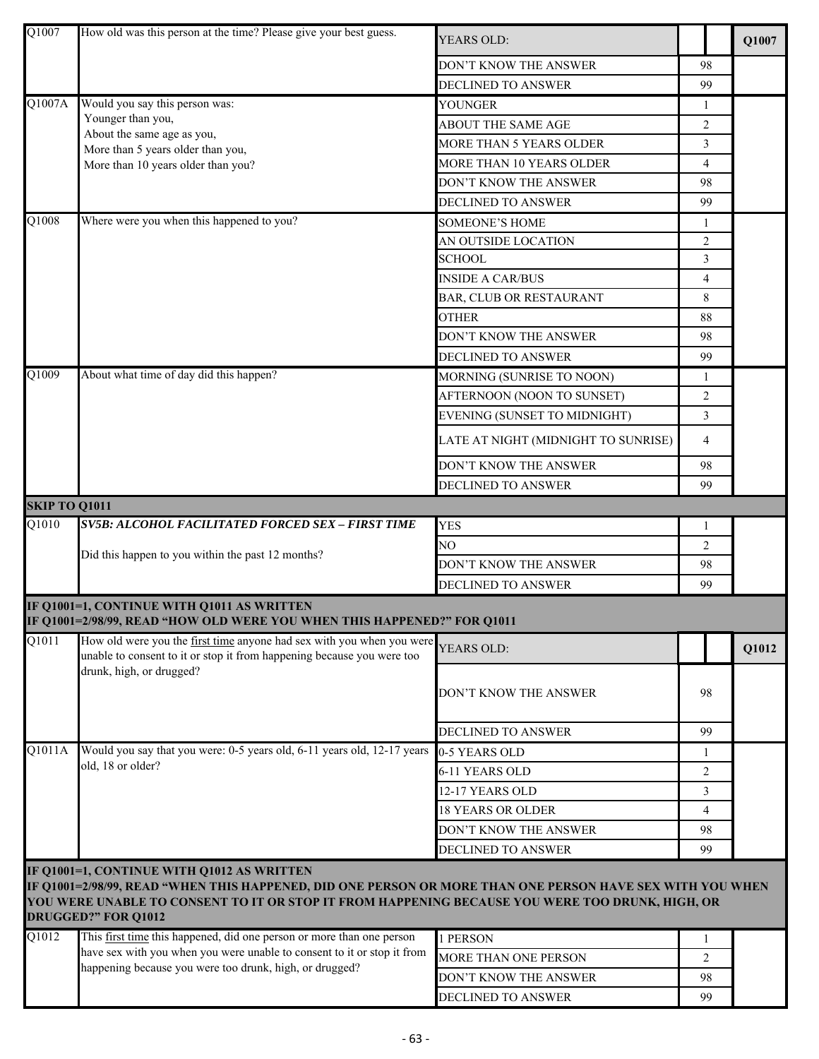| | | | | |
|---|---|---|---|---|
| Q1007 | How old was this person at the time? Please give your best guess. | YEARS OLD: | | Q1007 |
| | | DON'T KNOW THE ANSWER | 98 | |
| | | DECLINED TO ANSWER | 99 | |
| Q1007A | Would you say this person was:<br>Younger than you,<br>About the same age as you,<br>More than 5 years older than you,<br>More than 10 years older than you? | YOUNGER | 1 | |
| | | ABOUT THE SAME AGE | 2 | |
| | | MORE THAN 5 YEARS OLDER | 3 | |
| | | MORE THAN 10 YEARS OLDER | 4 | |
| | | DON'T KNOW THE ANSWER | 98 | |
| | | DECLINED TO ANSWER | 99 | |
| Q1008 | Where were you when this happened to you? | SOMEONE'S HOME | 1 | |
| | | AN OUTSIDE LOCATION | 2 | |
| | | SCHOOL | 3 | |
| | | INSIDE A CAR/BUS | 4 | |
| | | BAR, CLUB OR RESTAURANT | 8 | |
| | | OTHER | 88 | |
| | | DON'T KNOW THE ANSWER | 98 | |
| | | DECLINED TO ANSWER | 99 | |
| Q1009 | About what time of day did this happen? | MORNING (SUNRISE TO NOON) | 1 | |
| | | AFTERNOON (NOON TO SUNSET) | 2 | |
| | | EVENING (SUNSET TO MIDNIGHT) | 3 | |
| | | LATE AT NIGHT (MIDNIGHT TO SUNRISE) | 4 | |
| | | DON'T KNOW THE ANSWER | 98 | |
| | | DECLINED TO ANSWER | 99 | |
| **SKIP TO Q1011** | | | | |
| Q1010 | ***SV5B: ALCOHOL FACILITATED FORCED SEX – FIRST TIME***<br><br>Did this happen to you within the past 12 months? | YES | 1 | |
| | | NO | 2 | |
| | | DON'T KNOW THE ANSWER | 98 | |
| | | DECLINED TO ANSWER | 99 | |
| **IF Q1001=1, CONTINUE WITH Q1011 AS WRITTEN**<br>**IF Q1001=2/98/99, READ "HOW OLD WERE YOU WHEN THIS HAPPENED?" FOR Q1011** | | | | |
| Q1011 | How old were you the first time anyone had sex with you when you were unable to consent to it or stop it from happening because you were too drunk, high, or drugged? | YEARS OLD: | | Q1012 |
| | | DON'T KNOW THE ANSWER | 98 | |
| | | DECLINED TO ANSWER | 99 | |
| Q1011A | Would you say that you were: 0-5 years old, 6-11 years old, 12-17 years old, 18 or older? | 0-5 YEARS OLD | 1 | |
| | | 6-11 YEARS OLD | 2 | |
| | | 12-17 YEARS OLD | 3 | |
| | | 18 YEARS OR OLDER | 4 | |
| | | DON'T KNOW THE ANSWER | 98 | |
| | | DECLINED TO ANSWER | 99 | |
| **IF Q1001=1, CONTINUE WITH Q1012 AS WRITTEN**<br>**IF Q1001=2/98/99, READ "WHEN THIS HAPPENED, DID ONE PERSON OR MORE THAN ONE PERSON HAVE SEX WITH YOU WHEN YOU WERE UNABLE TO CONSENT TO IT OR STOP IT FROM HAPPENING BECAUSE YOU WERE TOO DRUNK, HIGH, OR DRUGGED?" FOR Q1012** | | | | |
| Q1012 | This first time this happened, did one person or more than one person have sex with you when you were unable to consent to it or stop it from happening because you were too drunk, high, or drugged? | 1 PERSON | 1 | |
| | | MORE THAN ONE PERSON | 2 | |
| | | DON'T KNOW THE ANSWER | 98 | |
| | | DECLINED TO ANSWER | 99 | |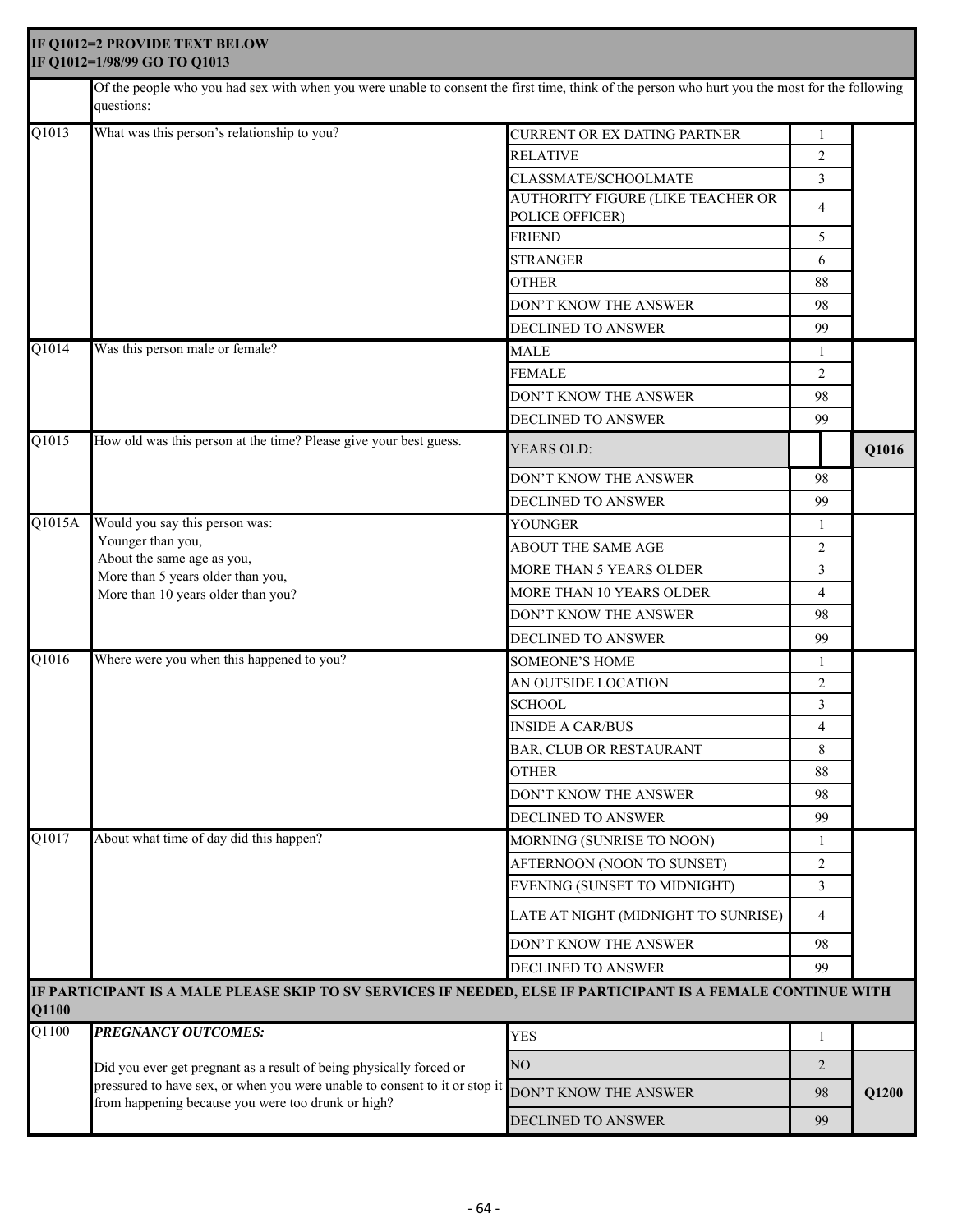| | | | | |
|---|---|---|---|---|
| **IF Q1012=2 PROVIDE TEXT BELOW**<br>**IF Q1012=1/98/99 GO TO Q1013** | | | | |
| | Of the people who you had sex with when you were unable to consent the first time, think of the person who hurt you the most for the following questions: | | | |
| Q1013 | What was this person's relationship to you? | CURRENT OR EX DATING PARTNER | 1 | |
| | | RELATIVE | 2 | |
| | | CLASSMATE/SCHOOLMATE | 3 | |
| | | AUTHORITY FIGURE (LIKE TEACHER OR POLICE OFFICER) | 4 | |
| | | FRIEND | 5 | |
| | | STRANGER | 6 | |
| | | OTHER | 88 | |
| | | DON'T KNOW THE ANSWER | 98 | |
| | | DECLINED TO ANSWER | 99 | |
| Q1014 | Was this person male or female? | MALE | 1 | |
| | | FEMALE | 2 | |
| | | DON'T KNOW THE ANSWER | 98 | |
| | | DECLINED TO ANSWER | 99 | |
| Q1015 | How old was this person at the time? Please give your best guess. | YEARS OLD: | | Q1016 |
| | | DON'T KNOW THE ANSWER | 98 | |
| | | DECLINED TO ANSWER | 99 | |
| Q1015A | Would you say this person was:<br>Younger than you,<br>About the same age as you,<br>More than 5 years older than you,<br>More than 10 years older than you? | YOUNGER | 1 | |
| | | ABOUT THE SAME AGE | 2 | |
| | | MORE THAN 5 YEARS OLDER | 3 | |
| | | MORE THAN 10 YEARS OLDER | 4 | |
| | | DON'T KNOW THE ANSWER | 98 | |
| | | DECLINED TO ANSWER | 99 | |
| Q1016 | Where were you when this happened to you? | SOMEONE'S HOME | 1 | |
| | | AN OUTSIDE LOCATION | 2 | |
| | | SCHOOL | 3 | |
| | | INSIDE A CAR/BUS | 4 | |
| | | BAR, CLUB OR RESTAURANT | 8 | |
| | | OTHER | 88 | |
| | | DON'T KNOW THE ANSWER | 98 | |
| | | DECLINED TO ANSWER | 99 | |
| Q1017 | About what time of day did this happen? | MORNING (SUNRISE TO NOON) | 1 | |
| | | AFTERNOON (NOON TO SUNSET) | 2 | |
| | | EVENING (SUNSET TO MIDNIGHT) | 3 | |
| | | LATE AT NIGHT (MIDNIGHT TO SUNRISE) | 4 | |
| | | DON'T KNOW THE ANSWER | 98 | |
| | | DECLINED TO ANSWER | 99 | |
| **IF PARTICIPANT IS A MALE PLEASE SKIP TO SV SERVICES IF NEEDED, ELSE IF PARTICIPANT IS A FEMALE CONTINUE WITH Q1100** | | | | |
| Q1100 | ***PREGNANCY OUTCOMES:***<br><br>Did you ever get pregnant as a result of being physically forced or pressured to have sex, or when you were unable to consent to it or stop it from happening because you were too drunk or high? | YES | 1 | |
| | | NO | 2 | Q1200 |
| | | DON'T KNOW THE ANSWER | 98 | |
| | | DECLINED TO ANSWER | 99 | |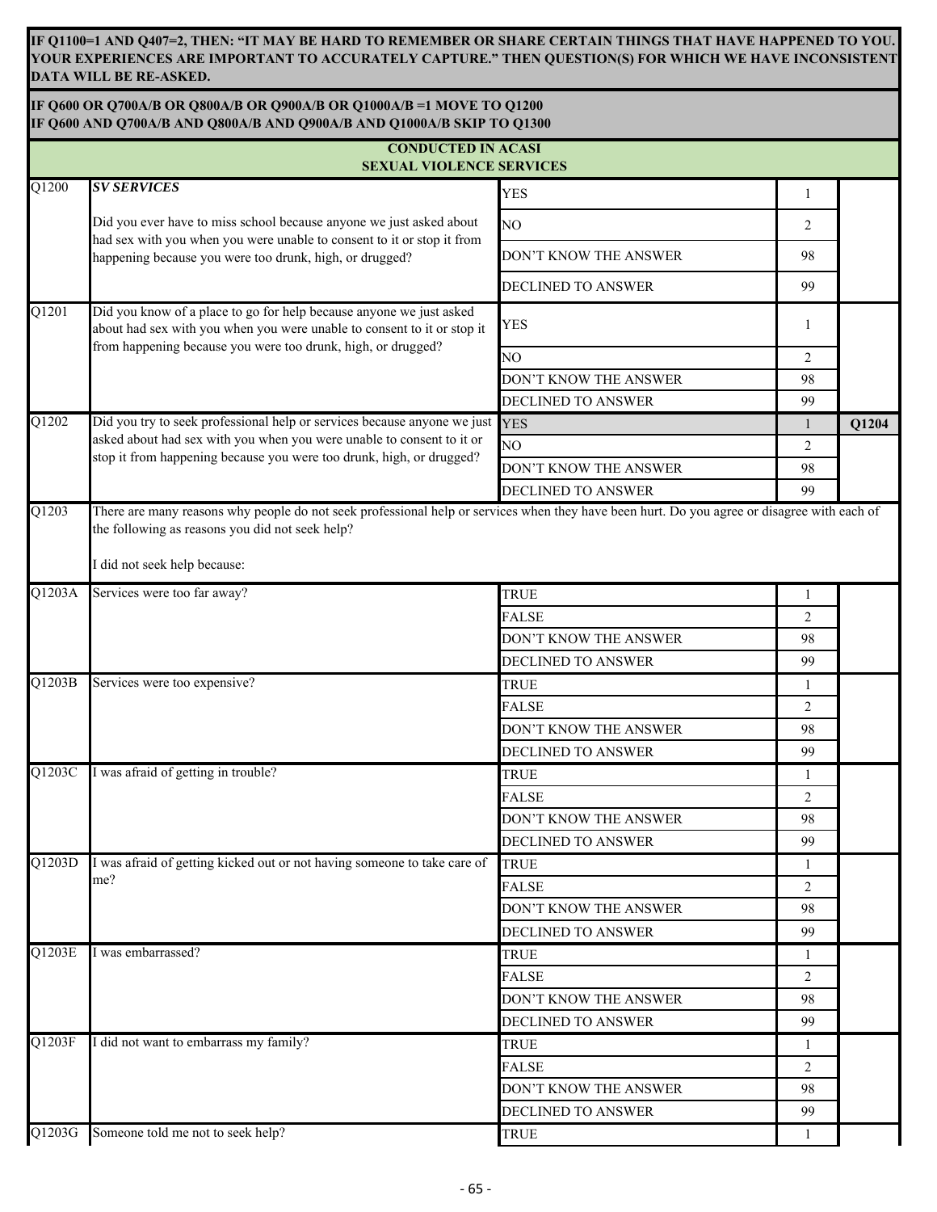**IF Q1100=1 AND Q407=2, THEN: "IT MAY BE HARD TO REMEMBER OR SHARE CERTAIN THINGS THAT HAVE HAPPENED TO YOU. YOUR EXPERIENCES ARE IMPORTANT TO ACCURATELY CAPTURE." THEN QUESTION(S) FOR WHICH WE HAVE INCONSISTENT DATA WILL BE RE-ASKED.**

**IF Q600 OR Q700A/B OR Q800A/B OR Q900A/B OR Q1000A/B =1 MOVE TO Q1200**
**IF Q600 AND Q700A/B AND Q800A/B AND Q900A/B AND Q1000A/B SKIP TO Q1300**

**CONDUCTED IN ACASI**
**SEXUAL VIOLENCE SERVICES**

| No. | Question | Response | Code | Skip |
|---|---|---|---|---|
| Q1200 | ***SV SERVICES*** Did you ever have to miss school because anyone we just asked about had sex with you when you were unable to consent to it or stop it from happening because you were too drunk, high, or drugged? | YES | 1 | |
| | | NO | 2 | |
| | | DON'T KNOW THE ANSWER | 98 | |
| | | DECLINED TO ANSWER | 99 | |
| Q1201 | Did you know of a place to go for help because anyone we just asked about had sex with you when you were unable to consent to it or stop it from happening because you were too drunk, high, or drugged? | YES | 1 | |
| | | NO | 2 | |
| | | DON'T KNOW THE ANSWER | 98 | |
| | | DECLINED TO ANSWER | 99 | |
| Q1202 | Did you try to seek professional help or services because anyone we just asked about had sex with you when you were unable to consent to it or stop it from happening because you were too drunk, high, or drugged? | YES | 1 | **Q1204** |
| | | NO | 2 | |
| | | DON'T KNOW THE ANSWER | 98 | |
| | | DECLINED TO ANSWER | 99 | |
| Q1203 | There are many reasons why people do not seek professional help or services when they have been hurt. Do you agree or disagree with each of the following as reasons you did not seek help? I did not seek help because: | | | |
| Q1203A | Services were too far away? | TRUE | 1 | |
| | | FALSE | 2 | |
| | | DON'T KNOW THE ANSWER | 98 | |
| | | DECLINED TO ANSWER | 99 | |
| Q1203B | Services were too expensive? | TRUE | 1 | |
| | | FALSE | 2 | |
| | | DON'T KNOW THE ANSWER | 98 | |
| | | DECLINED TO ANSWER | 99 | |
| Q1203C | I was afraid of getting in trouble? | TRUE | 1 | |
| | | FALSE | 2 | |
| | | DON'T KNOW THE ANSWER | 98 | |
| | | DECLINED TO ANSWER | 99 | |
| Q1203D | I was afraid of getting kicked out or not having someone to take care of me? | TRUE | 1 | |
| | | FALSE | 2 | |
| | | DON'T KNOW THE ANSWER | 98 | |
| | | DECLINED TO ANSWER | 99 | |
| Q1203E | I was embarrassed? | TRUE | 1 | |
| | | FALSE | 2 | |
| | | DON'T KNOW THE ANSWER | 98 | |
| | | DECLINED TO ANSWER | 99 | |
| Q1203F | I did not want to embarrass my family? | TRUE | 1 | |
| | | FALSE | 2 | |
| | | DON'T KNOW THE ANSWER | 98 | |
| | | DECLINED TO ANSWER | 99 | |
| Q1203G | Someone told me not to seek help? | TRUE | 1 | |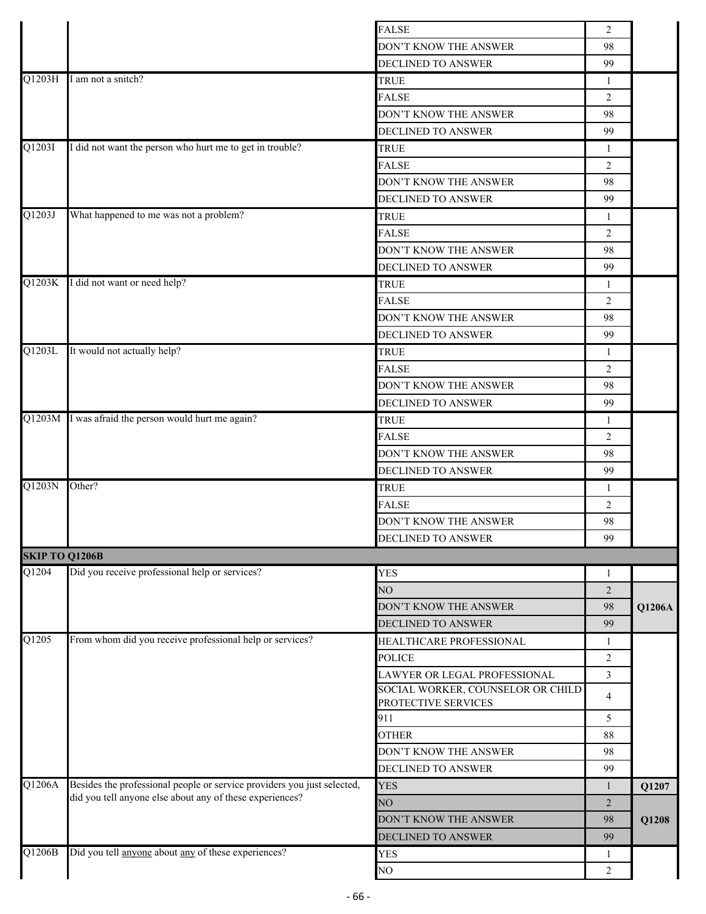| | | | | |
|---|---|---|---|---|
| | | FALSE | 2 | |
| | | DON'T KNOW THE ANSWER | 98 | |
| | | DECLINED TO ANSWER | 99 | |
| Q1203H | I am not a snitch? | TRUE | 1 | |
| | | FALSE | 2 | |
| | | DON'T KNOW THE ANSWER | 98 | |
| | | DECLINED TO ANSWER | 99 | |
| Q1203I | I did not want the person who hurt me to get in trouble? | TRUE | 1 | |
| | | FALSE | 2 | |
| | | DON'T KNOW THE ANSWER | 98 | |
| | | DECLINED TO ANSWER | 99 | |
| Q1203J | What happened to me was not a problem? | TRUE | 1 | |
| | | FALSE | 2 | |
| | | DON'T KNOW THE ANSWER | 98 | |
| | | DECLINED TO ANSWER | 99 | |
| Q1203K | I did not want or need help? | TRUE | 1 | |
| | | FALSE | 2 | |
| | | DON'T KNOW THE ANSWER | 98 | |
| | | DECLINED TO ANSWER | 99 | |
| Q1203L | It would not actually help? | TRUE | 1 | |
| | | FALSE | 2 | |
| | | DON'T KNOW THE ANSWER | 98 | |
| | | DECLINED TO ANSWER | 99 | |
| Q1203M | I was afraid the person would hurt me again? | TRUE | 1 | |
| | | FALSE | 2 | |
| | | DON'T KNOW THE ANSWER | 98 | |
| | | DECLINED TO ANSWER | 99 | |
| Q1203N | Other? | TRUE | 1 | |
| | | FALSE | 2 | |
| | | DON'T KNOW THE ANSWER | 98 | |
| | | DECLINED TO ANSWER | 99 | |
| **SKIP TO Q1206B** | | | | |
| Q1204 | Did you receive professional help or services? | YES | 1 | |
| | | NO | 2 | **Q1206A** |
| | | DON'T KNOW THE ANSWER | 98 | |
| | | DECLINED TO ANSWER | 99 | |
| Q1205 | From whom did you receive professional help or services? | HEALTHCARE PROFESSIONAL | 1 | |
| | | POLICE | 2 | |
| | | LAWYER OR LEGAL PROFESSIONAL | 3 | |
| | | SOCIAL WORKER, COUNSELOR OR CHILD PROTECTIVE SERVICES | 4 | |
| | | 911 | 5 | |
| | | OTHER | 88 | |
| | | DON'T KNOW THE ANSWER | 98 | |
| | | DECLINED TO ANSWER | 99 | |
| Q1206A | Besides the professional people or service providers you just selected, did you tell anyone else about any of these experiences? | YES | 1 | **Q1207** |
| | | NO | 2 | **Q1208** |
| | | DON'T KNOW THE ANSWER | 98 | |
| | | DECLINED TO ANSWER | 99 | |
| Q1206B | Did you tell anyone about any of these experiences? | YES | 1 | |
| | | NO | 2 | |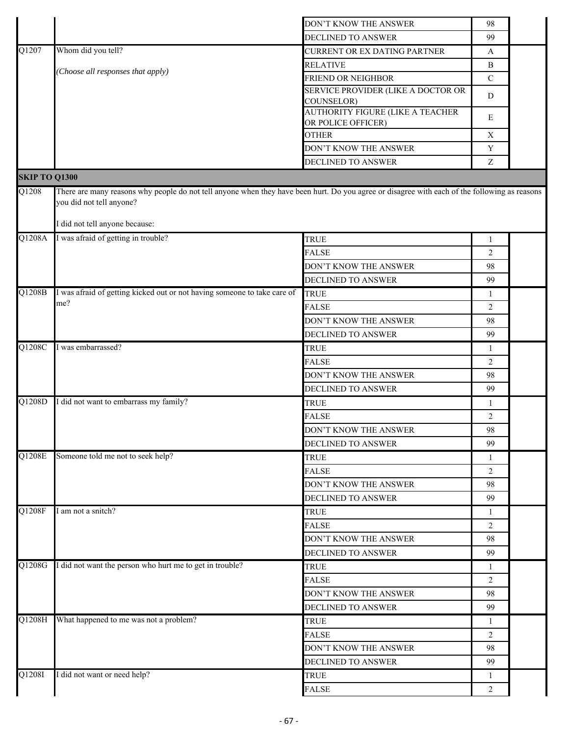| | | | | |
|---|---|---|---|---|
| | | DON'T KNOW THE ANSWER | 98 | |
| | | DECLINED TO ANSWER | 99 | |
| Q1207 | Whom did you tell?<br><br>*(Choose all responses that apply)* | CURRENT OR EX DATING PARTNER | A | |
| | | RELATIVE | B | |
| | | FRIEND OR NEIGHBOR | C | |
| | | SERVICE PROVIDER (LIKE A DOCTOR OR COUNSELOR) | D | |
| | | AUTHORITY FIGURE (LIKE A TEACHER OR POLICE OFFICER) | E | |
| | | OTHER | X | |
| | | DON'T KNOW THE ANSWER | Y | |
| | | DECLINED TO ANSWER | Z | |
| **SKIP TO Q1300** | | | | |
| Q1208 | There are many reasons why people do not tell anyone when they have been hurt. Do you agree or disagree with each of the following as reasons you did not tell anyone?<br><br>I did not tell anyone because: | | | |
| Q1208A | I was afraid of getting in trouble? | TRUE | 1 | |
| | | FALSE | 2 | |
| | | DON'T KNOW THE ANSWER | 98 | |
| | | DECLINED TO ANSWER | 99 | |
| Q1208B | I was afraid of getting kicked out or not having someone to take care of me? | TRUE | 1 | |
| | | FALSE | 2 | |
| | | DON'T KNOW THE ANSWER | 98 | |
| | | DECLINED TO ANSWER | 99 | |
| Q1208C | I was embarrassed? | TRUE | 1 | |
| | | FALSE | 2 | |
| | | DON'T KNOW THE ANSWER | 98 | |
| | | DECLINED TO ANSWER | 99 | |
| Q1208D | I did not want to embarrass my family? | TRUE | 1 | |
| | | FALSE | 2 | |
| | | DON'T KNOW THE ANSWER | 98 | |
| | | DECLINED TO ANSWER | 99 | |
| Q1208E | Someone told me not to seek help? | TRUE | 1 | |
| | | FALSE | 2 | |
| | | DON'T KNOW THE ANSWER | 98 | |
| | | DECLINED TO ANSWER | 99 | |
| Q1208F | I am not a snitch? | TRUE | 1 | |
| | | FALSE | 2 | |
| | | DON'T KNOW THE ANSWER | 98 | |
| | | DECLINED TO ANSWER | 99 | |
| Q1208G | I did not want the person who hurt me to get in trouble? | TRUE | 1 | |
| | | FALSE | 2 | |
| | | DON'T KNOW THE ANSWER | 98 | |
| | | DECLINED TO ANSWER | 99 | |
| Q1208H | What happened to me was not a problem? | TRUE | 1 | |
| | | FALSE | 2 | |
| | | DON'T KNOW THE ANSWER | 98 | |
| | | DECLINED TO ANSWER | 99 | |
| Q1208I | I did not want or need help? | TRUE | 1 | |
| | | FALSE | 2 | |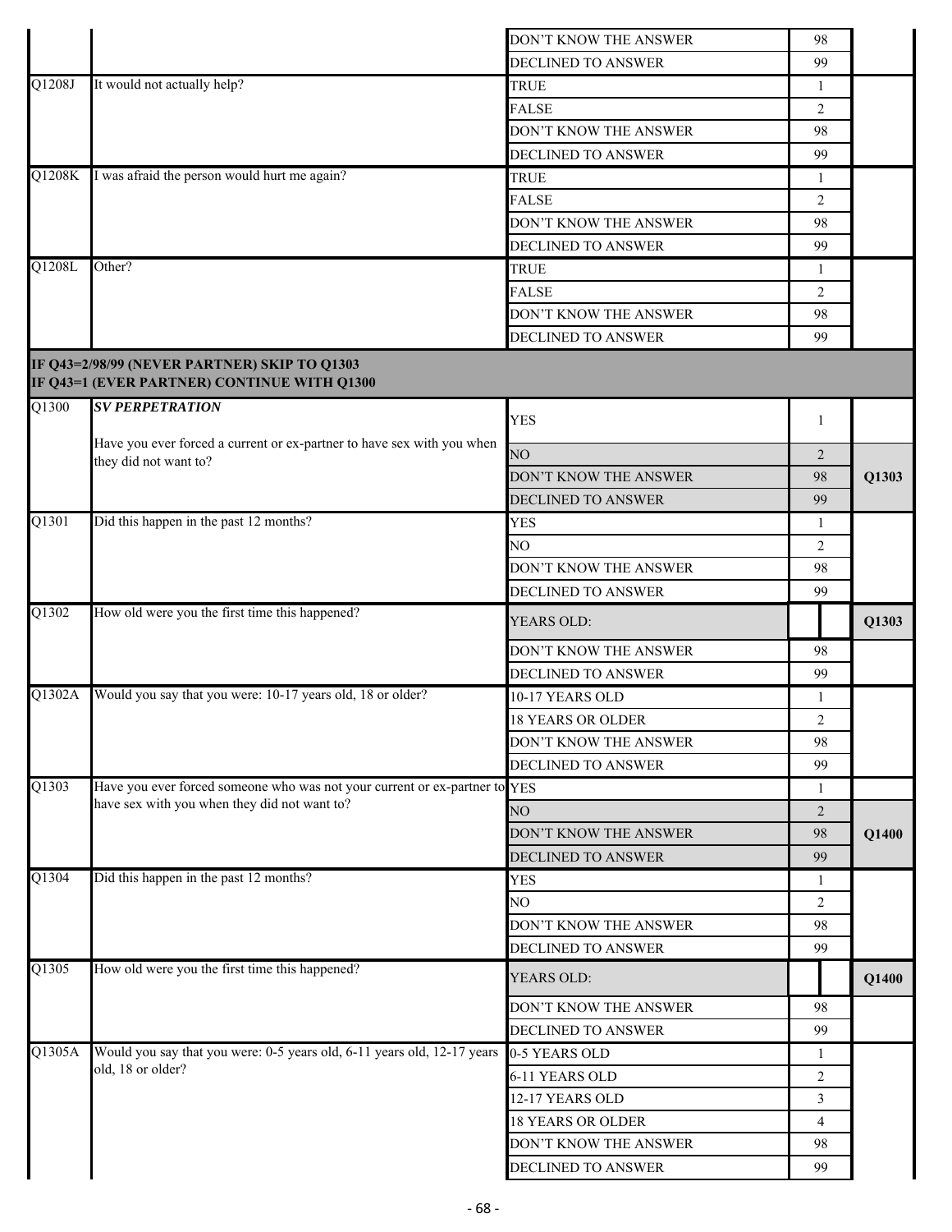| | | | | |
|---|---|---|---|---|
| | | DON'T KNOW THE ANSWER | 98 | |
| | | DECLINED TO ANSWER | 99 | |
| Q1208J | It would not actually help? | TRUE | 1 | |
| | | FALSE | 2 | |
| | | DON'T KNOW THE ANSWER | 98 | |
| | | DECLINED TO ANSWER | 99 | |
| Q1208K | I was afraid the person would hurt me again? | TRUE | 1 | |
| | | FALSE | 2 | |
| | | DON'T KNOW THE ANSWER | 98 | |
| | | DECLINED TO ANSWER | 99 | |
| Q1208L | Other? | TRUE | 1 | |
| | | FALSE | 2 | |
| | | DON'T KNOW THE ANSWER | 98 | |
| | | DECLINED TO ANSWER | 99 | |
| **IF Q43=2/98/99 (NEVER PARTNER) SKIP TO Q1303<br>IF Q43=1 (EVER PARTNER) CONTINUE WITH Q1300** | | | | |
| Q1300 | ***SV PERPETRATION***<br><br>Have you ever forced a current or ex-partner to have sex with you when they did not want to? | YES | 1 | |
| | | NO | 2 | **Q1303** |
| | | DON'T KNOW THE ANSWER | 98 | |
| | | DECLINED TO ANSWER | 99 | |
| Q1301 | Did this happen in the past 12 months? | YES | 1 | |
| | | NO | 2 | |
| | | DON'T KNOW THE ANSWER | 98 | |
| | | DECLINED TO ANSWER | 99 | |
| Q1302 | How old were you the first time this happened? | YEARS OLD: | | **Q1303** |
| | | DON'T KNOW THE ANSWER | 98 | |
| | | DECLINED TO ANSWER | 99 | |
| Q1302A | Would you say that you were: 10-17 years old, 18 or older? | 10-17 YEARS OLD | 1 | |
| | | 18 YEARS OR OLDER | 2 | |
| | | DON'T KNOW THE ANSWER | 98 | |
| | | DECLINED TO ANSWER | 99 | |
| Q1303 | Have you ever forced someone who was not your current or ex-partner to have sex with you when they did not want to? | YES | 1 | |
| | | NO | 2 | **Q1400** |
| | | DON'T KNOW THE ANSWER | 98 | |
| | | DECLINED TO ANSWER | 99 | |
| Q1304 | Did this happen in the past 12 months? | YES | 1 | |
| | | NO | 2 | |
| | | DON'T KNOW THE ANSWER | 98 | |
| | | DECLINED TO ANSWER | 99 | |
| Q1305 | How old were you the first time this happened? | YEARS OLD: | | **Q1400** |
| | | DON'T KNOW THE ANSWER | 98 | |
| | | DECLINED TO ANSWER | 99 | |
| Q1305A | Would you say that you were: 0-5 years old, 6-11 years old, 12-17 years old, 18 or older? | 0-5 YEARS OLD | 1 | |
| | | 6-11 YEARS OLD | 2 | |
| | | 12-17 YEARS OLD | 3 | |
| | | 18 YEARS OR OLDER | 4 | |
| | | DON'T KNOW THE ANSWER | 98 | |
| | | DECLINED TO ANSWER | 99 | |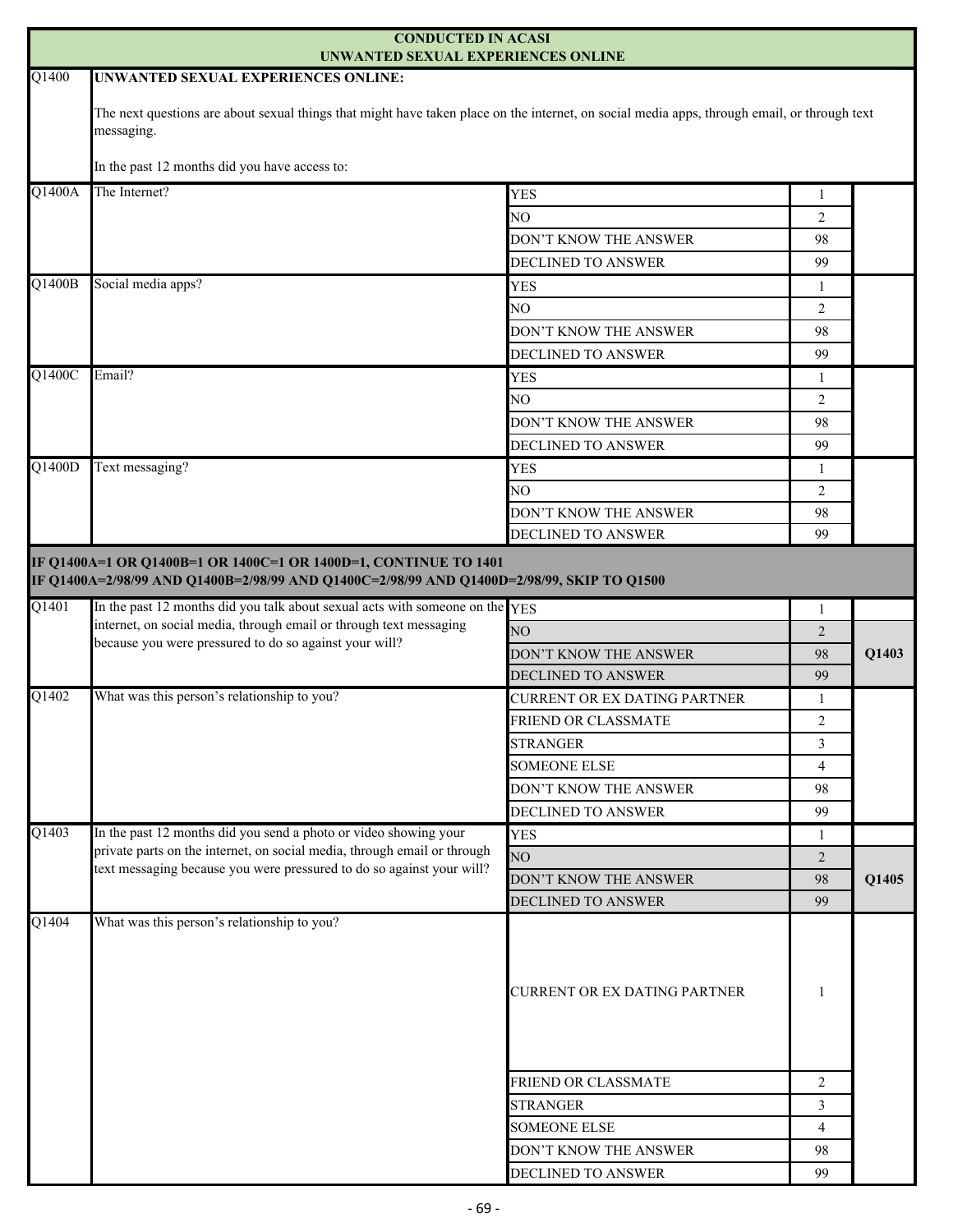**CONDUCTED IN ACASI**
**UNWANTED SEXUAL EXPERIENCES ONLINE**

| | | | | |
|---|---|---|---|---|
| Q1400 | **UNWANTED SEXUAL EXPERIENCES ONLINE:**<br><br>The next questions are about sexual things that might have taken place on the internet, on social media apps, through email, or through text messaging.<br><br>In the past 12 months did you have access to: | | | |
| Q1400A | The Internet? | YES | 1 | |
| | | NO | 2 | |
| | | DON'T KNOW THE ANSWER | 98 | |
| | | DECLINED TO ANSWER | 99 | |
| Q1400B | Social media apps? | YES | 1 | |
| | | NO | 2 | |
| | | DON'T KNOW THE ANSWER | 98 | |
| | | DECLINED TO ANSWER | 99 | |
| Q1400C | Email? | YES | 1 | |
| | | NO | 2 | |
| | | DON'T KNOW THE ANSWER | 98 | |
| | | DECLINED TO ANSWER | 99 | |
| Q1400D | Text messaging? | YES | 1 | |
| | | NO | 2 | |
| | | DON'T KNOW THE ANSWER | 98 | |
| | | DECLINED TO ANSWER | 99 | |
| **IF Q1400A=1 OR Q1400B=1 OR 1400C=1 OR 1400D=1, CONTINUE TO 1401**<br>**IF Q1400A=2/98/99 AND Q1400B=2/98/99 AND Q1400C=2/98/99 AND Q1400D=2/98/99, SKIP TO Q1500** | | | | |
| Q1401 | In the past 12 months did you talk about sexual acts with someone on the internet, on social media, through email or through text messaging because you were pressured to do so against your will? | YES | 1 | |
| | | NO | 2 | **Q1403** |
| | | DON'T KNOW THE ANSWER | 98 | |
| | | DECLINED TO ANSWER | 99 | |
| Q1402 | What was this person's relationship to you? | CURRENT OR EX DATING PARTNER | 1 | |
| | | FRIEND OR CLASSMATE | 2 | |
| | | STRANGER | 3 | |
| | | SOMEONE ELSE | 4 | |
| | | DON'T KNOW THE ANSWER | 98 | |
| | | DECLINED TO ANSWER | 99 | |
| Q1403 | In the past 12 months did you send a photo or video showing your private parts on the internet, on social media, through email or through text messaging because you were pressured to do so against your will? | YES | 1 | |
| | | NO | 2 | **Q1405** |
| | | DON'T KNOW THE ANSWER | 98 | |
| | | DECLINED TO ANSWER | 99 | |
| Q1404 | What was this person's relationship to you? | CURRENT OR EX DATING PARTNER | 1 | |
| | | FRIEND OR CLASSMATE | 2 | |
| | | STRANGER | 3 | |
| | | SOMEONE ELSE | 4 | |
| | | DON'T KNOW THE ANSWER | 98 | |
| | | DECLINED TO ANSWER | 99 | |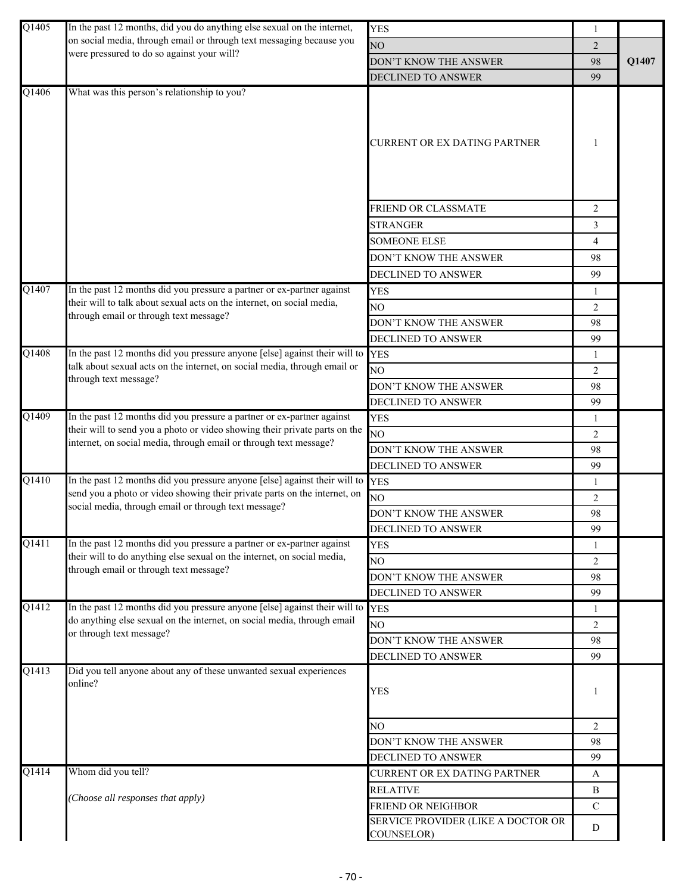| | | | | |
|---|---|---|---|---|
| Q1405 | In the past 12 months, did you do anything else sexual on the internet, on social media, through email or through text messaging because you were pressured to do so against your will? | YES | 1 | |
| | | NO | 2 | Q1407 |
| | | DON'T KNOW THE ANSWER | 98 | |
| | | DECLINED TO ANSWER | 99 | |
| Q1406 | What was this person's relationship to you? | CURRENT OR EX DATING PARTNER | 1 | |
| | | FRIEND OR CLASSMATE | 2 | |
| | | STRANGER | 3 | |
| | | SOMEONE ELSE | 4 | |
| | | DON'T KNOW THE ANSWER | 98 | |
| | | DECLINED TO ANSWER | 99 | |
| Q1407 | In the past 12 months did you pressure a partner or ex-partner against their will to talk about sexual acts on the internet, on social media, through email or through text message? | YES | 1 | |
| | | NO | 2 | |
| | | DON'T KNOW THE ANSWER | 98 | |
| | | DECLINED TO ANSWER | 99 | |
| Q1408 | In the past 12 months did you pressure anyone [else] against their will to talk about sexual acts on the internet, on social media, through email or through text message? | YES | 1 | |
| | | NO | 2 | |
| | | DON'T KNOW THE ANSWER | 98 | |
| | | DECLINED TO ANSWER | 99 | |
| Q1409 | In the past 12 months did you pressure a partner or ex-partner against their will to send you a photo or video showing their private parts on the internet, on social media, through email or through text message? | YES | 1 | |
| | | NO | 2 | |
| | | DON'T KNOW THE ANSWER | 98 | |
| | | DECLINED TO ANSWER | 99 | |
| Q1410 | In the past 12 months did you pressure anyone [else] against their will to send you a photo or video showing their private parts on the internet, on social media, through email or through text message? | YES | 1 | |
| | | NO | 2 | |
| | | DON'T KNOW THE ANSWER | 98 | |
| | | DECLINED TO ANSWER | 99 | |
| Q1411 | In the past 12 months did you pressure a partner or ex-partner against their will to do anything else sexual on the internet, on social media, through email or through text message? | YES | 1 | |
| | | NO | 2 | |
| | | DON'T KNOW THE ANSWER | 98 | |
| | | DECLINED TO ANSWER | 99 | |
| Q1412 | In the past 12 months did you pressure anyone [else] against their will to do anything else sexual on the internet, on social media, through email or through text message? | YES | 1 | |
| | | NO | 2 | |
| | | DON'T KNOW THE ANSWER | 98 | |
| | | DECLINED TO ANSWER | 99 | |
| Q1413 | Did you tell anyone about any of these unwanted sexual experiences online? | YES | 1 | |
| | | NO | 2 | |
| | | DON'T KNOW THE ANSWER | 98 | |
| | | DECLINED TO ANSWER | 99 | |
| Q1414 | Whom did you tell? *(Choose all responses that apply)* | CURRENT OR EX DATING PARTNER | A | |
| | | RELATIVE | B | |
| | | FRIEND OR NEIGHBOR | C | |
| | | SERVICE PROVIDER (LIKE A DOCTOR OR COUNSELOR) | D | |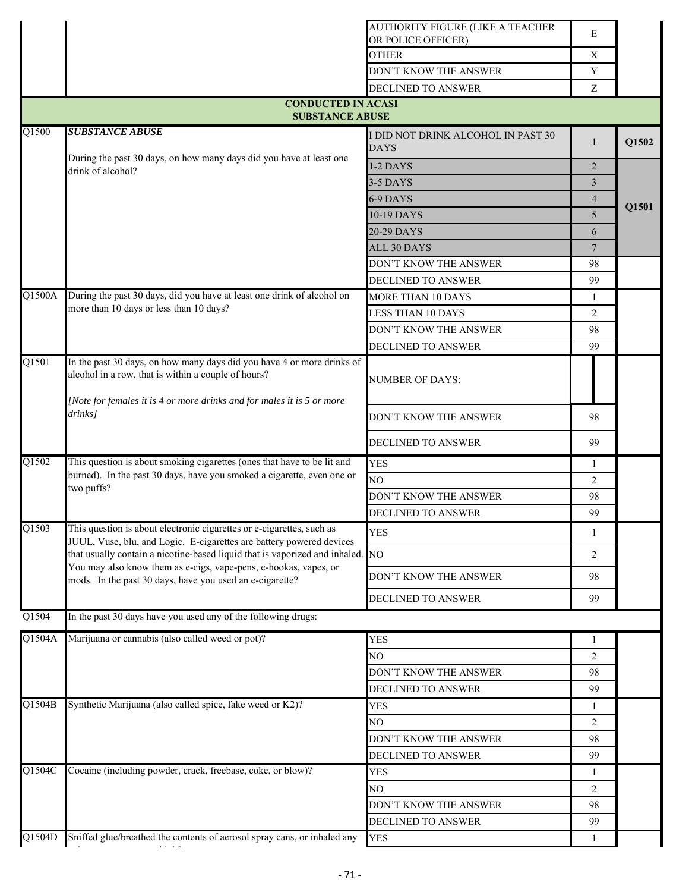| | | | | |
|---|---|---|---|---|
| | | AUTHORITY FIGURE (LIKE A TEACHER OR POLICE OFFICER) | E | |
| | | OTHER | X | |
| | | DON'T KNOW THE ANSWER | Y | |
| | | DECLINED TO ANSWER | Z | |
| | **CONDUCTED IN ACASI SUBSTANCE ABUSE** | | | |
| Q1500 | ***SUBSTANCE ABUSE*** During the past 30 days, on how many days did you have at least one drink of alcohol? | I DID NOT DRINK ALCOHOL IN PAST 30 DAYS | 1 | **Q1502** |
| | | 1-2 DAYS | 2 | **Q1501** |
| | | 3-5 DAYS | 3 | |
| | | 6-9 DAYS | 4 | |
| | | 10-19 DAYS | 5 | |
| | | 20-29 DAYS | 6 | |
| | | ALL 30 DAYS | 7 | |
| | | DON'T KNOW THE ANSWER | 98 | |
| | | DECLINED TO ANSWER | 99 | |
| Q1500A | During the past 30 days, did you have at least one drink of alcohol on more than 10 days or less than 10 days? | MORE THAN 10 DAYS | 1 | |
| | | LESS THAN 10 DAYS | 2 | |
| | | DON'T KNOW THE ANSWER | 98 | |
| | | DECLINED TO ANSWER | 99 | |
| Q1501 | In the past 30 days, on how many days did you have 4 or more drinks of alcohol in a row, that is within a couple of hours? *[Note for females it is 4 or more drinks and for males it is 5 or more drinks]* | NUMBER OF DAYS: | | |
| | | DON'T KNOW THE ANSWER | 98 | |
| | | DECLINED TO ANSWER | 99 | |
| Q1502 | This question is about smoking cigarettes (ones that have to be lit and burned). In the past 30 days, have you smoked a cigarette, even one or two puffs? | YES | 1 | |
| | | NO | 2 | |
| | | DON'T KNOW THE ANSWER | 98 | |
| | | DECLINED TO ANSWER | 99 | |
| Q1503 | This question is about electronic cigarettes or e-cigarettes, such as JUUL, Vuse, blu, and Logic. E-cigarettes are battery powered devices that usually contain a nicotine-based liquid that is vaporized and inhaled. You may also know them as e-cigs, vape-pens, e-hookas, vapes, or mods. In the past 30 days, have you used an e-cigarette? | YES | 1 | |
| | | NO | 2 | |
| | | DON'T KNOW THE ANSWER | 98 | |
| | | DECLINED TO ANSWER | 99 | |
| Q1504 | In the past 30 days have you used any of the following drugs: | | | |
| Q1504A | Marijuana or cannabis (also called weed or pot)? | YES | 1 | |
| | | NO | 2 | |
| | | DON'T KNOW THE ANSWER | 98 | |
| | | DECLINED TO ANSWER | 99 | |
| Q1504B | Synthetic Marijuana (also called spice, fake weed or K2)? | YES | 1 | |
| | | NO | 2 | |
| | | DON'T KNOW THE ANSWER | 98 | |
| | | DECLINED TO ANSWER | 99 | |
| Q1504C | Cocaine (including powder, crack, freebase, coke, or blow)? | YES | 1 | |
| | | NO | 2 | |
| | | DON'T KNOW THE ANSWER | 98 | |
| | | DECLINED TO ANSWER | 99 | |
| Q1504D | Sniffed glue/breathed the contents of aerosol spray cans, or inhaled any | YES | 1 | |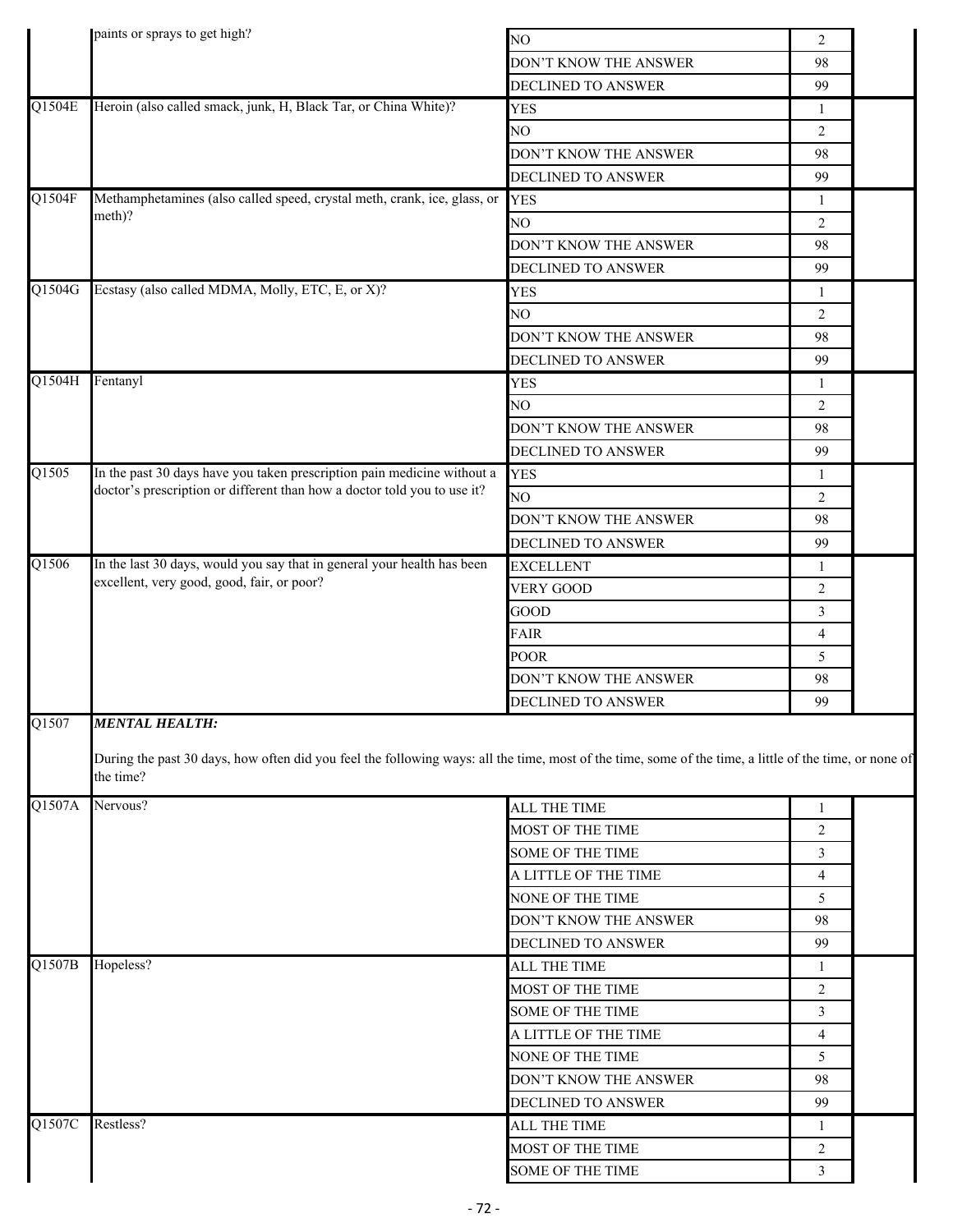| | | | | |
|---|---|---|---|---|
| | paints or sprays to get high? | NO | 2 | |
| | | DON'T KNOW THE ANSWER | 98 | |
| | | DECLINED TO ANSWER | 99 | |
| Q1504E | Heroin (also called smack, junk, H, Black Tar, or China White)? | YES | 1 | |
| | | NO | 2 | |
| | | DON'T KNOW THE ANSWER | 98 | |
| | | DECLINED TO ANSWER | 99 | |
| Q1504F | Methamphetamines (also called speed, crystal meth, crank, ice, glass, or meth)? | YES | 1 | |
| | | NO | 2 | |
| | | DON'T KNOW THE ANSWER | 98 | |
| | | DECLINED TO ANSWER | 99 | |
| Q1504G | Ecstasy (also called MDMA, Molly, ETC, E, or X)? | YES | 1 | |
| | | NO | 2 | |
| | | DON'T KNOW THE ANSWER | 98 | |
| | | DECLINED TO ANSWER | 99 | |
| Q1504H | Fentanyl | YES | 1 | |
| | | NO | 2 | |
| | | DON'T KNOW THE ANSWER | 98 | |
| | | DECLINED TO ANSWER | 99 | |
| Q1505 | In the past 30 days have you taken prescription pain medicine without a doctor's prescription or different than how a doctor told you to use it? | YES | 1 | |
| | | NO | 2 | |
| | | DON'T KNOW THE ANSWER | 98 | |
| | | DECLINED TO ANSWER | 99 | |
| Q1506 | In the last 30 days, would you say that in general your health has been excellent, very good, good, fair, or poor? | EXCELLENT | 1 | |
| | | VERY GOOD | 2 | |
| | | GOOD | 3 | |
| | | FAIR | 4 | |
| | | POOR | 5 | |
| | | DON'T KNOW THE ANSWER | 98 | |
| | | DECLINED TO ANSWER | 99 | |
| Q1507 | ***MENTAL HEALTH:*** During the past 30 days, how often did you feel the following ways: all the time, most of the time, some of the time, a little of the time, or none of the time? | | | |
| Q1507A | Nervous? | ALL THE TIME | 1 | |
| | | MOST OF THE TIME | 2 | |
| | | SOME OF THE TIME | 3 | |
| | | A LITTLE OF THE TIME | 4 | |
| | | NONE OF THE TIME | 5 | |
| | | DON'T KNOW THE ANSWER | 98 | |
| | | DECLINED TO ANSWER | 99 | |
| Q1507B | Hopeless? | ALL THE TIME | 1 | |
| | | MOST OF THE TIME | 2 | |
| | | SOME OF THE TIME | 3 | |
| | | A LITTLE OF THE TIME | 4 | |
| | | NONE OF THE TIME | 5 | |
| | | DON'T KNOW THE ANSWER | 98 | |
| | | DECLINED TO ANSWER | 99 | |
| Q1507C | Restless? | ALL THE TIME | 1 | |
| | | MOST OF THE TIME | 2 | |
| | | SOME OF THE TIME | 3 | |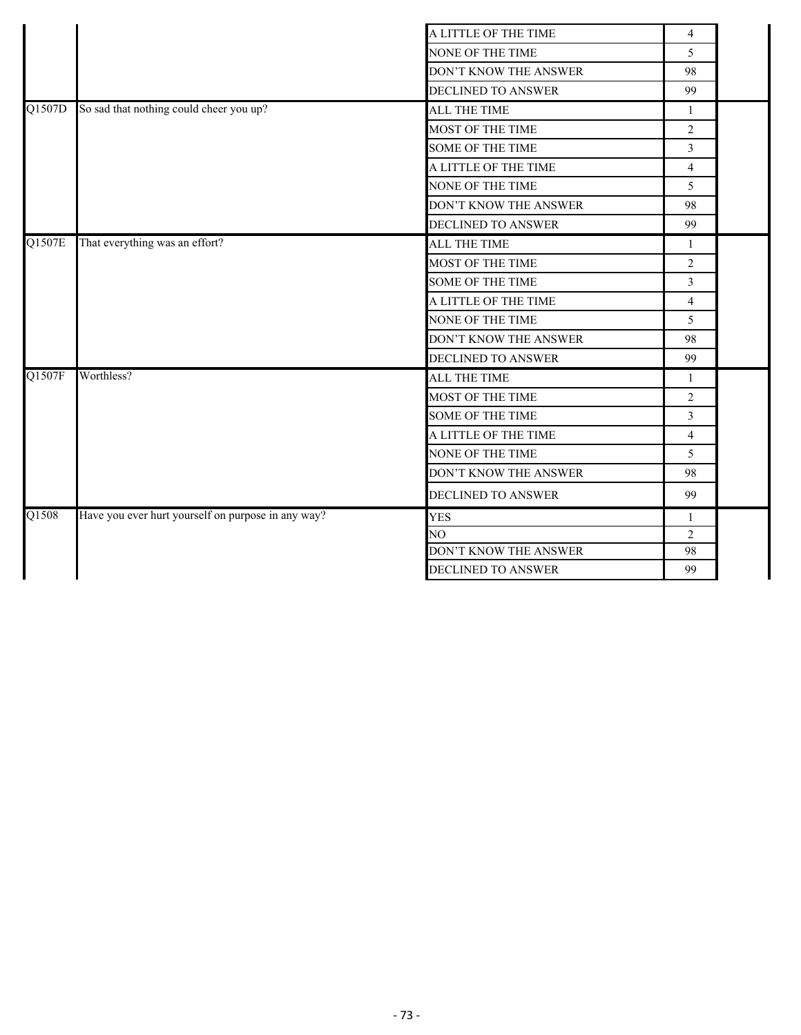| | | | | |
|---|---|---|---|---|
| | | A LITTLE OF THE TIME | 4 | |
| | | NONE OF THE TIME | 5 | |
| | | DON'T KNOW THE ANSWER | 98 | |
| | | DECLINED TO ANSWER | 99 | |
| Q1507D | So sad that nothing could cheer you up? | ALL THE TIME | 1 | |
| | | MOST OF THE TIME | 2 | |
| | | SOME OF THE TIME | 3 | |
| | | A LITTLE OF THE TIME | 4 | |
| | | NONE OF THE TIME | 5 | |
| | | DON'T KNOW THE ANSWER | 98 | |
| | | DECLINED TO ANSWER | 99 | |
| Q1507E | That everything was an effort? | ALL THE TIME | 1 | |
| | | MOST OF THE TIME | 2 | |
| | | SOME OF THE TIME | 3 | |
| | | A LITTLE OF THE TIME | 4 | |
| | | NONE OF THE TIME | 5 | |
| | | DON'T KNOW THE ANSWER | 98 | |
| | | DECLINED TO ANSWER | 99 | |
| Q1507F | Worthless? | ALL THE TIME | 1 | |
| | | MOST OF THE TIME | 2 | |
| | | SOME OF THE TIME | 3 | |
| | | A LITTLE OF THE TIME | 4 | |
| | | NONE OF THE TIME | 5 | |
| | | DON'T KNOW THE ANSWER | 98 | |
| | | DECLINED TO ANSWER | 99 | |
| Q1508 | Have you ever hurt yourself on purpose in any way? | YES | 1 | |
| | | NO | 2 | |
| | | DON'T KNOW THE ANSWER | 98 | |
| | | DECLINED TO ANSWER | 99 | |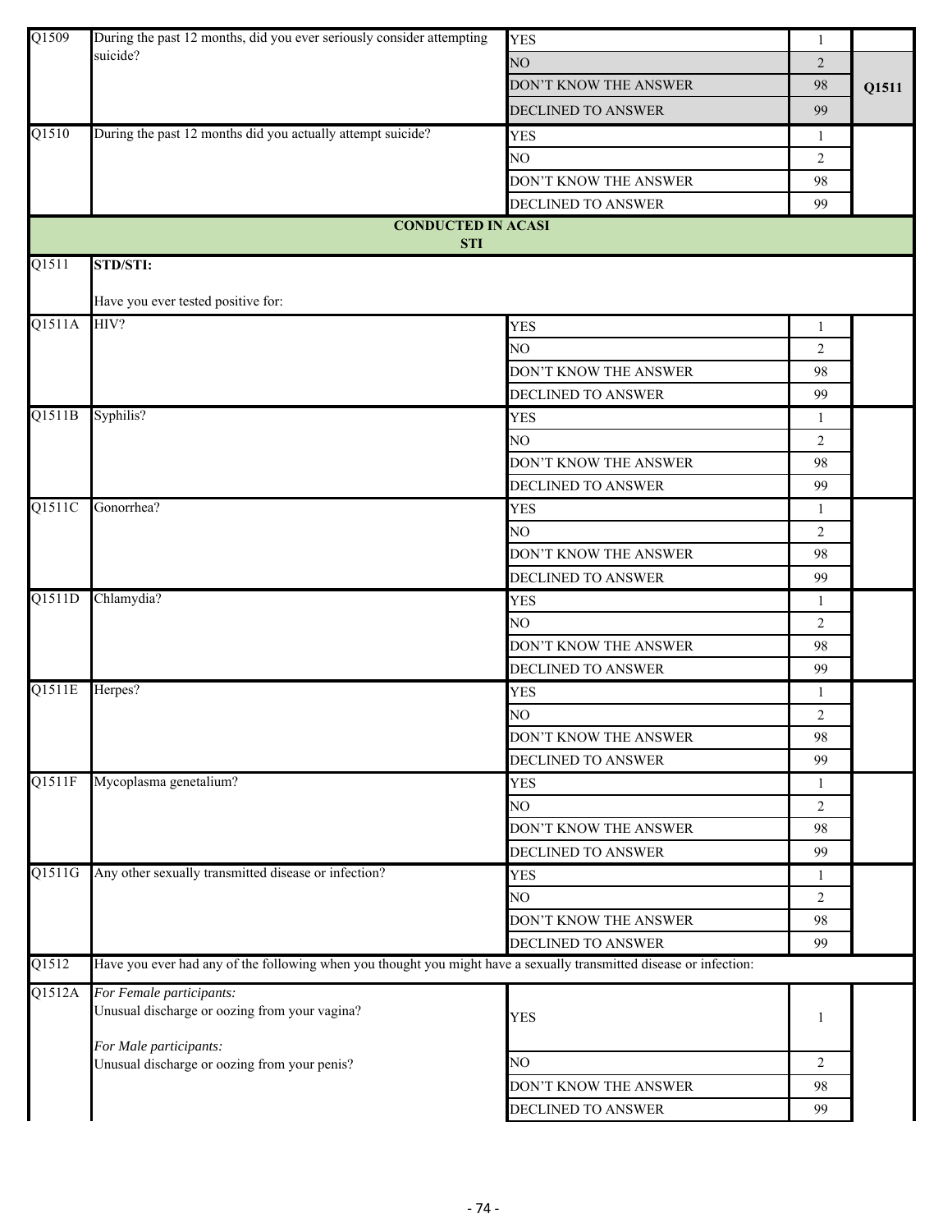| | | | | |
|---|---|---|---|---|
| Q1509 | During the past 12 months, did you ever seriously consider attempting suicide? | YES | 1 | |
| | | NO | 2 | Q1511 |
| | | DON'T KNOW THE ANSWER | 98 | |
| | | DECLINED TO ANSWER | 99 | |
| Q1510 | During the past 12 months did you actually attempt suicide? | YES | 1 | |
| | | NO | 2 | |
| | | DON'T KNOW THE ANSWER | 98 | |
| | | DECLINED TO ANSWER | 99 | |
| | **CONDUCTED IN ACASI**<br>**STI** | | | |
| Q1511 | **STD/STI:**<br><br>Have you ever tested positive for: | | | |
| Q1511A | HIV? | YES | 1 | |
| | | NO | 2 | |
| | | DON'T KNOW THE ANSWER | 98 | |
| | | DECLINED TO ANSWER | 99 | |
| Q1511B | Syphilis? | YES | 1 | |
| | | NO | 2 | |
| | | DON'T KNOW THE ANSWER | 98 | |
| | | DECLINED TO ANSWER | 99 | |
| Q1511C | Gonorrhea? | YES | 1 | |
| | | NO | 2 | |
| | | DON'T KNOW THE ANSWER | 98 | |
| | | DECLINED TO ANSWER | 99 | |
| Q1511D | Chlamydia? | YES | 1 | |
| | | NO | 2 | |
| | | DON'T KNOW THE ANSWER | 98 | |
| | | DECLINED TO ANSWER | 99 | |
| Q1511E | Herpes? | YES | 1 | |
| | | NO | 2 | |
| | | DON'T KNOW THE ANSWER | 98 | |
| | | DECLINED TO ANSWER | 99 | |
| Q1511F | Mycoplasma genetalium? | YES | 1 | |
| | | NO | 2 | |
| | | DON'T KNOW THE ANSWER | 98 | |
| | | DECLINED TO ANSWER | 99 | |
| Q1511G | Any other sexually transmitted disease or infection? | YES | 1 | |
| | | NO | 2 | |
| | | DON'T KNOW THE ANSWER | 98 | |
| | | DECLINED TO ANSWER | 99 | |
| Q1512 | Have you ever had any of the following when you thought you might have a sexually transmitted disease or infection: | | | |
| Q1512A | *For Female participants:*<br>Unusual discharge or oozing from your vagina?<br><br>*For Male participants:*<br>Unusual discharge or oozing from your penis? | YES | 1 | |
| | | NO | 2 | |
| | | DON'T KNOW THE ANSWER | 98 | |
| | | DECLINED TO ANSWER | 99 | |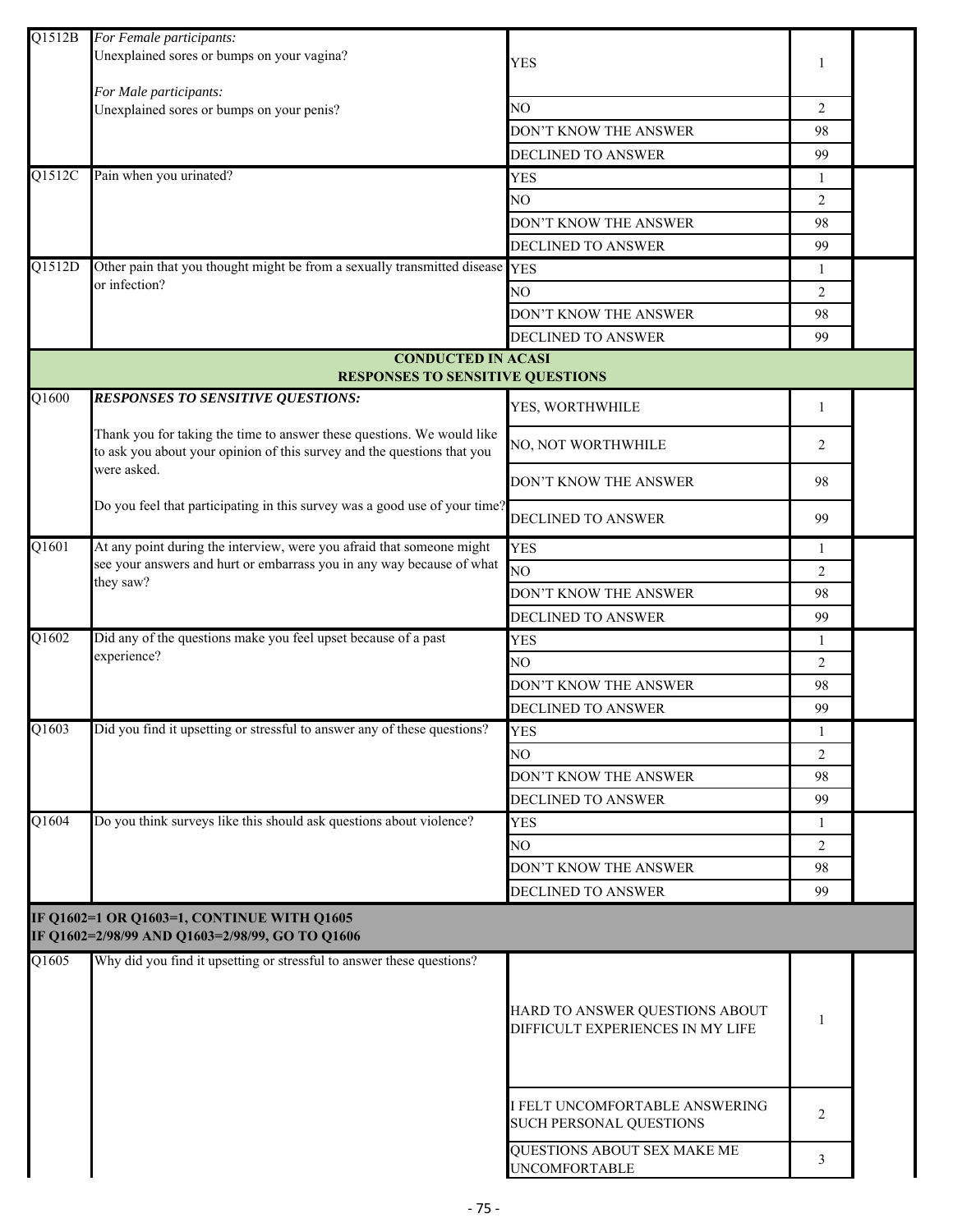| | | | | |
|---|---|---|---|---|
| Q1512B | *For Female participants:*<br>Unexplained sores or bumps on your vagina?<br><br>*For Male participants:*<br>Unexplained sores or bumps on your penis? | YES | 1 | |
| | | NO | 2 | |
| | | DON'T KNOW THE ANSWER | 98 | |
| | | DECLINED TO ANSWER | 99 | |
| Q1512C | Pain when you urinated? | YES | 1 | |
| | | NO | 2 | |
| | | DON'T KNOW THE ANSWER | 98 | |
| | | DECLINED TO ANSWER | 99 | |
| Q1512D | Other pain that you thought might be from a sexually transmitted disease or infection? | YES | 1 | |
| | | NO | 2 | |
| | | DON'T KNOW THE ANSWER | 98 | |
| | | DECLINED TO ANSWER | 99 | |
| | **CONDUCTED IN ACASI<br>RESPONSES TO SENSITIVE QUESTIONS** | | | |
| Q1600 | ***RESPONSES TO SENSITIVE QUESTIONS:***<br><br>Thank you for taking the time to answer these questions. We would like to ask you about your opinion of this survey and the questions that you were asked.<br><br>Do you feel that participating in this survey was a good use of your time? | YES, WORTHWHILE | 1 | |
| | | NO, NOT WORTHWHILE | 2 | |
| | | DON'T KNOW THE ANSWER | 98 | |
| | | DECLINED TO ANSWER | 99 | |
| Q1601 | At any point during the interview, were you afraid that someone might see your answers and hurt or embarrass you in any way because of what they saw? | YES | 1 | |
| | | NO | 2 | |
| | | DON'T KNOW THE ANSWER | 98 | |
| | | DECLINED TO ANSWER | 99 | |
| Q1602 | Did any of the questions make you feel upset because of a past experience? | YES | 1 | |
| | | NO | 2 | |
| | | DON'T KNOW THE ANSWER | 98 | |
| | | DECLINED TO ANSWER | 99 | |
| Q1603 | Did you find it upsetting or stressful to answer any of these questions? | YES | 1 | |
| | | NO | 2 | |
| | | DON'T KNOW THE ANSWER | 98 | |
| | | DECLINED TO ANSWER | 99 | |
| Q1604 | Do you think surveys like this should ask questions about violence? | YES | 1 | |
| | | NO | 2 | |
| | | DON'T KNOW THE ANSWER | 98 | |
| | | DECLINED TO ANSWER | 99 | |
| **IF Q1602=1 OR Q1603=1, CONTINUE WITH Q1605<br>IF Q1602=2/98/99 AND Q1603=2/98/99, GO TO Q1606** | | | | |
| Q1605 | Why did you find it upsetting or stressful to answer these questions? | HARD TO ANSWER QUESTIONS ABOUT DIFFICULT EXPERIENCES IN MY LIFE | 1 | |
| | | I FELT UNCOMFORTABLE ANSWERING SUCH PERSONAL QUESTIONS | 2 | |
| | | QUESTIONS ABOUT SEX MAKE ME UNCOMFORTABLE | 3 | |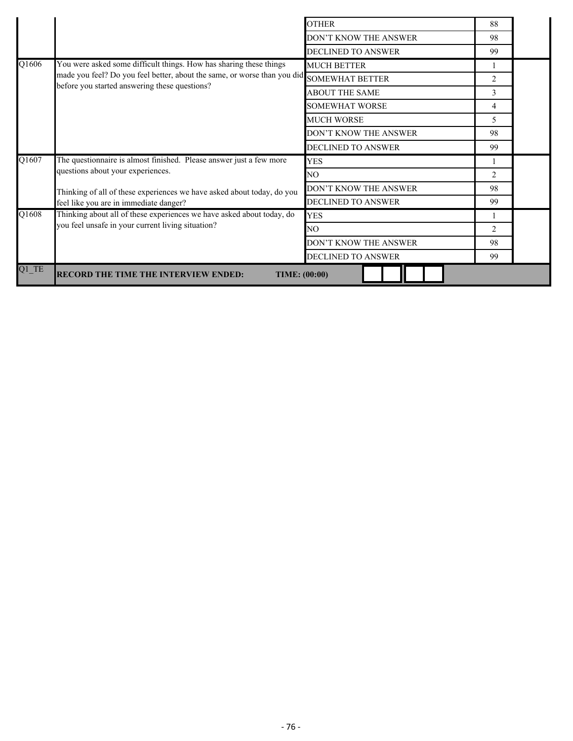| | | | | |
|---|---|---|---|---|
| | | OTHER | 88 | |
| | | DON'T KNOW THE ANSWER | 98 | |
| | | DECLINED TO ANSWER | 99 | |
| Q1606 | You were asked some difficult things. How has sharing these things made you feel? Do you feel better, about the same, or worse than you did before you started answering these questions? | MUCH BETTER | 1 | |
| | | SOMEWHAT BETTER | 2 | |
| | | ABOUT THE SAME | 3 | |
| | | SOMEWHAT WORSE | 4 | |
| | | MUCH WORSE | 5 | |
| | | DON'T KNOW THE ANSWER | 98 | |
| | | DECLINED TO ANSWER | 99 | |
| Q1607 | The questionnaire is almost finished. Please answer just a few more questions about your experiences.<br><br>Thinking of all of these experiences we have asked about today, do you feel like you are in immediate danger? | YES | 1 | |
| | | NO | 2 | |
| | | DON'T KNOW THE ANSWER | 98 | |
| | | DECLINED TO ANSWER | 99 | |
| Q1608 | Thinking about all of these experiences we have asked about today, do you feel unsafe in your current living situation? | YES | 1 | |
| | | NO | 2 | |
| | | DON'T KNOW THE ANSWER | 98 | |
| | | DECLINED TO ANSWER | 99 | |
| Q1_TE | **RECORD THE TIME THE INTERVIEW ENDED: TIME: (00:00)** | | | |